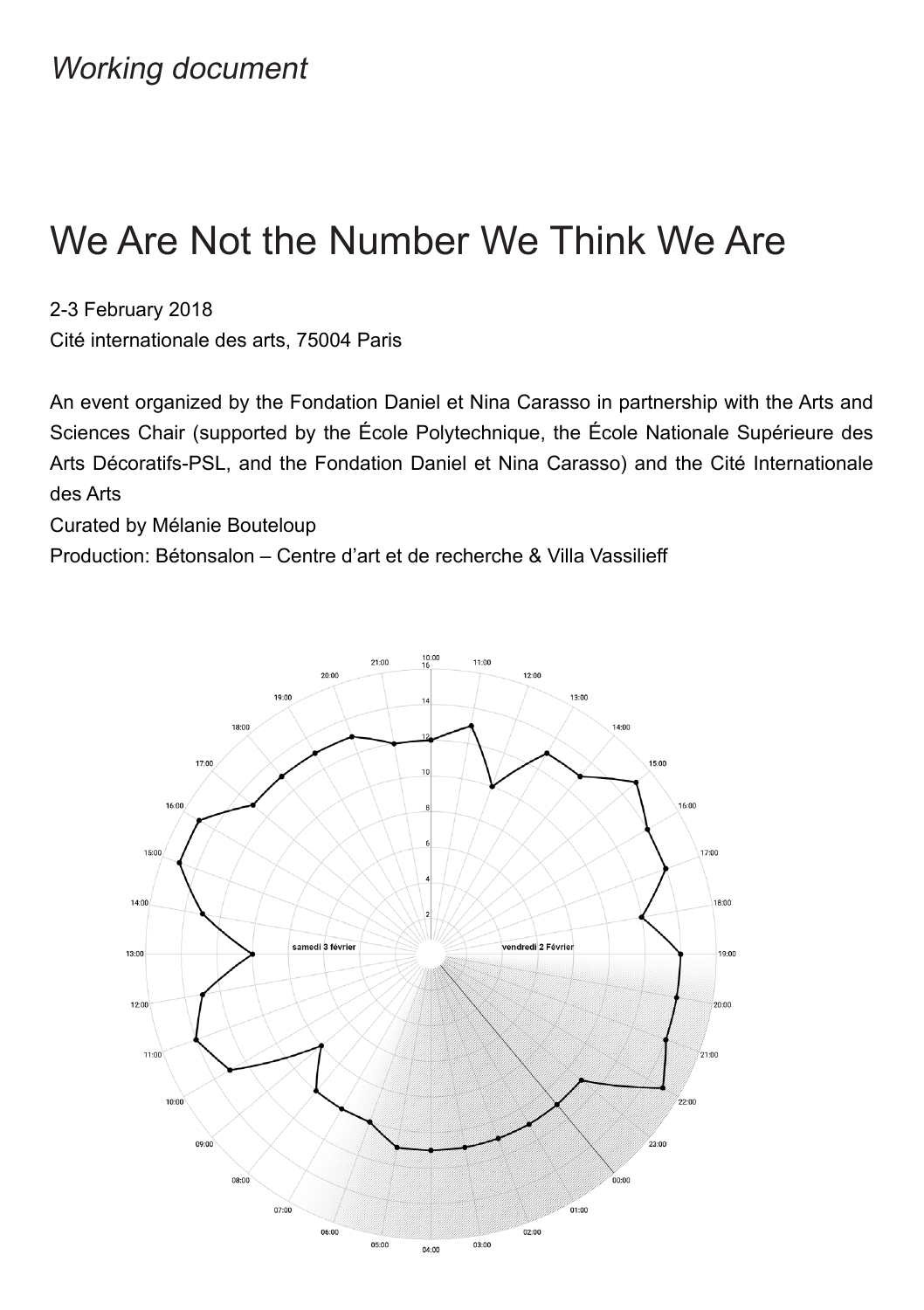*Working document*

# We Are Not the Number We Think We Are

2-3 February 2018
Cité internationale des arts, 75004 Paris

An event organized by the Fondation Daniel et Nina Carasso in partnership with the Arts and Sciences Chair (supported by the École Polytechnique, the École Nationale Supérieure des Arts Décoratifs-PSL, and the Fondation Daniel et Nina Carasso) and the Cité Internationale des Arts
Curated by Mélanie Bouteloup
Production: Bétonsalon – Centre d'art et de recherche & Villa Vassilieff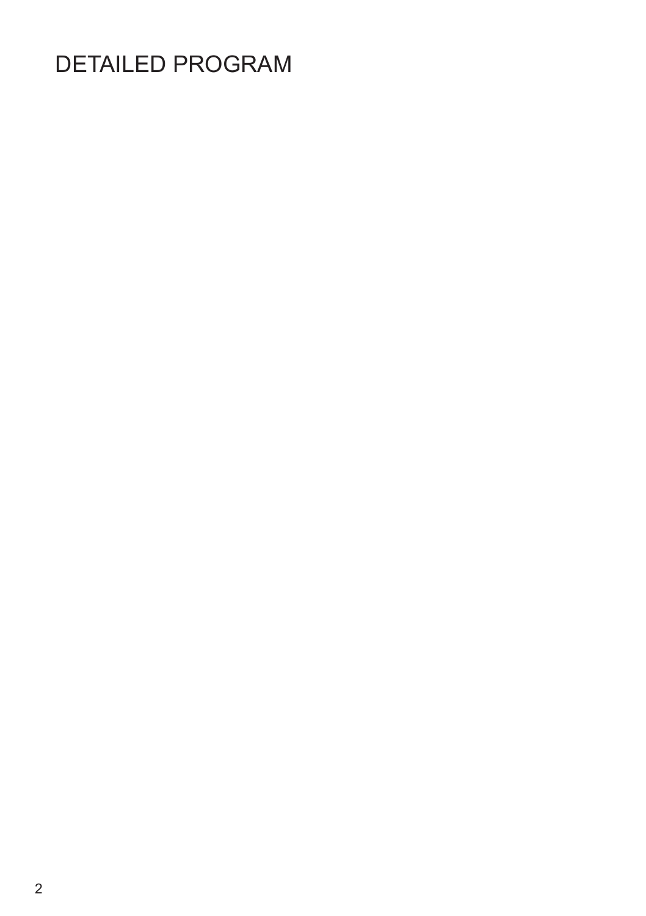# DETAILED PROGRAM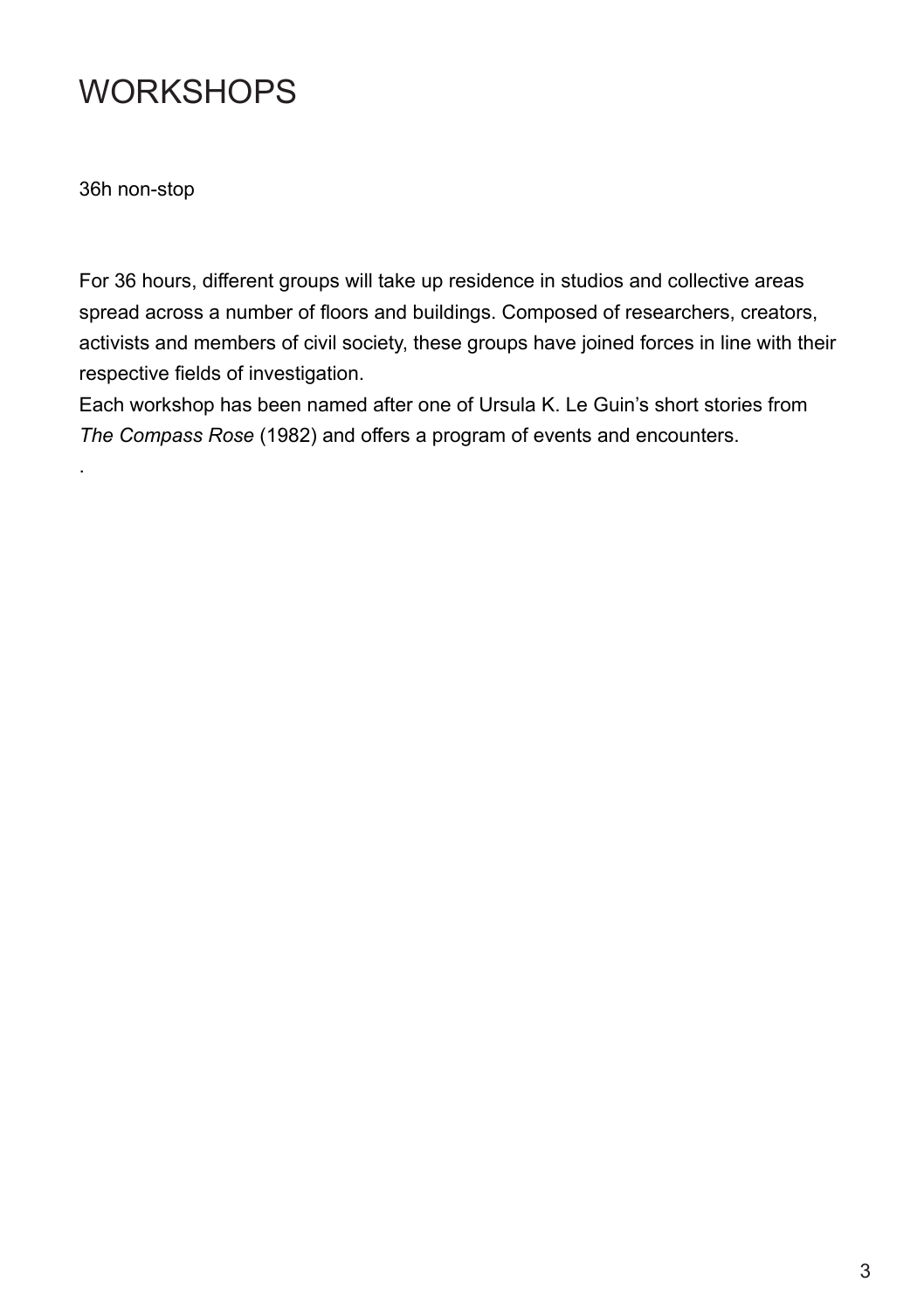# WORKSHOPS

36h non-stop

For 36 hours, different groups will take up residence in studios and collective areas spread across a number of floors and buildings. Composed of researchers, creators, activists and members of civil society, these groups have joined forces in line with their respective fields of investigation.

Each workshop has been named after one of Ursula K. Le Guin's short stories from *The Compass Rose* (1982) and offers a program of events and encounters.

.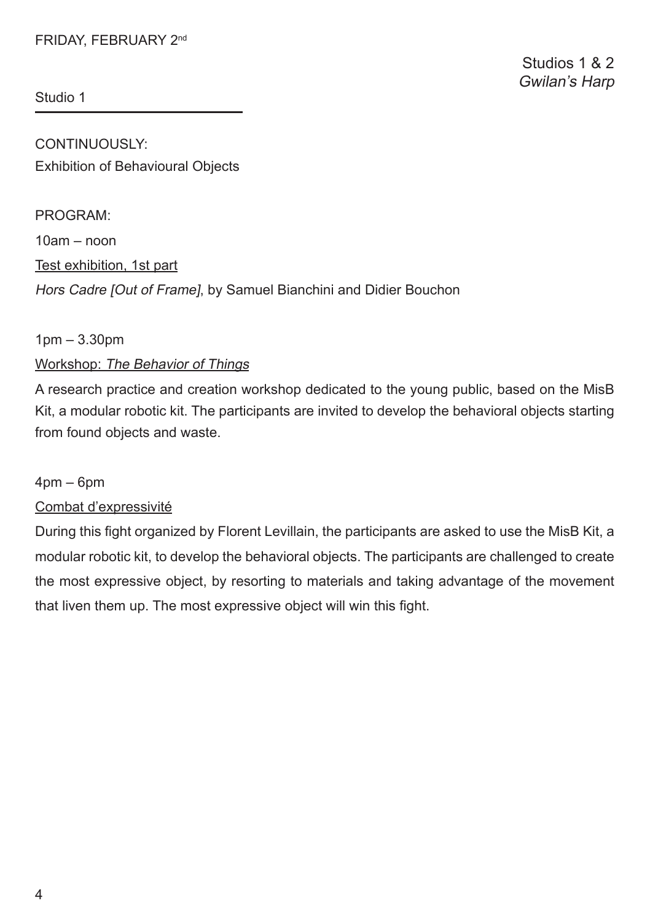FRIDAY, FEBRUARY 2nd

Studios 1 & 2
*Gwilan's Harp*

Studio 1

CONTINUOUSLY:
Exhibition of Behavioural Objects

PROGRAM:

10am – noon

Test exhibition, 1st part

*Hors Cadre [Out of Frame]*, by Samuel Bianchini and Didier Bouchon

1pm – 3.30pm

Workshop: *The Behavior of Things*

A research practice and creation workshop dedicated to the young public, based on the MisB Kit, a modular robotic kit. The participants are invited to develop the behavioral objects starting from found objects and waste.

4pm – 6pm

Combat d'expressivité

During this fight organized by Florent Levillain, the participants are asked to use the MisB Kit, a modular robotic kit, to develop the behavioral objects. The participants are challenged to create the most expressive object, by resorting to materials and taking advantage of the movement that liven them up. The most expressive object will win this fight.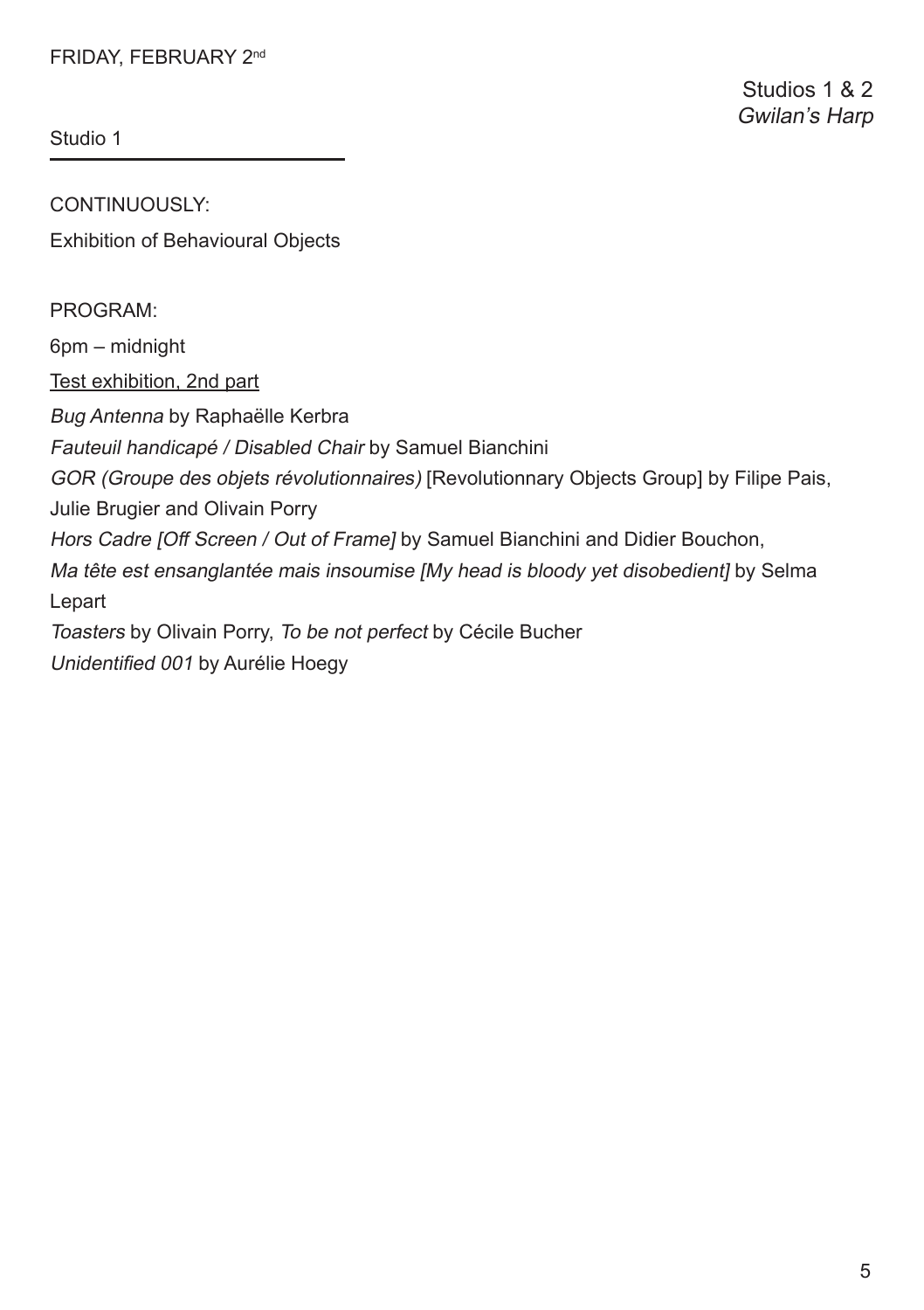FRIDAY, FEBRUARY 2nd

Studios 1 & 2
*Gwilan's Harp*

## Studio 1

CONTINUOUSLY:

Exhibition of Behavioural Objects

PROGRAM:

6pm – midnight

<u>Test exhibition, 2nd part</u>

*Bug Antenna* by Raphaëlle Kerbra

*Fauteuil handicapé / Disabled Chair* by Samuel Bianchini

*GOR (Groupe des objets révolutionnaires)* [Revolutionnary Objects Group] by Filipe Pais, Julie Brugier and Olivain Porry

*Hors Cadre [Off Screen / Out of Frame]* by Samuel Bianchini and Didier Bouchon,

*Ma tête est ensanglantée mais insoumise [My head is bloody yet disobedient]* by Selma Lepart

*Toasters* by Olivain Porry, *To be not perfect* by Cécile Bucher

*Unidentified 001* by Aurélie Hoegy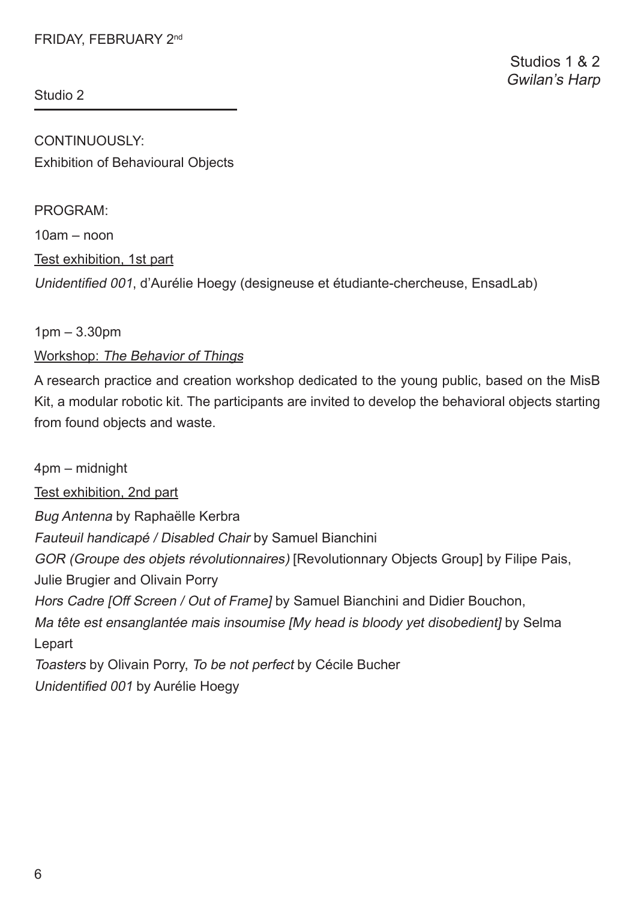FRIDAY, FEBRUARY 2nd

Studios 1 & 2
*Gwilan's Harp*

## Studio 2

CONTINUOUSLY:
Exhibition of Behavioural Objects

PROGRAM:

10am – noon

Test exhibition, 1st part

*Unidentified 001*, d'Aurélie Hoegy (designeuse et étudiante-chercheuse, EnsadLab)

1pm – 3.30pm

Workshop: *The Behavior of Things*

A research practice and creation workshop dedicated to the young public, based on the MisB Kit, a modular robotic kit. The participants are invited to develop the behavioral objects starting from found objects and waste.

4pm – midnight

Test exhibition, 2nd part

*Bug Antenna* by Raphaëlle Kerbra
*Fauteuil handicapé / Disabled Chair* by Samuel Bianchini
*GOR (Groupe des objets révolutionnaires)* [Revolutionnary Objects Group] by Filipe Pais, Julie Brugier and Olivain Porry
*Hors Cadre [Off Screen / Out of Frame]* by Samuel Bianchini and Didier Bouchon,
*Ma tête est ensanglantée mais insoumise [My head is bloody yet disobedient]* by Selma Lepart
*Toasters* by Olivain Porry, *To be not perfect* by Cécile Bucher
*Unidentified 001* by Aurélie Hoegy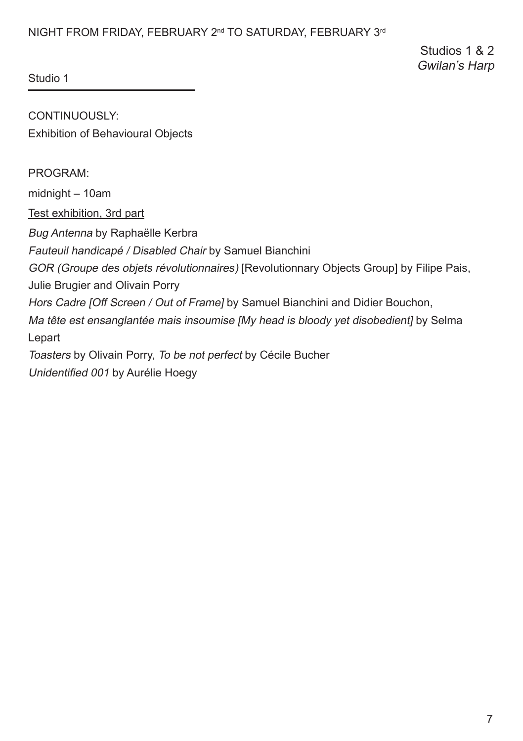NIGHT FROM FRIDAY, FEBRUARY 2nd TO SATURDAY, FEBRUARY 3rd

Studios 1 & 2
*Gwilan's Harp*

Studio 1

CONTINUOUSLY:
Exhibition of Behavioural Objects

PROGRAM:

midnight – 10am

Test exhibition, 3rd part

*Bug Antenna* by Raphaëlle Kerbra
*Fauteuil handicapé / Disabled Chair* by Samuel Bianchini
*GOR (Groupe des objets révolutionnaires)* [Revolutionnary Objects Group] by Filipe Pais, Julie Brugier and Olivain Porry
*Hors Cadre [Off Screen / Out of Frame]* by Samuel Bianchini and Didier Bouchon,
*Ma tête est ensanglantée mais insoumise [My head is bloody yet disobedient]* by Selma Lepart
*Toasters* by Olivain Porry, *To be not perfect* by Cécile Bucher
*Unidentified 001* by Aurélie Hoegy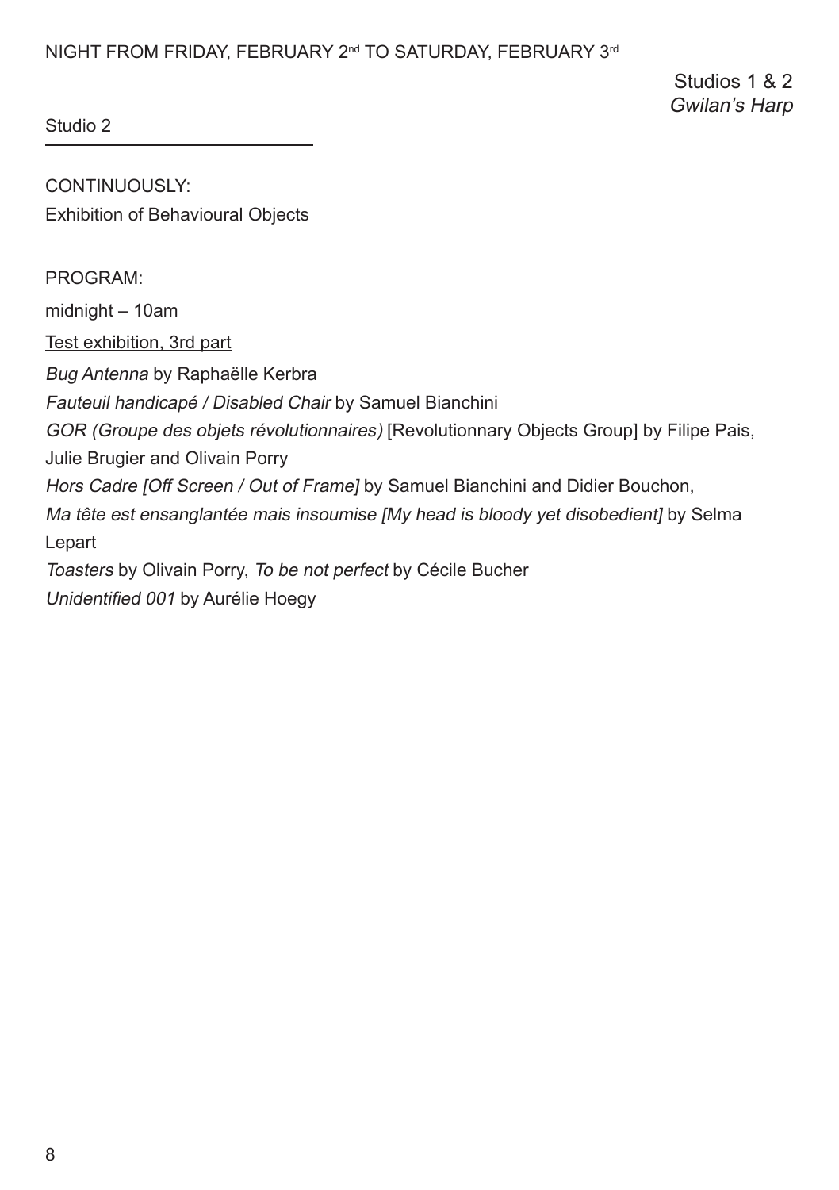NIGHT FROM FRIDAY, FEBRUARY 2nd TO SATURDAY, FEBRUARY 3rd

Studios 1 & 2
*Gwilan's Harp*

## Studio 2

CONTINUOUSLY:
Exhibition of Behavioural Objects

PROGRAM:

midnight – 10am

Test exhibition, 3rd part

*Bug Antenna* by Raphaëlle Kerbra
*Fauteuil handicapé / Disabled Chair* by Samuel Bianchini
*GOR (Groupe des objets révolutionnaires)* [Revolutionnary Objects Group] by Filipe Pais, Julie Brugier and Olivain Porry
*Hors Cadre [Off Screen / Out of Frame]* by Samuel Bianchini and Didier Bouchon,
*Ma tête est ensanglantée mais insoumise [My head is bloody yet disobedient]* by Selma Lepart
*Toasters* by Olivain Porry, *To be not perfect* by Cécile Bucher
*Unidentified 001* by Aurélie Hoegy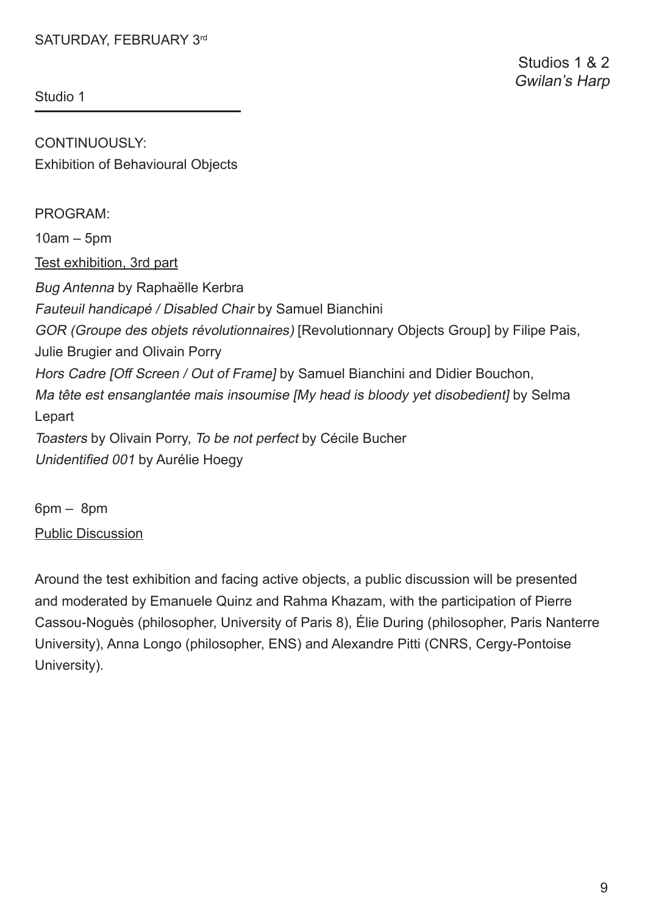SATURDAY, FEBRUARY 3rd

Studios 1 & 2
*Gwilan's Harp*

## Studio 1

CONTINUOUSLY:
Exhibition of Behavioural Objects

PROGRAM:

10am – 5pm

Test exhibition, 3rd part

*Bug Antenna* by Raphaëlle Kerbra
*Fauteuil handicapé / Disabled Chair* by Samuel Bianchini
*GOR (Groupe des objets révolutionnaires)* [Revolutionnary Objects Group] by Filipe Pais, Julie Brugier and Olivain Porry
*Hors Cadre [Off Screen / Out of Frame]* by Samuel Bianchini and Didier Bouchon,
*Ma tête est ensanglantée mais insoumise [My head is bloody yet disobedient]* by Selma Lepart
*Toasters* by Olivain Porry, *To be not perfect* by Cécile Bucher
*Unidentified 001* by Aurélie Hoegy

6pm – 8pm

Public Discussion

Around the test exhibition and facing active objects, a public discussion will be presented and moderated by Emanuele Quinz and Rahma Khazam, with the participation of Pierre Cassou-Noguès (philosopher, University of Paris 8), Élie During (philosopher, Paris Nanterre University), Anna Longo (philosopher, ENS) and Alexandre Pitti (CNRS, Cergy-Pontoise University).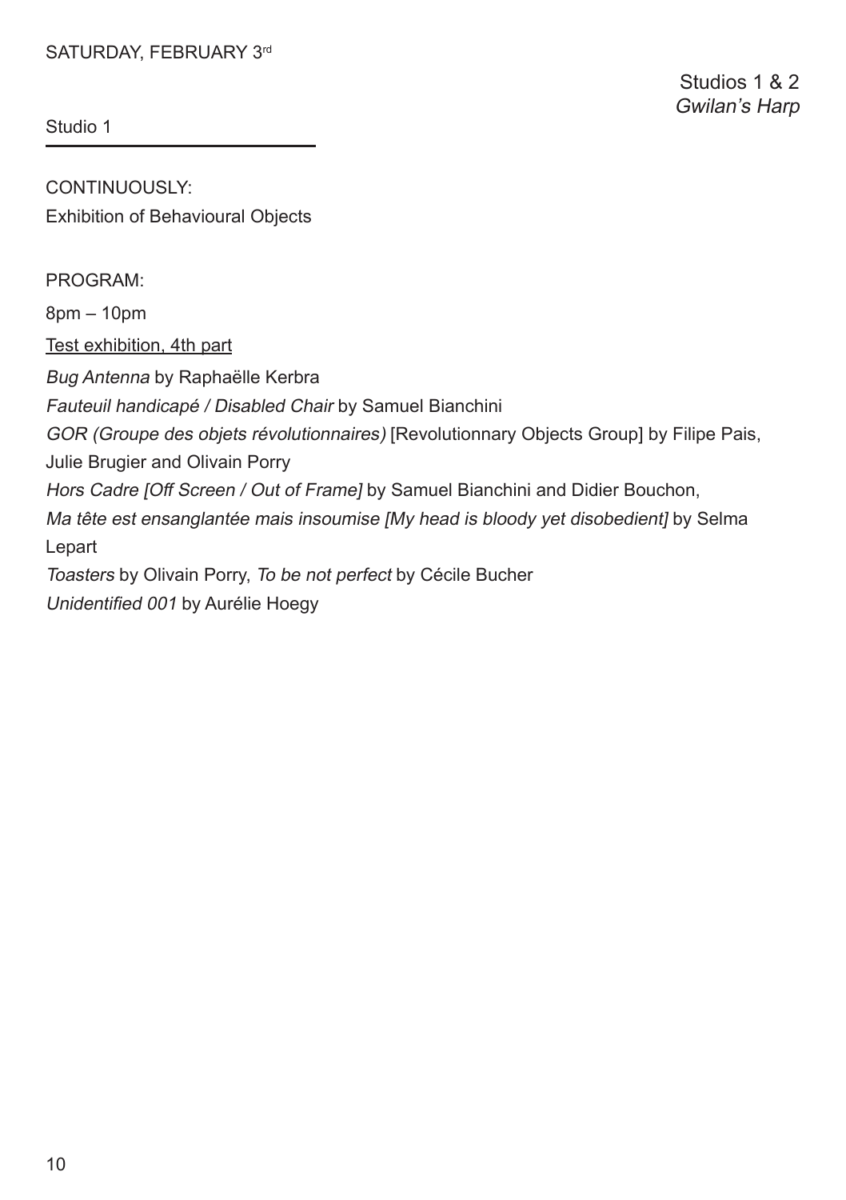SATURDAY, FEBRUARY 3rd

Studios 1 & 2
*Gwilan's Harp*

Studio 1

CONTINUOUSLY:
Exhibition of Behavioural Objects

PROGRAM:

8pm – 10pm

Test exhibition, 4th part

*Bug Antenna* by Raphaëlle Kerbra
*Fauteuil handicapé / Disabled Chair* by Samuel Bianchini
*GOR (Groupe des objets révolutionnaires)* [Revolutionnary Objects Group] by Filipe Pais, Julie Brugier and Olivain Porry
*Hors Cadre [Off Screen / Out of Frame]* by Samuel Bianchini and Didier Bouchon,
*Ma tête est ensanglantée mais insoumise [My head is bloody yet disobedient]* by Selma Lepart
*Toasters* by Olivain Porry, *To be not perfect* by Cécile Bucher
*Unidentified 001* by Aurélie Hoegy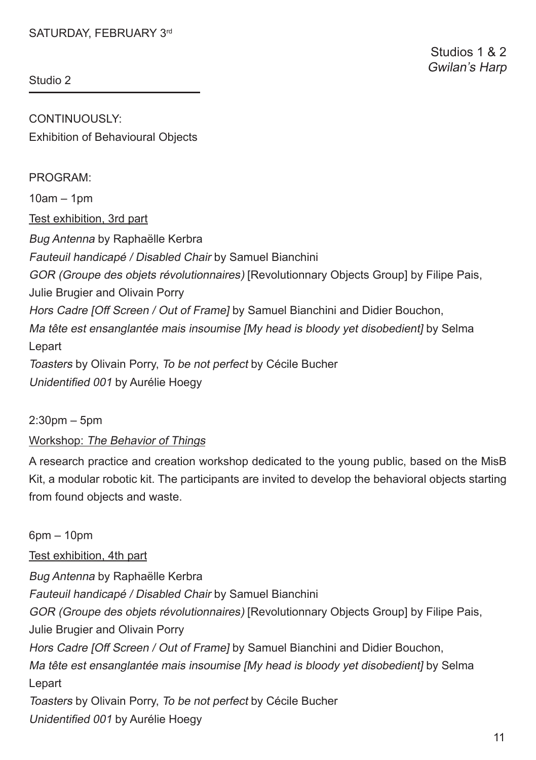SATURDAY, FEBRUARY 3rd

Studios 1 & 2
*Gwilan's Harp*

Studio 2

CONTINUOUSLY:
Exhibition of Behavioural Objects

PROGRAM:

10am – 1pm

Test exhibition, 3rd part

*Bug Antenna* by Raphaëlle Kerbra
*Fauteuil handicapé / Disabled Chair* by Samuel Bianchini
*GOR (Groupe des objets révolutionnaires)* [Revolutionnary Objects Group] by Filipe Pais, Julie Brugier and Olivain Porry
*Hors Cadre [Off Screen / Out of Frame]* by Samuel Bianchini and Didier Bouchon,
*Ma tête est ensanglantée mais insoumise [My head is bloody yet disobedient]* by Selma Lepart
*Toasters* by Olivain Porry, *To be not perfect* by Cécile Bucher
*Unidentified 001* by Aurélie Hoegy

2:30pm – 5pm

Workshop: *The Behavior of Things*

A research practice and creation workshop dedicated to the young public, based on the MisB Kit, a modular robotic kit. The participants are invited to develop the behavioral objects starting from found objects and waste.

6pm – 10pm

Test exhibition, 4th part

*Bug Antenna* by Raphaëlle Kerbra
*Fauteuil handicapé / Disabled Chair* by Samuel Bianchini
*GOR (Groupe des objets révolutionnaires)* [Revolutionnary Objects Group] by Filipe Pais, Julie Brugier and Olivain Porry
*Hors Cadre [Off Screen / Out of Frame]* by Samuel Bianchini and Didier Bouchon,
*Ma tête est ensanglantée mais insoumise [My head is bloody yet disobedient]* by Selma Lepart
*Toasters* by Olivain Porry, *To be not perfect* by Cécile Bucher
*Unidentified 001* by Aurélie Hoegy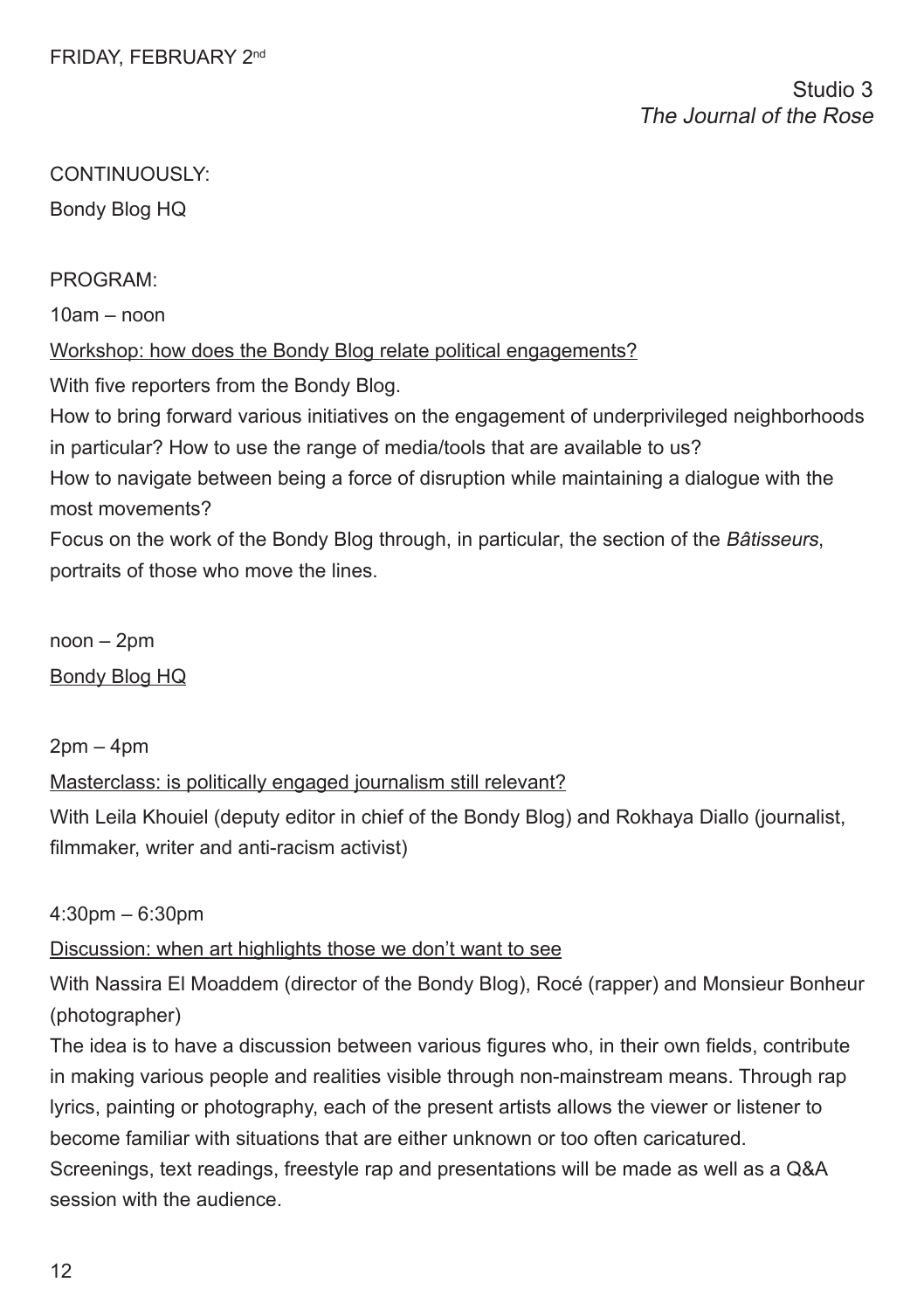FRIDAY, FEBRUARY 2nd

Studio 3
*The Journal of the Rose*

CONTINUOUSLY:

Bondy Blog HQ

PROGRAM:

10am – noon

Workshop: how does the Bondy Blog relate political engagements?

With five reporters from the Bondy Blog.
How to bring forward various initiatives on the engagement of underprivileged neighborhoods in particular? How to use the range of media/tools that are available to us?
How to navigate between being a force of disruption while maintaining a dialogue with the most movements?
Focus on the work of the Bondy Blog through, in particular, the section of the *Bâtisseurs*, portraits of those who move the lines.

noon – 2pm

Bondy Blog HQ

2pm – 4pm

Masterclass: is politically engaged journalism still relevant?

With Leila Khouiel (deputy editor in chief of the Bondy Blog) and Rokhaya Diallo (journalist, filmmaker, writer and anti-racism activist)

4:30pm – 6:30pm

Discussion: when art highlights those we don't want to see

With Nassira El Moaddem (director of the Bondy Blog), Rocé (rapper) and Monsieur Bonheur (photographer)
The idea is to have a discussion between various figures who, in their own fields, contribute in making various people and realities visible through non-mainstream means. Through rap lyrics, painting or photography, each of the present artists allows the viewer or listener to become familiar with situations that are either unknown or too often caricatured.
Screenings, text readings, freestyle rap and presentations will be made as well as a Q&A session with the audience.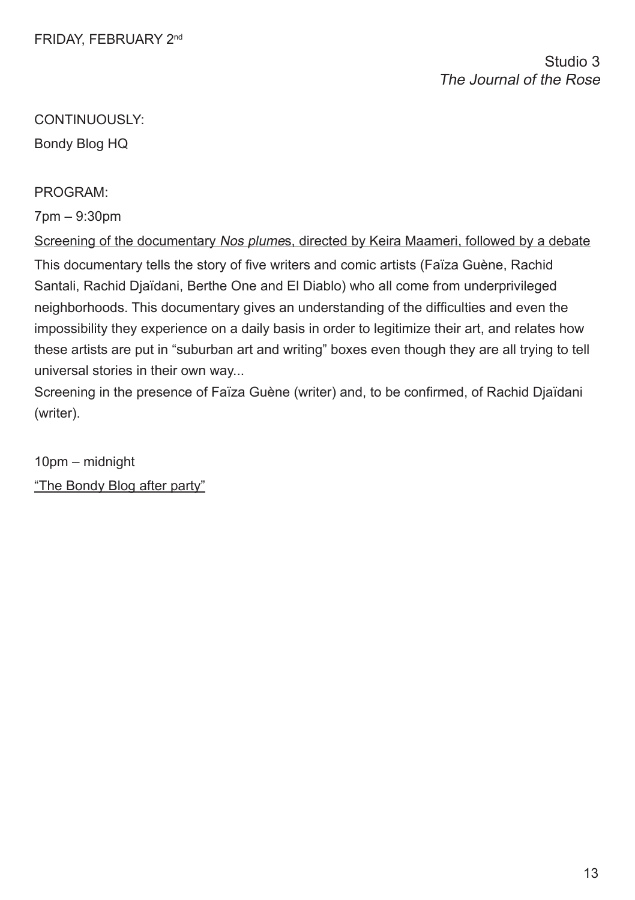FRIDAY, FEBRUARY 2nd

Studio 3
*The Journal of the Rose*

CONTINUOUSLY:

Bondy Blog HQ

PROGRAM:

7pm – 9:30pm

Screening of the documentary *Nos plume*s, directed by Keira Maameri, followed by a debate

This documentary tells the story of five writers and comic artists (Faïza Guène, Rachid Santali, Rachid Djaïdani, Berthe One and El Diablo) who all come from underprivileged neighborhoods. This documentary gives an understanding of the difficulties and even the impossibility they experience on a daily basis in order to legitimize their art, and relates how these artists are put in "suburban art and writing" boxes even though they are all trying to tell universal stories in their own way...

Screening in the presence of Faïza Guène (writer) and, to be confirmed, of Rachid Djaïdani (writer).

10pm – midnight

"The Bondy Blog after party"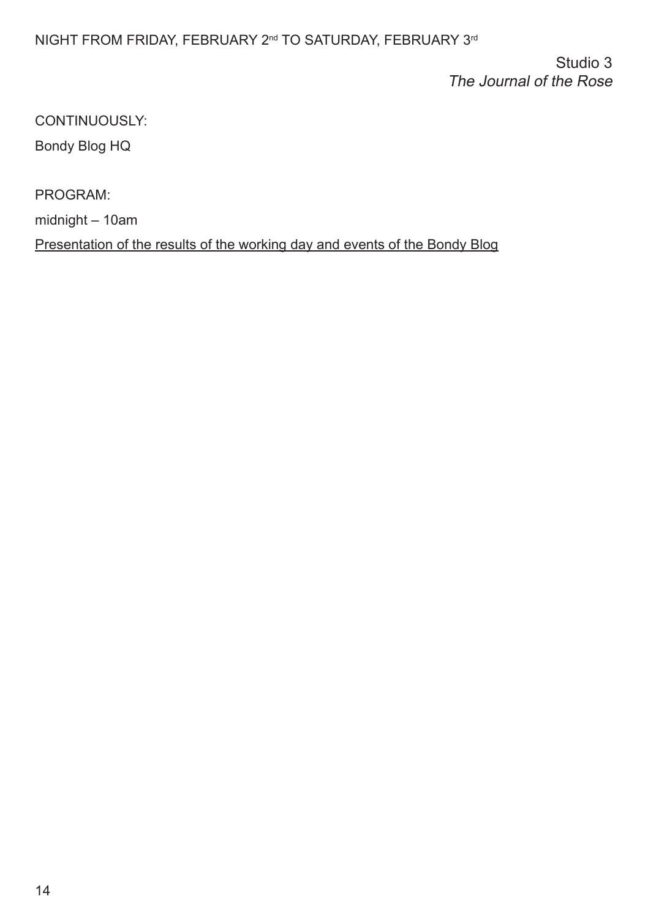NIGHT FROM FRIDAY, FEBRUARY 2nd TO SATURDAY, FEBRUARY 3rd

Studio 3
*The Journal of the Rose*

CONTINUOUSLY:

Bondy Blog HQ

PROGRAM:

midnight – 10am

Presentation of the results of the working day and events of the Bondy Blog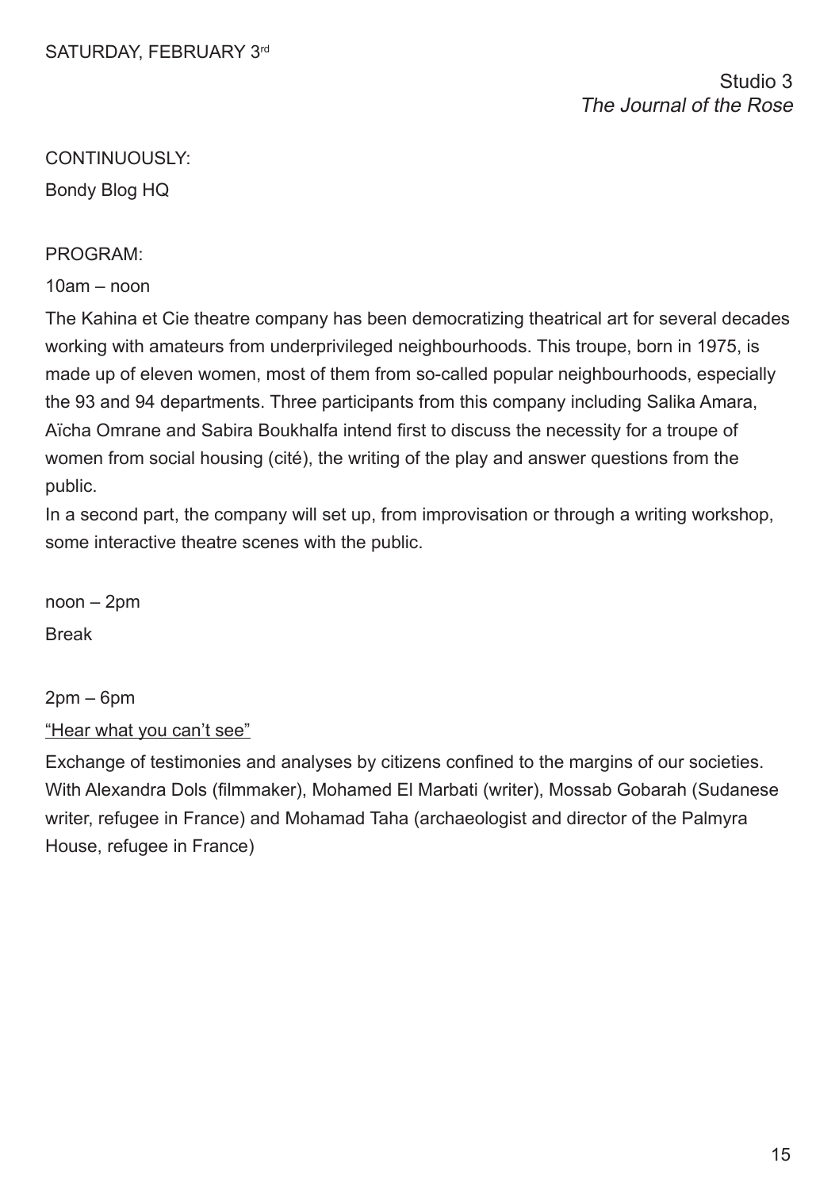SATURDAY, FEBRUARY 3rd

Studio 3
*The Journal of the Rose*

CONTINUOUSLY:

Bondy Blog HQ

PROGRAM:

10am – noon

The Kahina et Cie theatre company has been democratizing theatrical art for several decades working with amateurs from underprivileged neighbourhoods. This troupe, born in 1975, is made up of eleven women, most of them from so-called popular neighbourhoods, especially the 93 and 94 departments. Three participants from this company including Salika Amara, Aïcha Omrane and Sabira Boukhalfa intend first to discuss the necessity for a troupe of women from social housing (cité), the writing of the play and answer questions from the public.
In a second part, the company will set up, from improvisation or through a writing workshop, some interactive theatre scenes with the public.

noon – 2pm

Break

2pm – 6pm

<u>“Hear what you can’t see”</u>

Exchange of testimonies and analyses by citizens confined to the margins of our societies. With Alexandra Dols (filmmaker), Mohamed El Marbati (writer), Mossab Gobarah (Sudanese writer, refugee in France) and Mohamad Taha (archaeologist and director of the Palmyra House, refugee in France)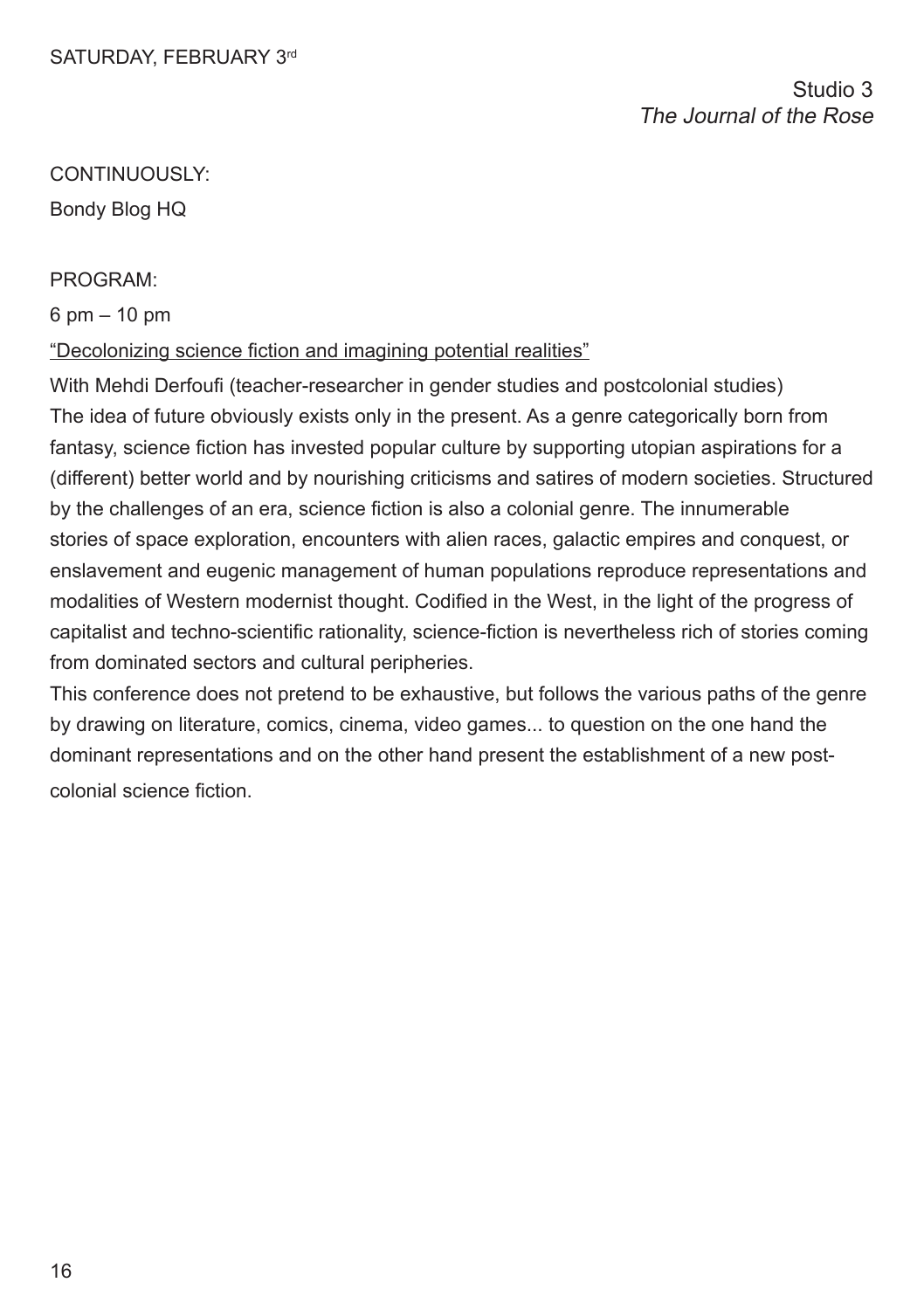SATURDAY, FEBRUARY 3rd

Studio 3
*The Journal of the Rose*

CONTINUOUSLY:

Bondy Blog HQ

PROGRAM:

6 pm – 10 pm

<u>“Decolonizing science fiction and imagining potential realities”</u>

With Mehdi Derfoufi (teacher-researcher in gender studies and postcolonial studies)
The idea of future obviously exists only in the present. As a genre categorically born from fantasy, science fiction has invested popular culture by supporting utopian aspirations for a (different) better world and by nourishing criticisms and satires of modern societies. Structured by the challenges of an era, science fiction is also a colonial genre. The innumerable stories of space exploration, encounters with alien races, galactic empires and conquest, or enslavement and eugenic management of human populations reproduce representations and modalities of Western modernist thought. Codified in the West, in the light of the progress of capitalist and techno-scientific rationality, science-fiction is nevertheless rich of stories coming from dominated sectors and cultural peripheries.

This conference does not pretend to be exhaustive, but follows the various paths of the genre by drawing on literature, comics, cinema, video games... to question on the one hand the dominant representations and on the other hand present the establishment of a new post-colonial science fiction.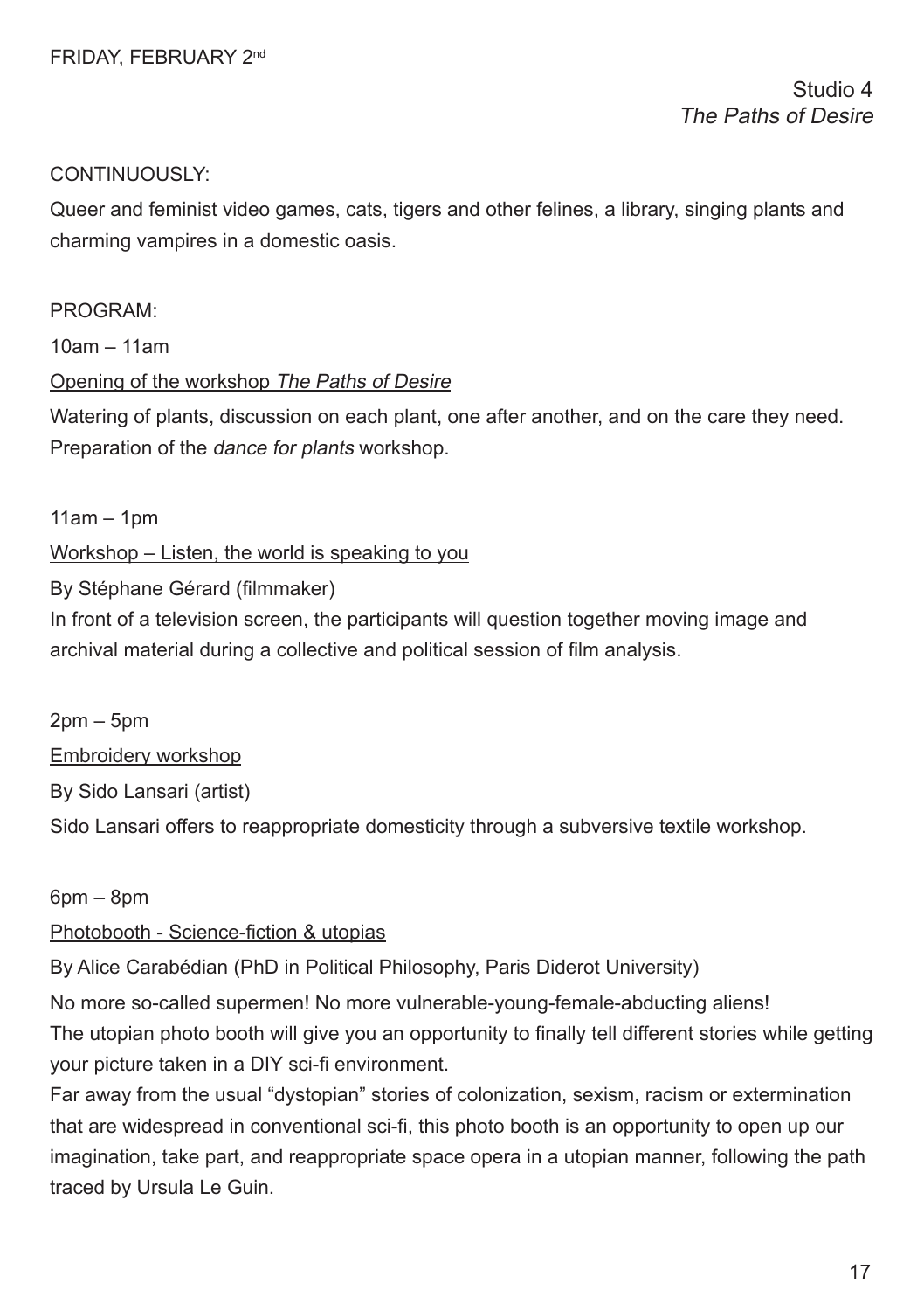FRIDAY, FEBRUARY 2nd

Studio 4
*The Paths of Desire*

CONTINUOUSLY:

Queer and feminist video games, cats, tigers and other felines, a library, singing plants and charming vampires in a domestic oasis.

PROGRAM:

10am – 11am

Opening of the workshop *The Paths of Desire*

Watering of plants, discussion on each plant, one after another, and on the care they need. Preparation of the *dance for plants* workshop.

11am – 1pm

Workshop – Listen, the world is speaking to you

By Stéphane Gérard (filmmaker)

In front of a television screen, the participants will question together moving image and archival material during a collective and political session of film analysis.

2pm – 5pm

Embroidery workshop

By Sido Lansari (artist)

Sido Lansari offers to reappropriate domesticity through a subversive textile workshop.

6pm – 8pm

Photobooth - Science-fiction & utopias

By Alice Carabédian (PhD in Political Philosophy, Paris Diderot University)

No more so-called supermen! No more vulnerable-young-female-abducting aliens!
The utopian photo booth will give you an opportunity to finally tell different stories while getting your picture taken in a DIY sci-fi environment.
Far away from the usual "dystopian" stories of colonization, sexism, racism or extermination that are widespread in conventional sci-fi, this photo booth is an opportunity to open up our imagination, take part, and reappropriate space opera in a utopian manner, following the path traced by Ursula Le Guin.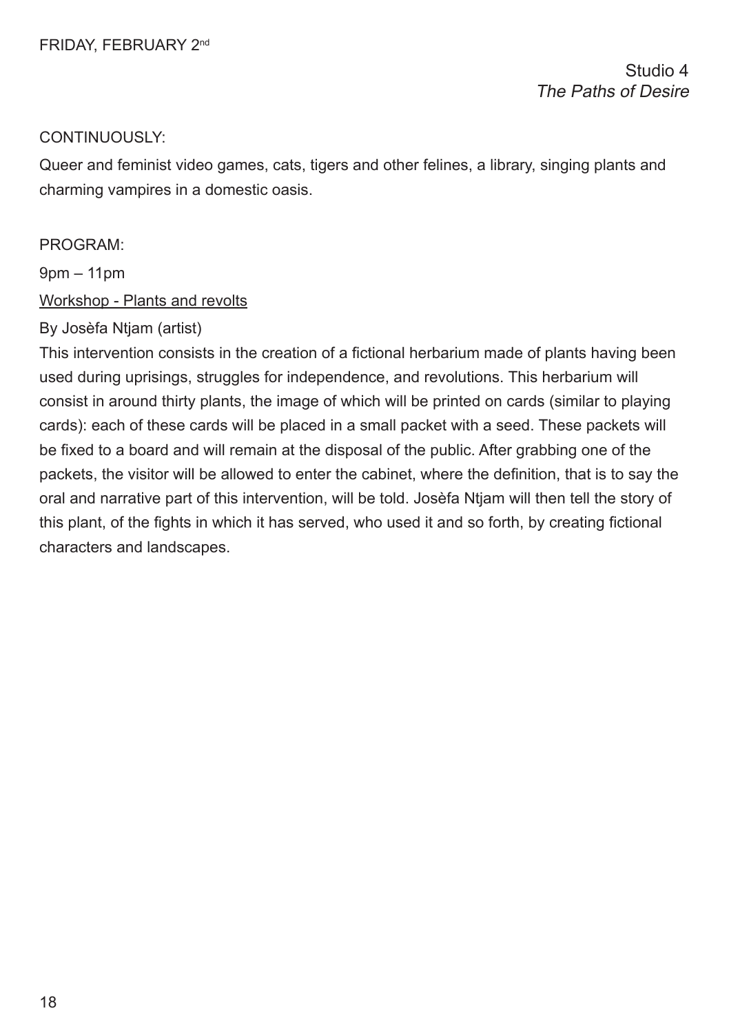FRIDAY, FEBRUARY 2nd

Studio 4
*The Paths of Desire*

CONTINUOUSLY:

Queer and feminist video games, cats, tigers and other felines, a library, singing plants and charming vampires in a domestic oasis.

PROGRAM:

9pm – 11pm

<u>Workshop - Plants and revolts</u>

By Josèfa Ntjam (artist)

This intervention consists in the creation of a fictional herbarium made of plants having been used during uprisings, struggles for independence, and revolutions. This herbarium will consist in around thirty plants, the image of which will be printed on cards (similar to playing cards): each of these cards will be placed in a small packet with a seed. These packets will be fixed to a board and will remain at the disposal of the public. After grabbing one of the packets, the visitor will be allowed to enter the cabinet, where the definition, that is to say the oral and narrative part of this intervention, will be told. Josèfa Ntjam will then tell the story of this plant, of the fights in which it has served, who used it and so forth, by creating fictional characters and landscapes.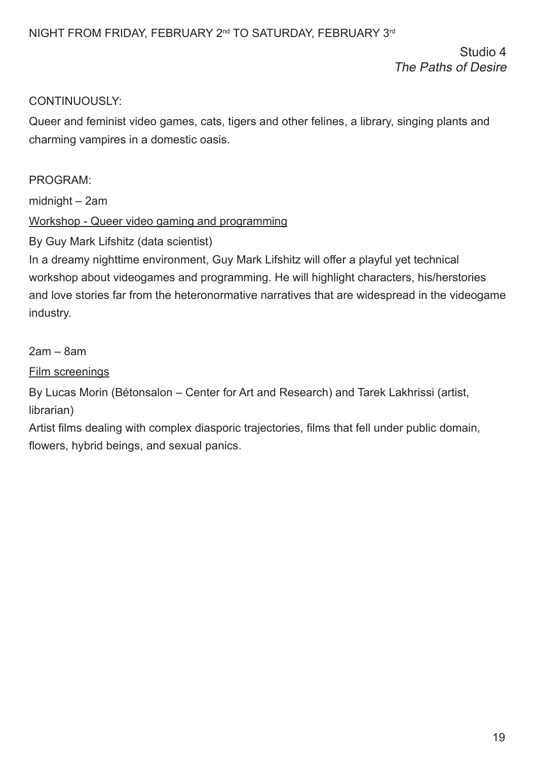NIGHT FROM FRIDAY, FEBRUARY 2nd TO SATURDAY, FEBRUARY 3rd

Studio 4
*The Paths of Desire*

CONTINUOUSLY:

Queer and feminist video games, cats, tigers and other felines, a library, singing plants and charming vampires in a domestic oasis.

PROGRAM:

midnight – 2am

Workshop - Queer video gaming and programming

By Guy Mark Lifshitz (data scientist)

In a dreamy nighttime environment, Guy Mark Lifshitz will offer a playful yet technical workshop about videogames and programming. He will highlight characters, his/herstories and love stories far from the heteronormative narratives that are widespread in the videogame industry.

2am – 8am

Film screenings

By Lucas Morin (Bétonsalon – Center for Art and Research) and Tarek Lakhrissi (artist, librarian)

Artist films dealing with complex diasporic trajectories, films that fell under public domain, flowers, hybrid beings, and sexual panics.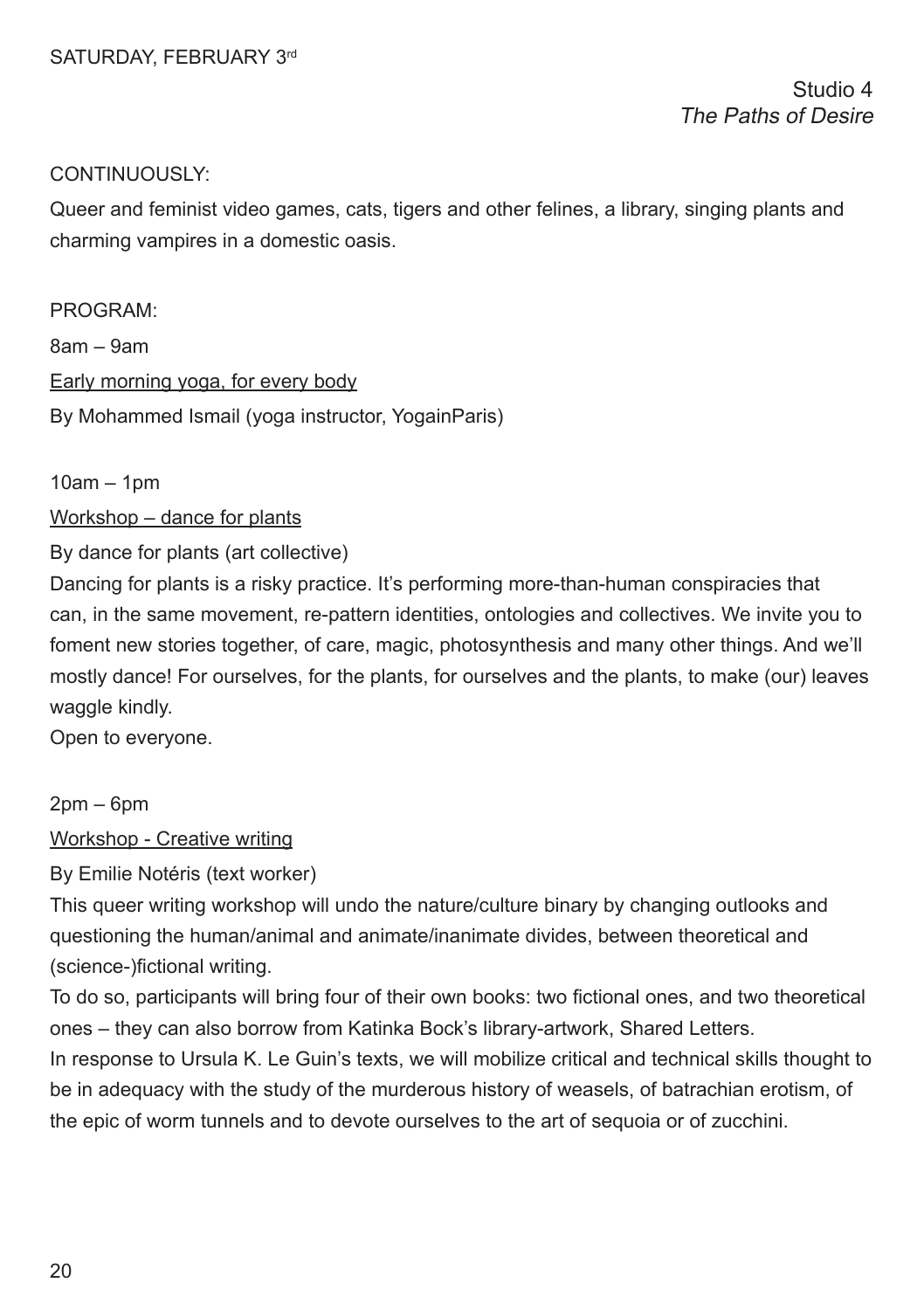SATURDAY, FEBRUARY 3rd

Studio 4
*The Paths of Desire*

CONTINUOUSLY:

Queer and feminist video games, cats, tigers and other felines, a library, singing plants and charming vampires in a domestic oasis.

PROGRAM:

8am – 9am

Early morning yoga, for every body

By Mohammed Ismail (yoga instructor, YogainParis)

10am – 1pm

Workshop – dance for plants

By dance for plants (art collective)

Dancing for plants is a risky practice. It's performing more-than-human conspiracies that can, in the same movement, re-pattern identities, ontologies and collectives. We invite you to foment new stories together, of care, magic, photosynthesis and many other things. And we'll mostly dance! For ourselves, for the plants, for ourselves and the plants, to make (our) leaves waggle kindly.

Open to everyone.

2pm – 6pm

Workshop - Creative writing

By Emilie Notéris (text worker)

This queer writing workshop will undo the nature/culture binary by changing outlooks and questioning the human/animal and animate/inanimate divides, between theoretical and (science-)fictional writing.

To do so, participants will bring four of their own books: two fictional ones, and two theoretical ones – they can also borrow from Katinka Bock's library-artwork, Shared Letters.

In response to Ursula K. Le Guin's texts, we will mobilize critical and technical skills thought to be in adequacy with the study of the murderous history of weasels, of batrachian erotism, of the epic of worm tunnels and to devote ourselves to the art of sequoia or of zucchini.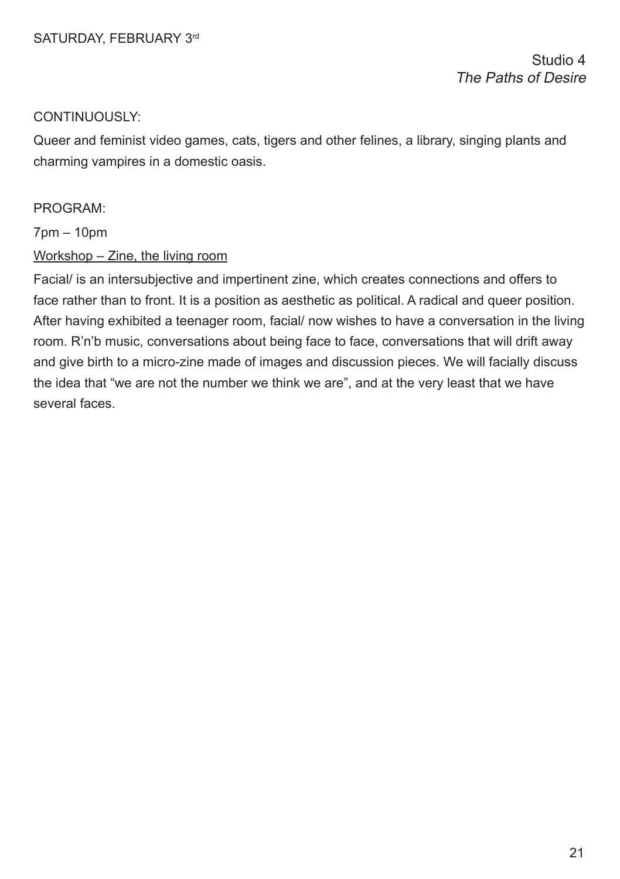SATURDAY, FEBRUARY 3rd

Studio 4
*The Paths of Desire*

CONTINUOUSLY:

Queer and feminist video games, cats, tigers and other felines, a library, singing plants and charming vampires in a domestic oasis.

PROGRAM:

7pm – 10pm

Workshop – Zine, the living room

Facial/ is an intersubjective and impertinent zine, which creates connections and offers to face rather than to front. It is a position as aesthetic as political. A radical and queer position. After having exhibited a teenager room, facial/ now wishes to have a conversation in the living room. R'n'b music, conversations about being face to face, conversations that will drift away and give birth to a micro-zine made of images and discussion pieces. We will facially discuss the idea that "we are not the number we think we are", and at the very least that we have several faces.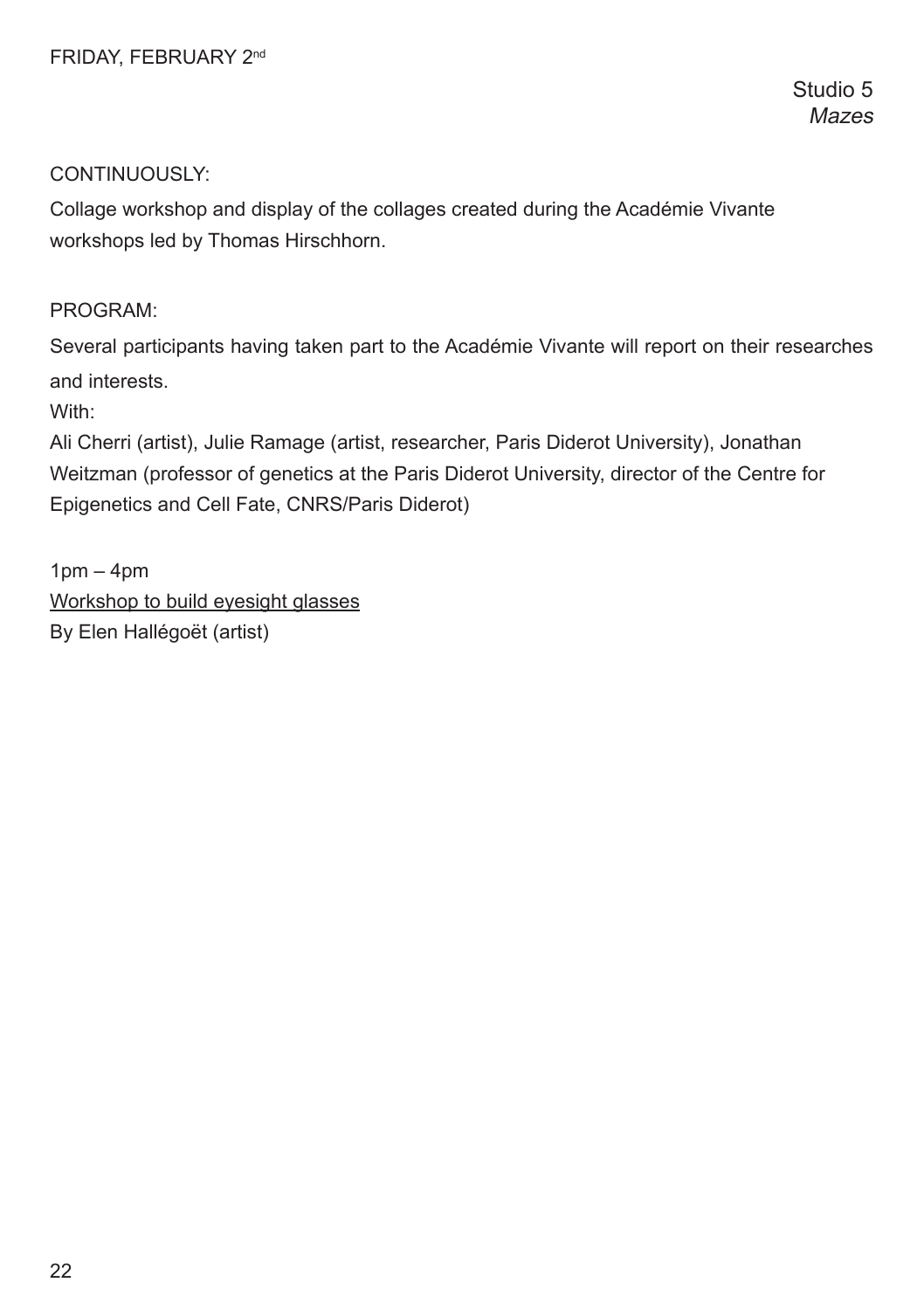FRIDAY, FEBRUARY 2nd

Studio 5
*Mazes*

CONTINUOUSLY:

Collage workshop and display of the collages created during the Académie Vivante workshops led by Thomas Hirschhorn.

PROGRAM:

Several participants having taken part to the Académie Vivante will report on their researches and interests.

With:

Ali Cherri (artist), Julie Ramage (artist, researcher, Paris Diderot University), Jonathan Weitzman (professor of genetics at the Paris Diderot University, director of the Centre for Epigenetics and Cell Fate, CNRS/Paris Diderot)

1pm – 4pm

Workshop to build eyesight glasses

By Elen Hallégoët (artist)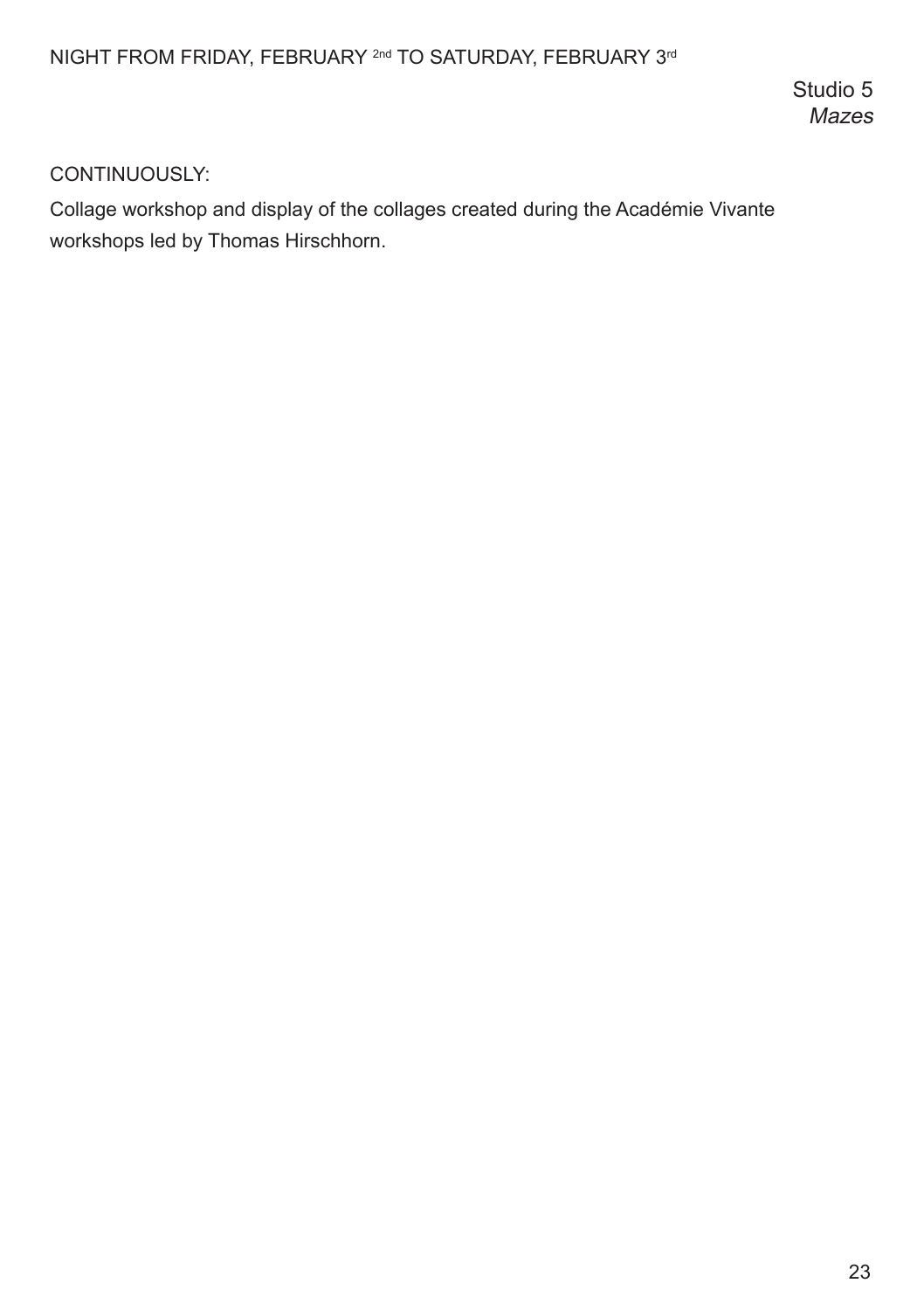NIGHT FROM FRIDAY, FEBRUARY 2nd TO SATURDAY, FEBRUARY 3rd

Studio 5
*Mazes*

CONTINUOUSLY:

Collage workshop and display of the collages created during the Académie Vivante workshops led by Thomas Hirschhorn.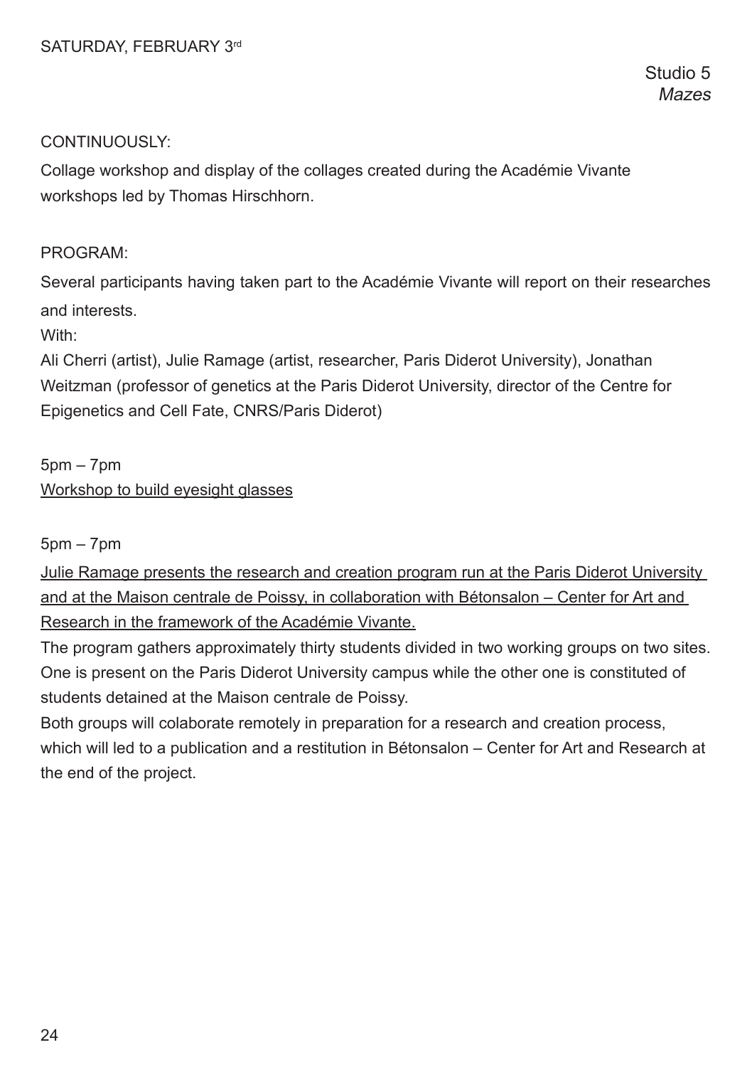SATURDAY, FEBRUARY 3rd

Studio 5
*Mazes*

CONTINUOUSLY:

Collage workshop and display of the collages created during the Académie Vivante workshops led by Thomas Hirschhorn.

PROGRAM:

Several participants having taken part to the Académie Vivante will report on their researches and interests.

With:

Ali Cherri (artist), Julie Ramage (artist, researcher, Paris Diderot University), Jonathan Weitzman (professor of genetics at the Paris Diderot University, director of the Centre for Epigenetics and Cell Fate, CNRS/Paris Diderot)

5pm – 7pm

Workshop to build eyesight glasses

5pm – 7pm

Julie Ramage presents the research and creation program run at the Paris Diderot University and at the Maison centrale de Poissy, in collaboration with Bétonsalon – Center for Art and Research in the framework of the Académie Vivante.

The program gathers approximately thirty students divided in two working groups on two sites. One is present on the Paris Diderot University campus while the other one is constituted of students detained at the Maison centrale de Poissy.

Both groups will colaborate remotely in preparation for a research and creation process, which will led to a publication and a restitution in Bétonsalon – Center for Art and Research at the end of the project.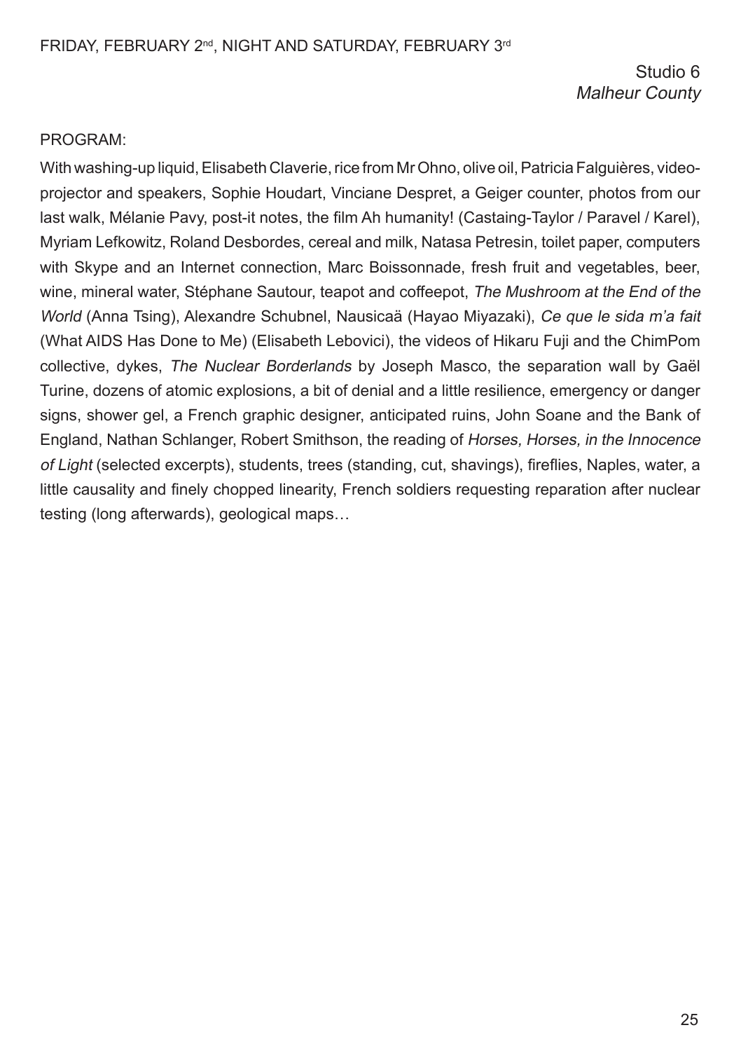FRIDAY, FEBRUARY 2nd, NIGHT AND SATURDAY, FEBRUARY 3rd

Studio 6
*Malheur County*

PROGRAM:

With washing-up liquid, Elisabeth Claverie, rice from Mr Ohno, olive oil, Patricia Falguières, video-projector and speakers, Sophie Houdart, Vinciane Despret, a Geiger counter, photos from our last walk, Mélanie Pavy, post-it notes, the film Ah humanity! (Castaing-Taylor / Paravel / Karel), Myriam Lefkowitz, Roland Desbordes, cereal and milk, Natasa Petresin, toilet paper, computers with Skype and an Internet connection, Marc Boissonnade, fresh fruit and vegetables, beer, wine, mineral water, Stéphane Sautour, teapot and coffeepot, *The Mushroom at the End of the World* (Anna Tsing), Alexandre Schubnel, Nausicaä (Hayao Miyazaki), *Ce que le sida m'a fait* (What AIDS Has Done to Me) (Elisabeth Lebovici), the videos of Hikaru Fuji and the ChimPom collective, dykes, *The Nuclear Borderlands* by Joseph Masco, the separation wall by Gaël Turine, dozens of atomic explosions, a bit of denial and a little resilience, emergency or danger signs, shower gel, a French graphic designer, anticipated ruins, John Soane and the Bank of England, Nathan Schlanger, Robert Smithson, the reading of *Horses, Horses, in the Innocence of Light* (selected excerpts), students, trees (standing, cut, shavings), fireflies, Naples, water, a little causality and finely chopped linearity, French soldiers requesting reparation after nuclear testing (long afterwards), geological maps…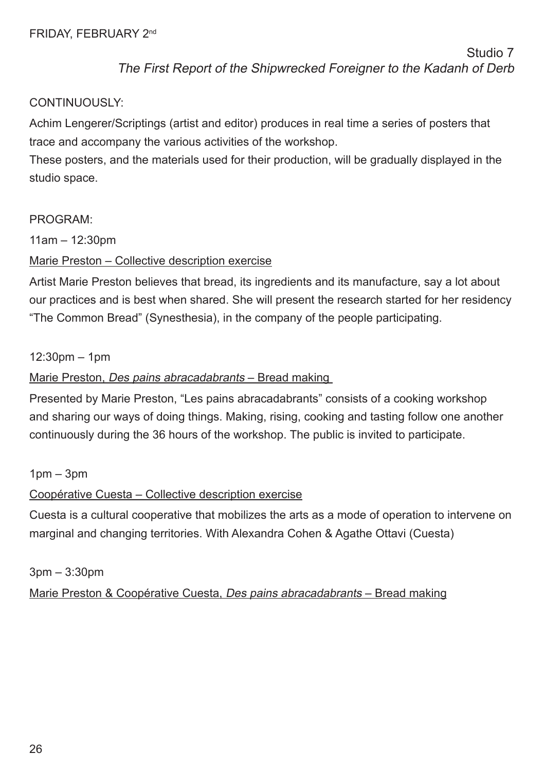FRIDAY, FEBRUARY 2nd

Studio 7
*The First Report of the Shipwrecked Foreigner to the Kadanh of Derb*

CONTINUOUSLY:

Achim Lengerer/Scriptings (artist and editor) produces in real time a series of posters that trace and accompany the various activities of the workshop.
These posters, and the materials used for their production, will be gradually displayed in the studio space.

PROGRAM:

11am – 12:30pm

Marie Preston – Collective description exercise

Artist Marie Preston believes that bread, its ingredients and its manufacture, say a lot about our practices and is best when shared. She will present the research started for her residency "The Common Bread" (Synesthesia), in the company of the people participating.

12:30pm – 1pm

Marie Preston, *Des pains abracadabrants* – Bread making

Presented by Marie Preston, "Les pains abracadabrants" consists of a cooking workshop and sharing our ways of doing things. Making, rising, cooking and tasting follow one another continuously during the 36 hours of the workshop. The public is invited to participate.

1pm – 3pm

Coopérative Cuesta – Collective description exercise

Cuesta is a cultural cooperative that mobilizes the arts as a mode of operation to intervene on marginal and changing territories. With Alexandra Cohen & Agathe Ottavi (Cuesta)

3pm – 3:30pm

Marie Preston & Coopérative Cuesta, *Des pains abracadabrants* – Bread making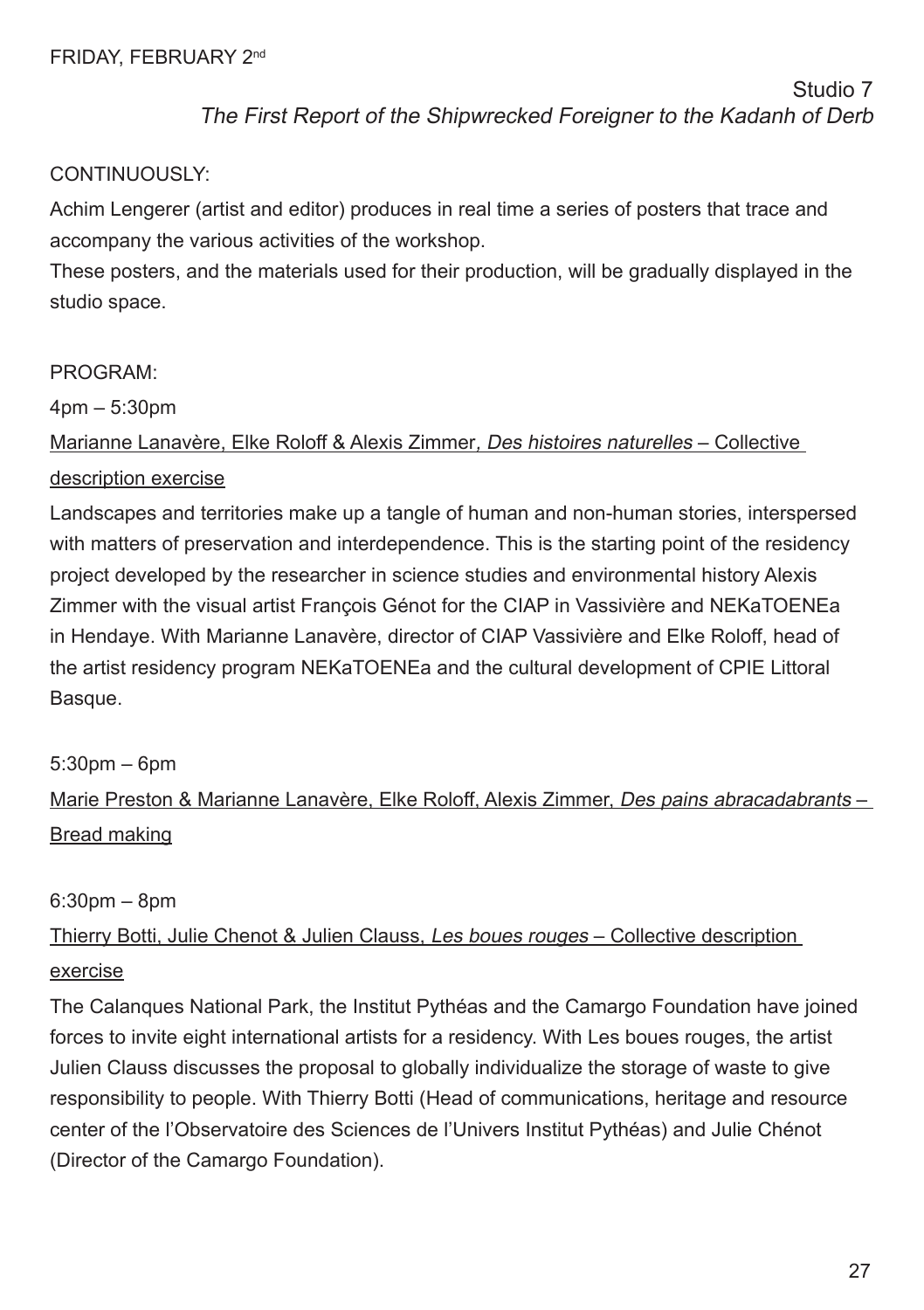FRIDAY, FEBRUARY 2nd

Studio 7
*The First Report of the Shipwrecked Foreigner to the Kadanh of Derb*

CONTINUOUSLY:

Achim Lengerer (artist and editor) produces in real time a series of posters that trace and accompany the various activities of the workshop.
These posters, and the materials used for their production, will be gradually displayed in the studio space.

PROGRAM:

4pm – 5:30pm

Marianne Lanavère, Elke Roloff & Alexis Zimmer*, Des histoires naturelles* – Collective description exercise

Landscapes and territories make up a tangle of human and non-human stories, interspersed with matters of preservation and interdependence. This is the starting point of the residency project developed by the researcher in science studies and environmental history Alexis Zimmer with the visual artist François Génot for the CIAP in Vassivière and NEKaTOENEa in Hendaye. With Marianne Lanavère, director of CIAP Vassivière and Elke Roloff, head of the artist residency program NEKaTOENEa and the cultural development of CPIE Littoral Basque.

5:30pm – 6pm

Marie Preston & Marianne Lanavère, Elke Roloff, Alexis Zimmer, *Des pains abracadabrants* – Bread making

6:30pm – 8pm

Thierry Botti, Julie Chenot & Julien Clauss, *Les boues rouges* – Collective description exercise

The Calanques National Park, the Institut Pythéas and the Camargo Foundation have joined forces to invite eight international artists for a residency. With Les boues rouges, the artist Julien Clauss discusses the proposal to globally individualize the storage of waste to give responsibility to people. With Thierry Botti (Head of communications, heritage and resource center of the l'Observatoire des Sciences de l'Univers Institut Pythéas) and Julie Chénot (Director of the Camargo Foundation).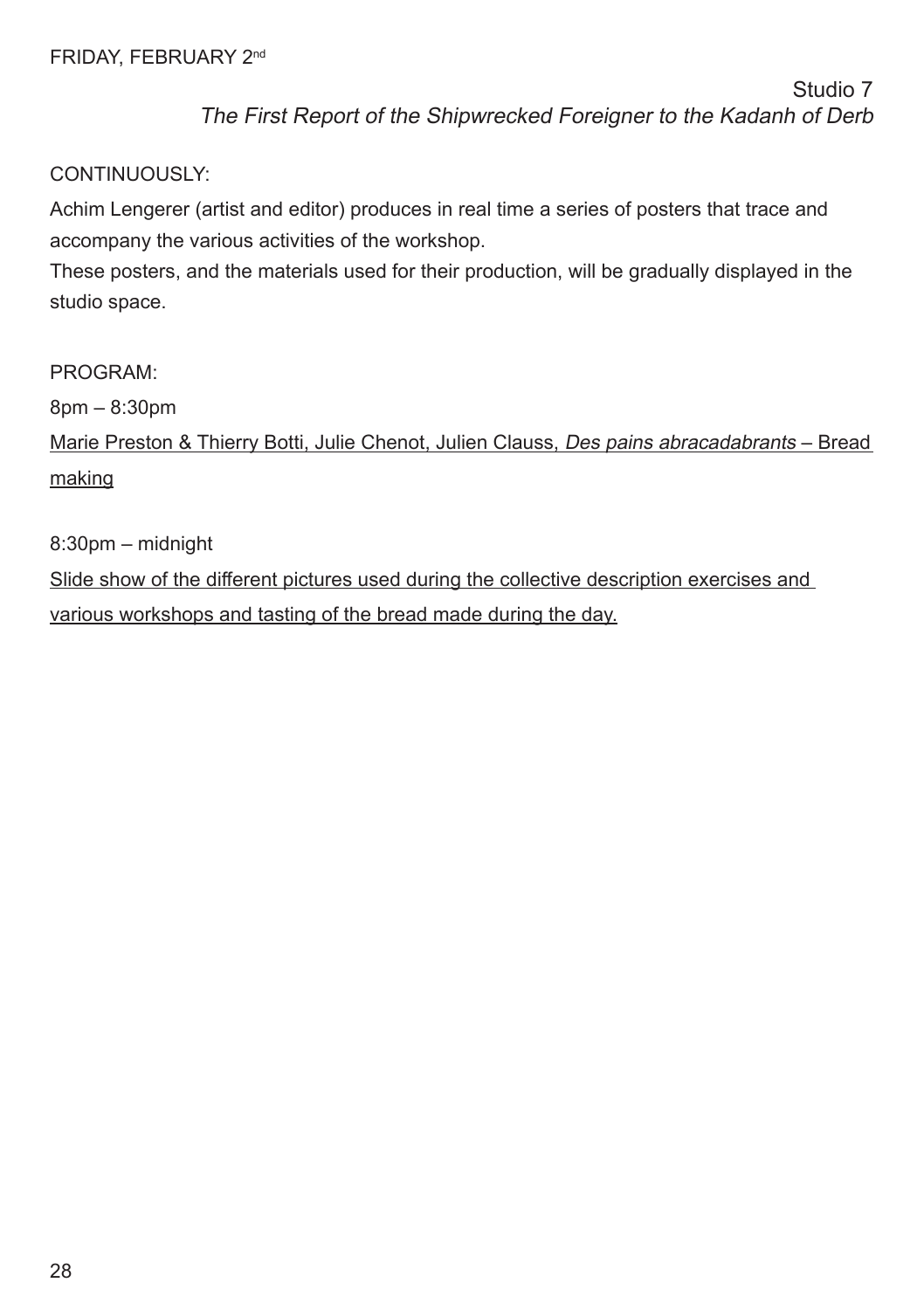FRIDAY, FEBRUARY 2nd

Studio 7
*The First Report of the Shipwrecked Foreigner to the Kadanh of Derb*

CONTINUOUSLY:

Achim Lengerer (artist and editor) produces in real time a series of posters that trace and accompany the various activities of the workshop.
These posters, and the materials used for their production, will be gradually displayed in the studio space.

PROGRAM:

8pm – 8:30pm

Marie Preston & Thierry Botti, Julie Chenot, Julien Clauss, *Des pains abracadabrants* – Bread making

8:30pm – midnight

Slide show of the different pictures used during the collective description exercises and various workshops and tasting of the bread made during the day.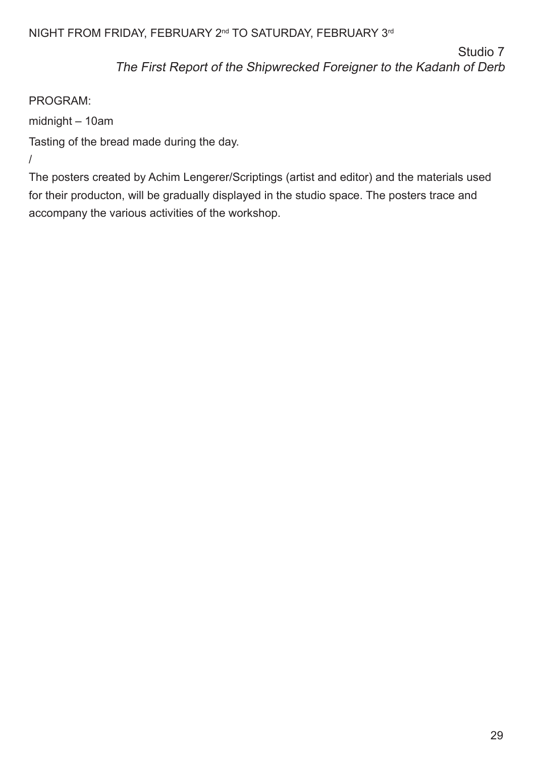NIGHT FROM FRIDAY, FEBRUARY 2nd TO SATURDAY, FEBRUARY 3rd

Studio 7
*The First Report of the Shipwrecked Foreigner to the Kadanh of Derb*

PROGRAM:

midnight – 10am

Tasting of the bread made during the day.

/

The posters created by Achim Lengerer/Scriptings (artist and editor) and the materials used for their producton, will be gradually displayed in the studio space. The posters trace and accompany the various activities of the workshop.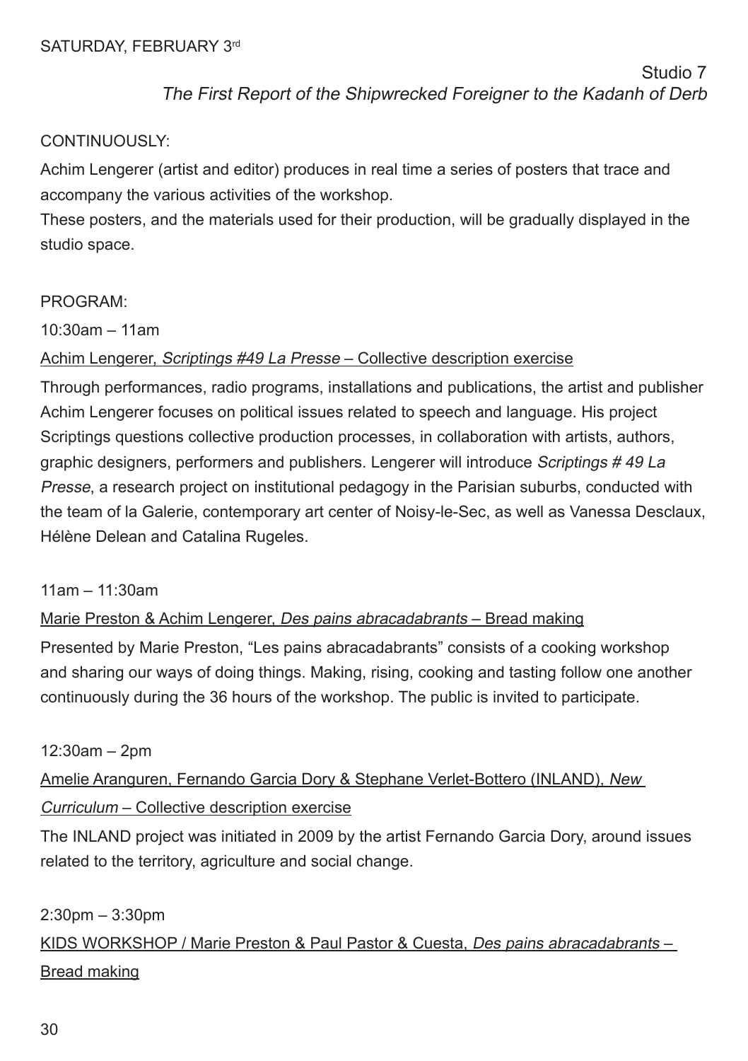SATURDAY, FEBRUARY 3rd

Studio 7
*The First Report of the Shipwrecked Foreigner to the Kadanh of Derb*

CONTINUOUSLY:

Achim Lengerer (artist and editor) produces in real time a series of posters that trace and accompany the various activities of the workshop.
These posters, and the materials used for their production, will be gradually displayed in the studio space.

PROGRAM:

10:30am – 11am

Achim Lengerer, *Scriptings #49 La Presse* – Collective description exercise

Through performances, radio programs, installations and publications, the artist and publisher Achim Lengerer focuses on political issues related to speech and language. His project Scriptings questions collective production processes, in collaboration with artists, authors, graphic designers, performers and publishers. Lengerer will introduce *Scriptings # 49 La Presse*, a research project on institutional pedagogy in the Parisian suburbs, conducted with the team of la Galerie, contemporary art center of Noisy-le-Sec, as well as Vanessa Desclaux, Hélène Delean and Catalina Rugeles.

11am – 11:30am

Marie Preston & Achim Lengerer, *Des pains abracadabrants* – Bread making

Presented by Marie Preston, "Les pains abracadabrants" consists of a cooking workshop and sharing our ways of doing things. Making, rising, cooking and tasting follow one another continuously during the 36 hours of the workshop. The public is invited to participate.

12:30am – 2pm

Amelie Aranguren, Fernando Garcia Dory & Stephane Verlet-Bottero (INLAND), *New Curriculum* – Collective description exercise

The INLAND project was initiated in 2009 by the artist Fernando Garcia Dory, around issues related to the territory, agriculture and social change.

2:30pm – 3:30pm

KIDS WORKSHOP / Marie Preston & Paul Pastor & Cuesta, *Des pains abracadabrants* – Bread making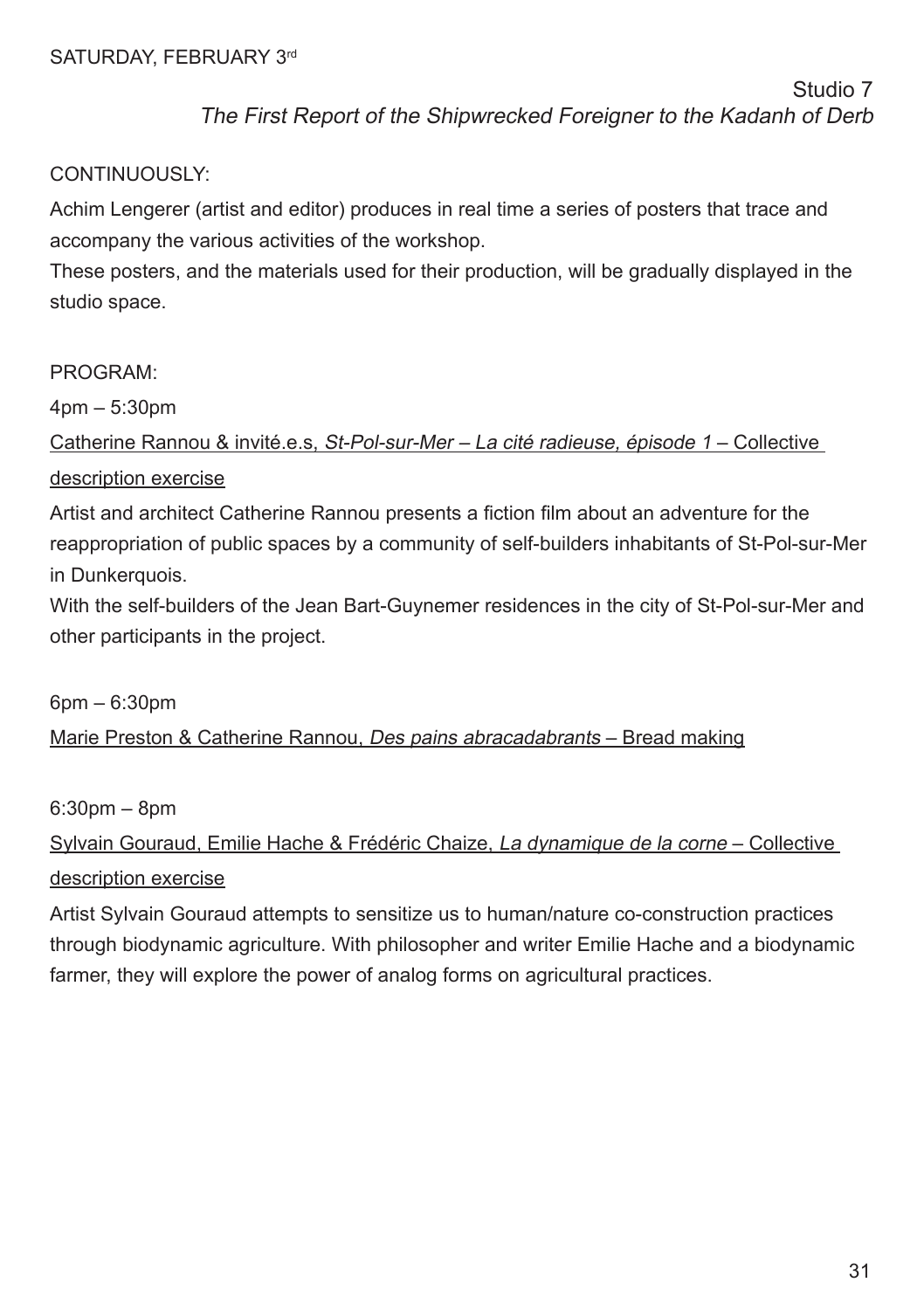SATURDAY, FEBRUARY 3rd

Studio 7
*The First Report of the Shipwrecked Foreigner to the Kadanh of Derb*

CONTINUOUSLY:

Achim Lengerer (artist and editor) produces in real time a series of posters that trace and accompany the various activities of the workshop.
These posters, and the materials used for their production, will be gradually displayed in the studio space.

PROGRAM:

4pm – 5:30pm

Catherine Rannou & invité.e.s, *St-Pol-sur-Mer – La cité radieuse, épisode 1* – Collective description exercise

Artist and architect Catherine Rannou presents a fiction film about an adventure for the reappropriation of public spaces by a community of self-builders inhabitants of St-Pol-sur-Mer in Dunkerquois.
With the self-builders of the Jean Bart-Guynemer residences in the city of St-Pol-sur-Mer and other participants in the project.

6pm – 6:30pm

Marie Preston & Catherine Rannou, *Des pains abracadabrants* – Bread making

6:30pm – 8pm

Sylvain Gouraud, Emilie Hache & Frédéric Chaize, *La dynamique de la corne* – Collective description exercise

Artist Sylvain Gouraud attempts to sensitize us to human/nature co-construction practices through biodynamic agriculture. With philosopher and writer Emilie Hache and a biodynamic farmer, they will explore the power of analog forms on agricultural practices.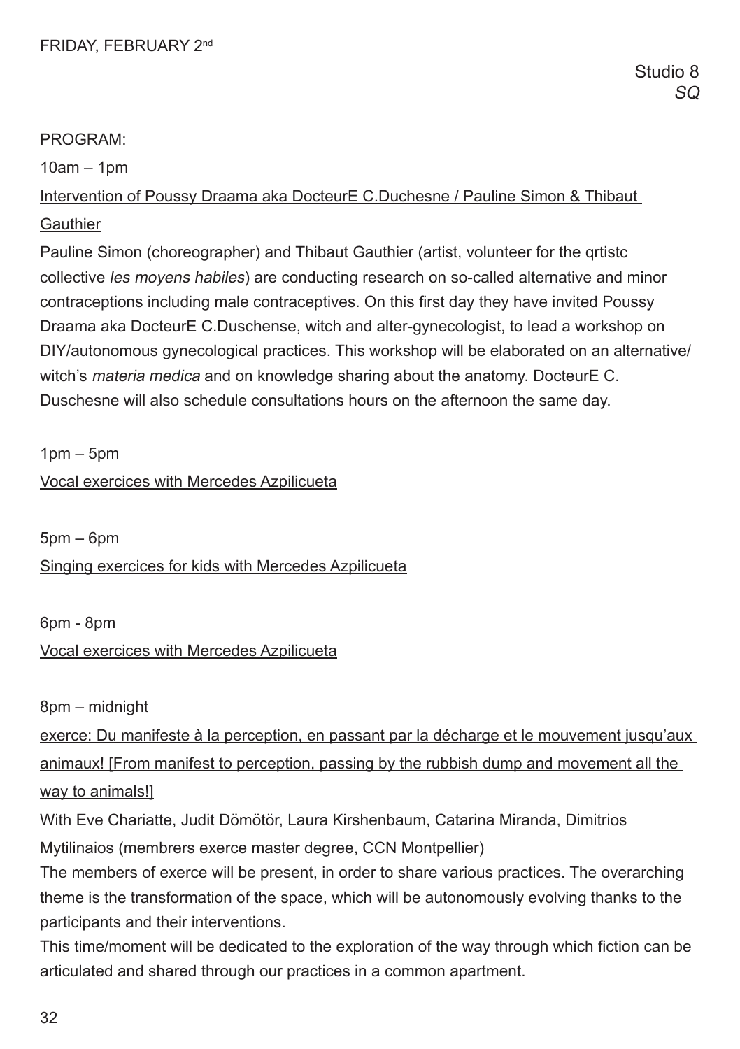FRIDAY, FEBRUARY 2nd

Studio 8
*SQ*

PROGRAM:

10am – 1pm

Intervention of Poussy Draama aka DocteurE C.Duchesne / Pauline Simon & Thibaut Gauthier

Pauline Simon (choreographer) and Thibaut Gauthier (artist, volunteer for the qrtistc collective *les moyens habiles*) are conducting research on so-called alternative and minor contraceptions including male contraceptives. On this first day they have invited Poussy Draama aka DocteurE C.Duschense, witch and alter-gynecologist, to lead a workshop on DIY/autonomous gynecological practices. This workshop will be elaborated on an alternative/ witch's *materia medica* and on knowledge sharing about the anatomy. DocteurE C. Duschesne will also schedule consultations hours on the afternoon the same day.

1pm – 5pm

Vocal exercices with Mercedes Azpilicueta

5pm – 6pm

Singing exercices for kids with Mercedes Azpilicueta

6pm - 8pm

Vocal exercices with Mercedes Azpilicueta

8pm – midnight

exerce: Du manifeste à la perception, en passant par la décharge et le mouvement jusqu'aux animaux! [From manifest to perception, passing by the rubbish dump and movement all the way to animals!]

With Eve Chariatte, Judit Dömötör, Laura Kirshenbaum, Catarina Miranda, Dimitrios Mytilinaios (membrers exerce master degree, CCN Montpellier)

The members of exerce will be present, in order to share various practices. The overarching theme is the transformation of the space, which will be autonomously evolving thanks to the participants and their interventions.

This time/moment will be dedicated to the exploration of the way through which fiction can be articulated and shared through our practices in a common apartment.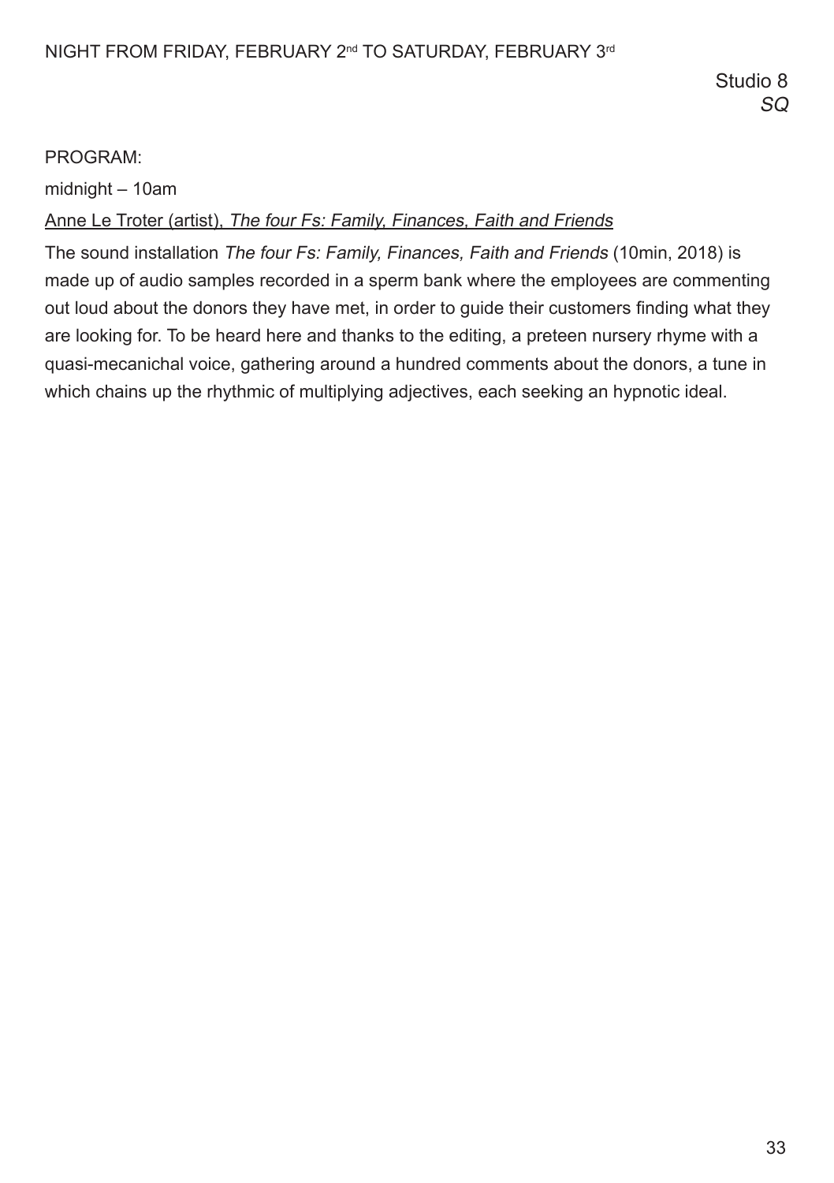NIGHT FROM FRIDAY, FEBRUARY 2nd TO SATURDAY, FEBRUARY 3rd

Studio 8
*SQ*

PROGRAM:

midnight – 10am

Anne Le Troter (artist), *The four Fs: Family, Finances, Faith and Friends*

The sound installation *The four Fs: Family, Finances, Faith and Friends* (10min, 2018) is made up of audio samples recorded in a sperm bank where the employees are commenting out loud about the donors they have met, in order to guide their customers finding what they are looking for. To be heard here and thanks to the editing, a preteen nursery rhyme with a quasi-mecanichal voice, gathering around a hundred comments about the donors, a tune in which chains up the rhythmic of multiplying adjectives, each seeking an hypnotic ideal.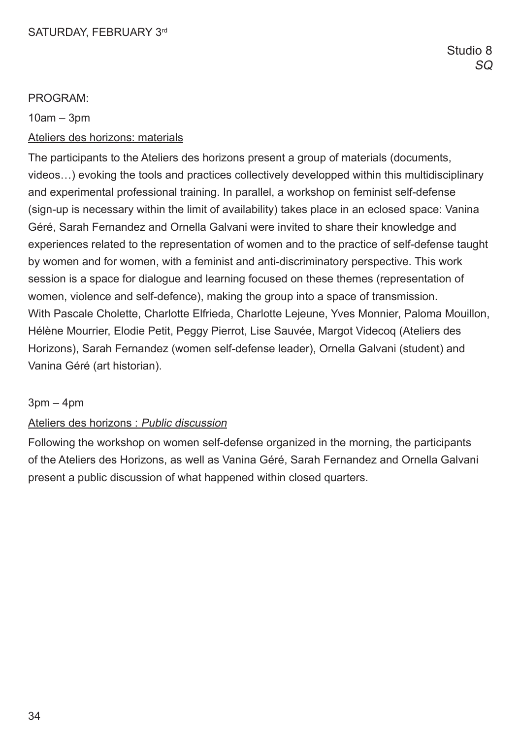SATURDAY, FEBRUARY 3rd

Studio 8
*SQ*

PROGRAM:

10am – 3pm

Ateliers des horizons: materials

The participants to the Ateliers des horizons present a group of materials (documents, videos…) evoking the tools and practices collectively developped within this multidisciplinary and experimental professional training. In parallel, a workshop on feminist self-defense (sign-up is necessary within the limit of availability) takes place in an eclosed space: Vanina Géré, Sarah Fernandez and Ornella Galvani were invited to share their knowledge and experiences related to the representation of women and to the practice of self-defense taught by women and for women, with a feminist and anti-discriminatory perspective. This work session is a space for dialogue and learning focused on these themes (representation of women, violence and self-defence), making the group into a space of transmission.
With Pascale Cholette, Charlotte Elfrieda, Charlotte Lejeune, Yves Monnier, Paloma Mouillon, Hélène Mourrier, Elodie Petit, Peggy Pierrot, Lise Sauvée, Margot Videcoq (Ateliers des Horizons), Sarah Fernandez (women self-defense leader), Ornella Galvani (student) and Vanina Géré (art historian).

3pm – 4pm

Ateliers des horizons : *Public discussion*

Following the workshop on women self-defense organized in the morning, the participants of the Ateliers des Horizons, as well as Vanina Géré, Sarah Fernandez and Ornella Galvani present a public discussion of what happened within closed quarters.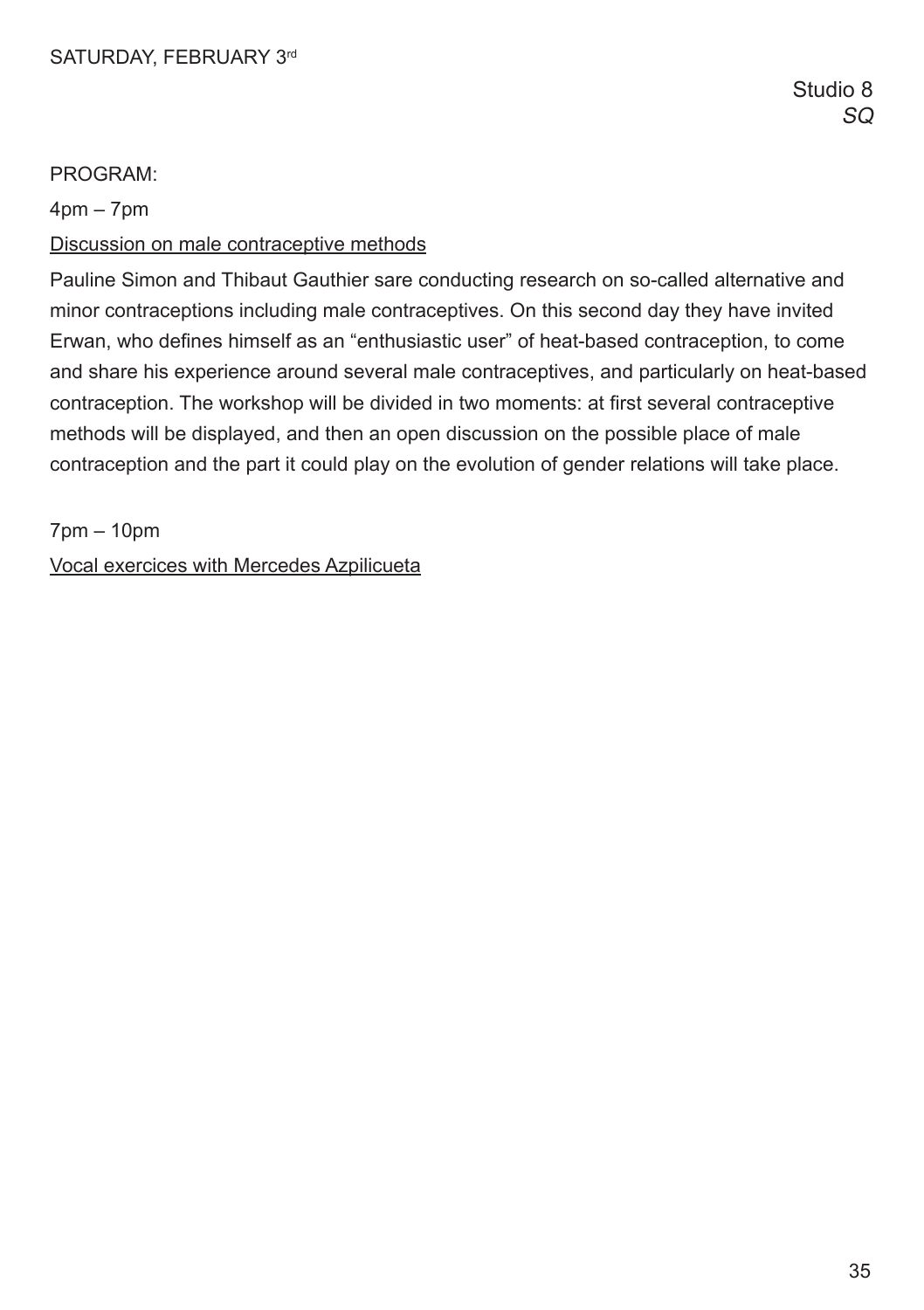SATURDAY, FEBRUARY 3rd

Studio 8
*SQ*

PROGRAM:

4pm – 7pm

Discussion on male contraceptive methods

Pauline Simon and Thibaut Gauthier sare conducting research on so-called alternative and minor contraceptions including male contraceptives. On this second day they have invited Erwan, who defines himself as an “enthusiastic user” of heat-based contraception, to come and share his experience around several male contraceptives, and particularly on heat-based contraception. The workshop will be divided in two moments: at first several contraceptive methods will be displayed, and then an open discussion on the possible place of male contraception and the part it could play on the evolution of gender relations will take place.

7pm – 10pm

Vocal exercices with Mercedes Azpilicueta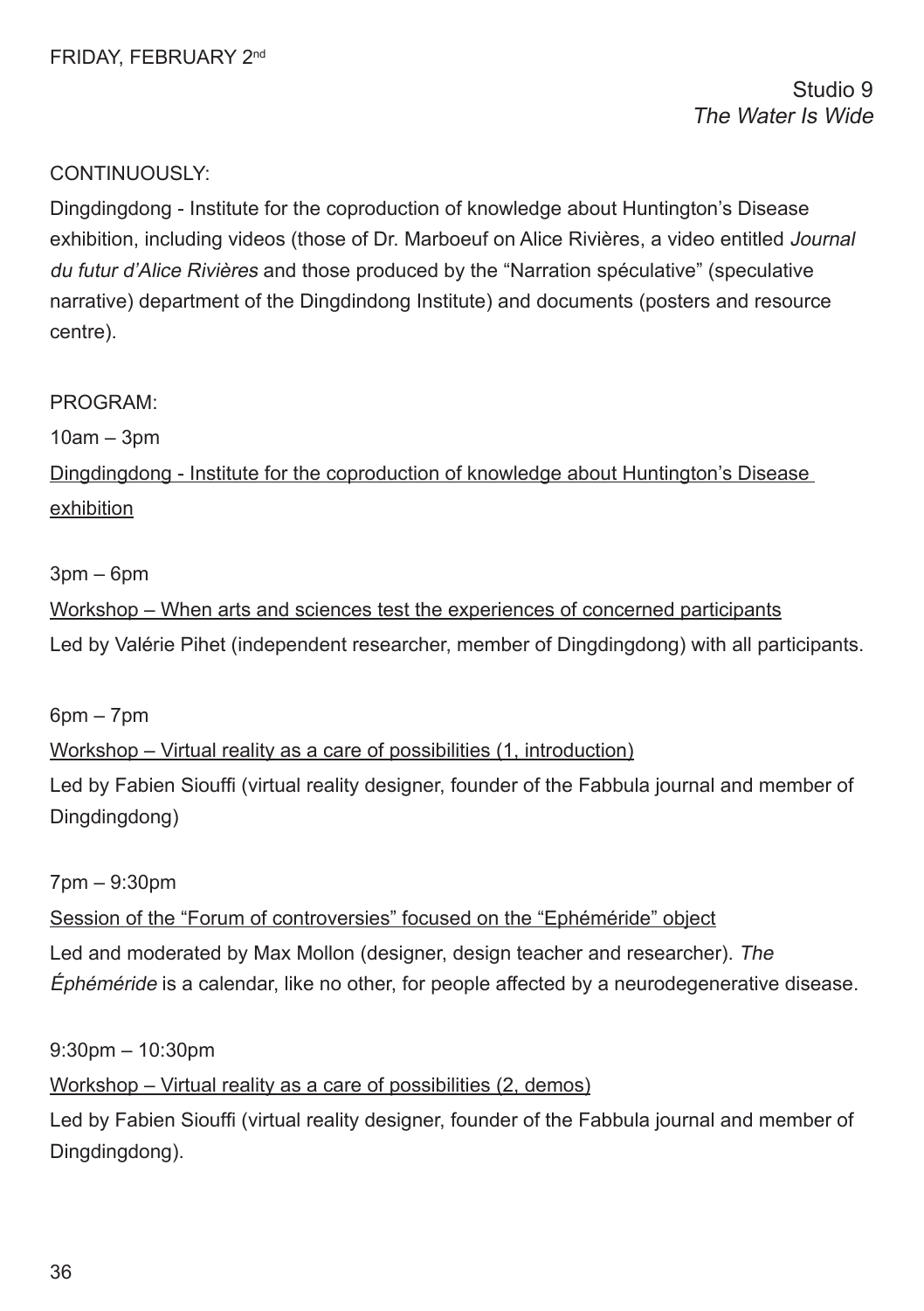FRIDAY, FEBRUARY 2nd

Studio 9
*The Water Is Wide*

CONTINUOUSLY:

Dingdingdong - Institute for the coproduction of knowledge about Huntington's Disease exhibition, including videos (those of Dr. Marboeuf on Alice Rivières, a video entitled *Journal du futur d'Alice Rivières* and those produced by the "Narration spéculative" (speculative narrative) department of the Dingdindong Institute) and documents (posters and resource centre).

PROGRAM:

10am – 3pm

Dingdingdong - Institute for the coproduction of knowledge about Huntington's Disease exhibition

3pm – 6pm

Workshop – When arts and sciences test the experiences of concerned participants

Led by Valérie Pihet (independent researcher, member of Dingdingdong) with all participants.

6pm – 7pm

Workshop – Virtual reality as a care of possibilities (1, introduction)

Led by Fabien Siouffi (virtual reality designer, founder of the Fabbula journal and member of Dingdingdong)

7pm – 9:30pm

Session of the "Forum of controversies" focused on the "Ephéméride" object

Led and moderated by Max Mollon (designer, design teacher and researcher). *The Éphéméride* is a calendar, like no other, for people affected by a neurodegenerative disease.

9:30pm – 10:30pm

Workshop – Virtual reality as a care of possibilities (2, demos)

Led by Fabien Siouffi (virtual reality designer, founder of the Fabbula journal and member of Dingdingdong).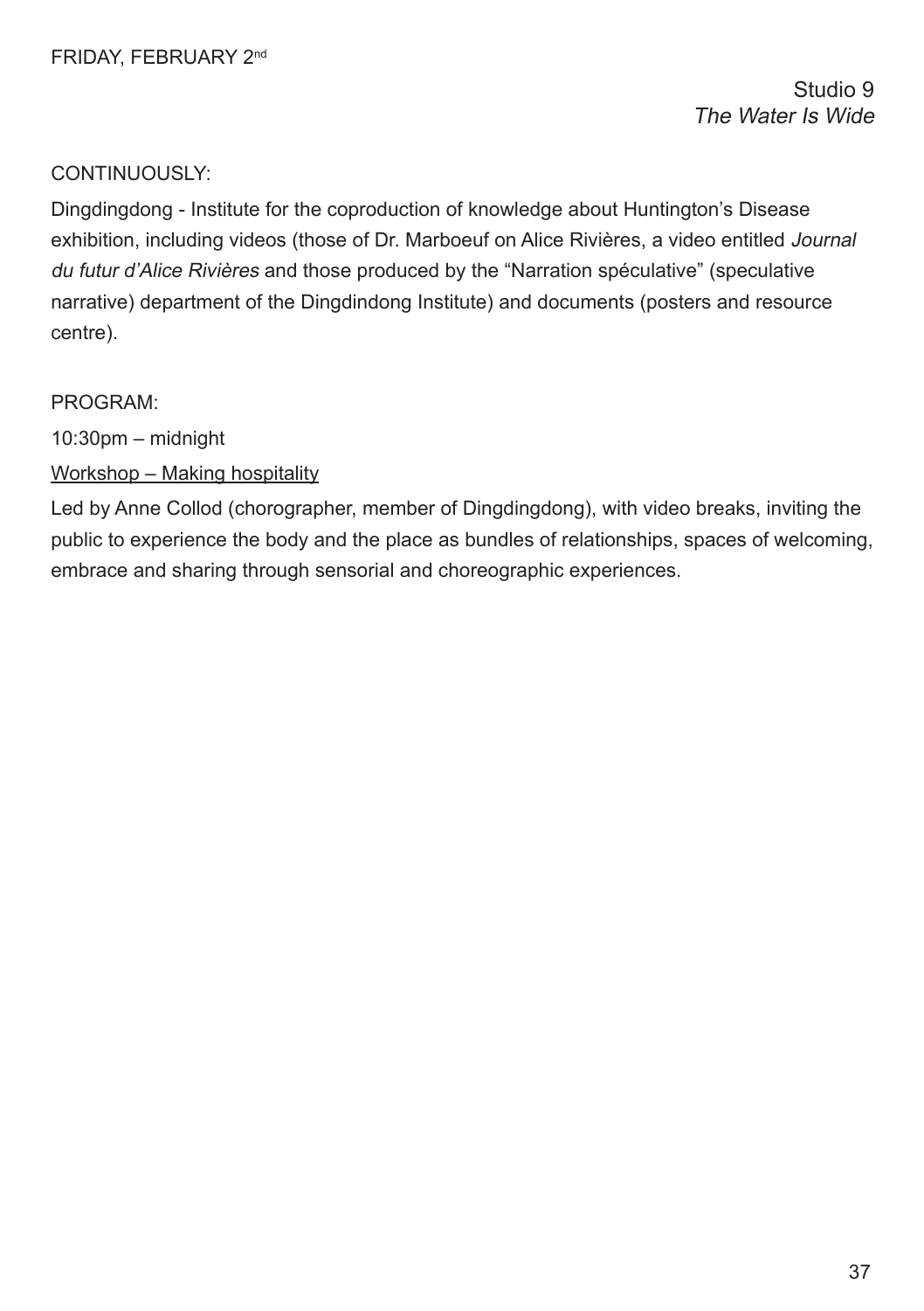FRIDAY, FEBRUARY 2nd

Studio 9
*The Water Is Wide*

CONTINUOUSLY:

Dingdingdong - Institute for the coproduction of knowledge about Huntington's Disease exhibition, including videos (those of Dr. Marboeuf on Alice Rivières, a video entitled *Journal du futur d'Alice Rivières* and those produced by the "Narration spéculative" (speculative narrative) department of the Dingdindong Institute) and documents (posters and resource centre).

PROGRAM:

10:30pm – midnight

<u>Workshop – Making hospitality</u>

Led by Anne Collod (chorographer, member of Dingdingdong), with video breaks, inviting the public to experience the body and the place as bundles of relationships, spaces of welcoming, embrace and sharing through sensorial and choreographic experiences.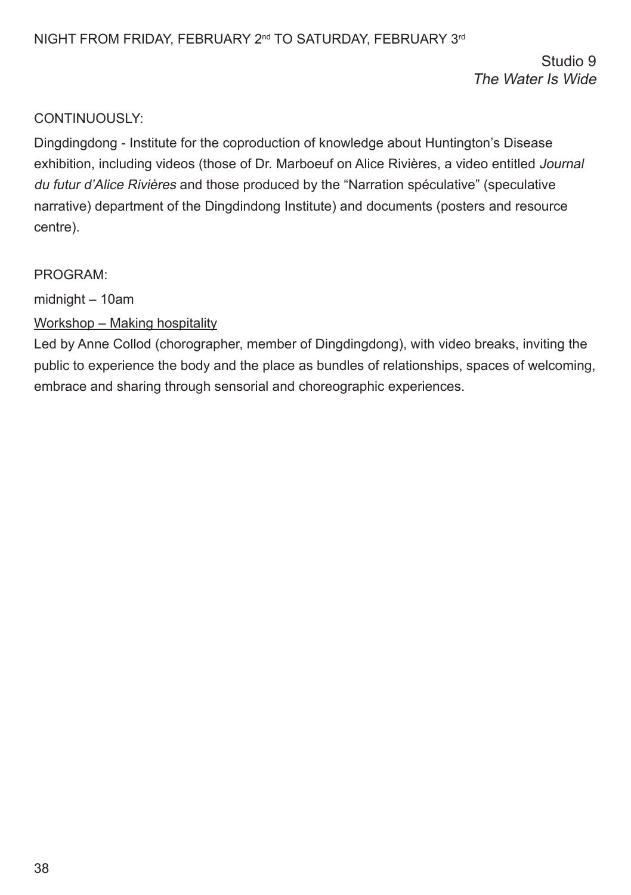NIGHT FROM FRIDAY, FEBRUARY 2nd TO SATURDAY, FEBRUARY 3rd

Studio 9
*The Water Is Wide*

CONTINUOUSLY:

Dingdingdong - Institute for the coproduction of knowledge about Huntington's Disease exhibition, including videos (those of Dr. Marboeuf on Alice Rivières, a video entitled *Journal du futur d'Alice Rivières* and those produced by the "Narration spéculative" (speculative narrative) department of the Dingdindong Institute) and documents (posters and resource centre).

PROGRAM:

midnight – 10am

<u>Workshop – Making hospitality</u>

Led by Anne Collod (chorographer, member of Dingdingdong), with video breaks, inviting the public to experience the body and the place as bundles of relationships, spaces of welcoming, embrace and sharing through sensorial and choreographic experiences.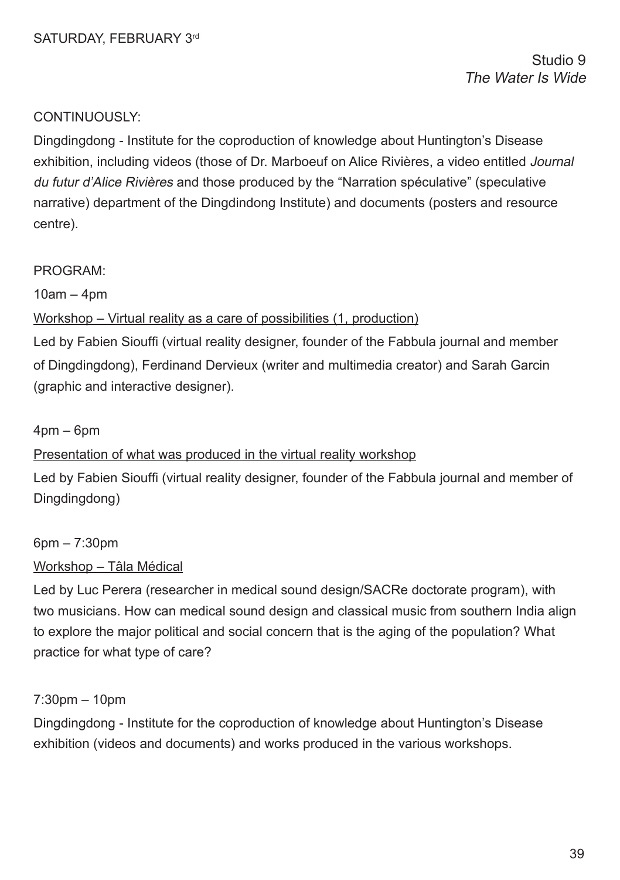SATURDAY, FEBRUARY 3rd

Studio 9
*The Water Is Wide*

CONTINUOUSLY:

Dingdingdong - Institute for the coproduction of knowledge about Huntington's Disease exhibition, including videos (those of Dr. Marboeuf on Alice Rivières, a video entitled *Journal du futur d'Alice Rivières* and those produced by the "Narration spéculative" (speculative narrative) department of the Dingdindong Institute) and documents (posters and resource centre).

PROGRAM:

10am – 4pm

Workshop – Virtual reality as a care of possibilities (1, production)

Led by Fabien Siouffi (virtual reality designer, founder of the Fabbula journal and member of Dingdingdong), Ferdinand Dervieux (writer and multimedia creator) and Sarah Garcin (graphic and interactive designer).

4pm – 6pm

Presentation of what was produced in the virtual reality workshop

Led by Fabien Siouffi (virtual reality designer, founder of the Fabbula journal and member of Dingdingdong)

6pm – 7:30pm

Workshop – Tâla Médical

Led by Luc Perera (researcher in medical sound design/SACRe doctorate program), with two musicians. How can medical sound design and classical music from southern India align to explore the major political and social concern that is the aging of the population? What practice for what type of care?

7:30pm – 10pm

Dingdingdong - Institute for the coproduction of knowledge about Huntington's Disease exhibition (videos and documents) and works produced in the various workshops.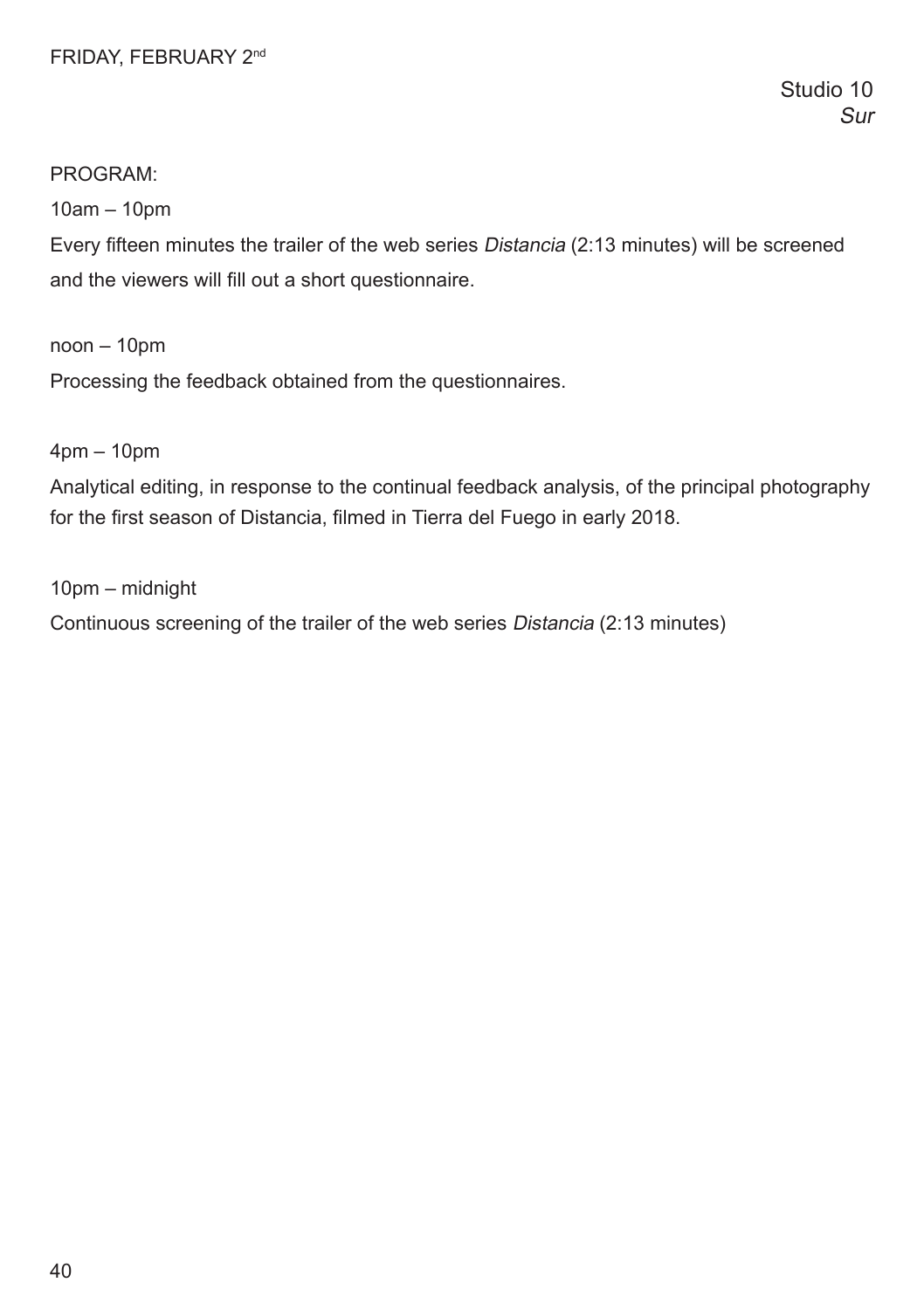FRIDAY, FEBRUARY 2nd

Studio 10
*Sur*

PROGRAM:

10am – 10pm

Every fifteen minutes the trailer of the web series *Distancia* (2:13 minutes) will be screened and the viewers will fill out a short questionnaire.

noon – 10pm

Processing the feedback obtained from the questionnaires.

4pm – 10pm

Analytical editing, in response to the continual feedback analysis, of the principal photography for the first season of Distancia, filmed in Tierra del Fuego in early 2018.

10pm – midnight

Continuous screening of the trailer of the web series *Distancia* (2:13 minutes)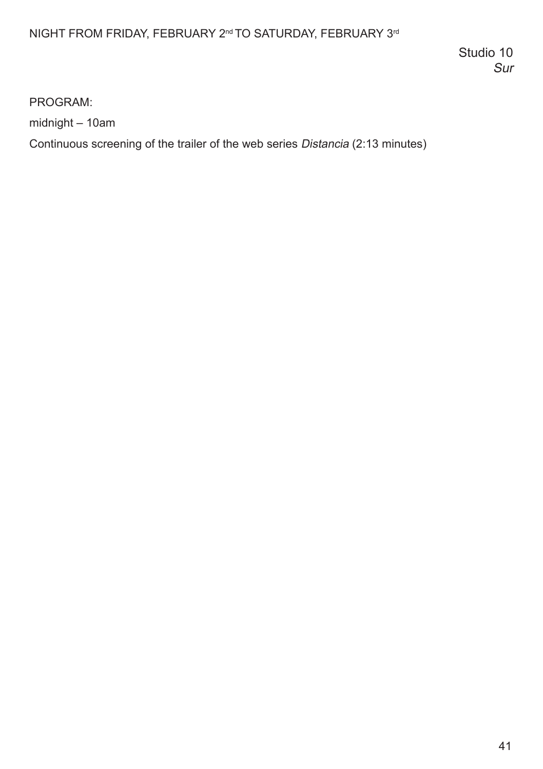NIGHT FROM FRIDAY, FEBRUARY 2nd TO SATURDAY, FEBRUARY 3rd

Studio 10
*Sur*

PROGRAM:

midnight – 10am

Continuous screening of the trailer of the web series *Distancia* (2:13 minutes)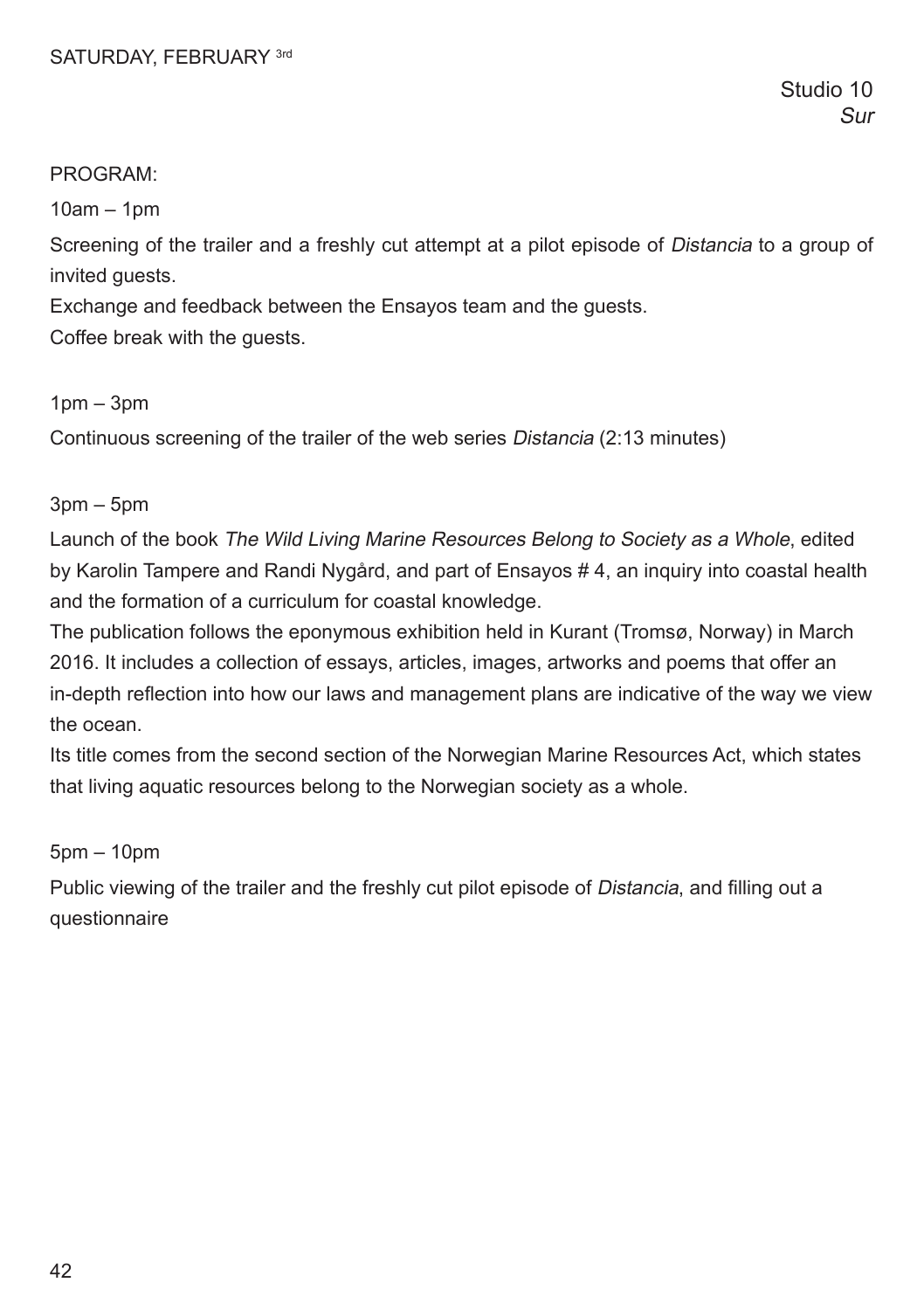SATURDAY, FEBRUARY 3rd

Studio 10
*Sur*

PROGRAM:

10am – 1pm

Screening of the trailer and a freshly cut attempt at a pilot episode of *Distancia* to a group of invited guests.
Exchange and feedback between the Ensayos team and the guests.
Coffee break with the guests.

1pm – 3pm

Continuous screening of the trailer of the web series *Distancia* (2:13 minutes)

3pm – 5pm

Launch of the book *The Wild Living Marine Resources Belong to Society as a Whole*, edited by Karolin Tampere and Randi Nygård, and part of Ensayos # 4, an inquiry into coastal health and the formation of a curriculum for coastal knowledge.
The publication follows the eponymous exhibition held in Kurant (Tromsø, Norway) in March 2016. It includes a collection of essays, articles, images, artworks and poems that offer an in-depth reflection into how our laws and management plans are indicative of the way we view the ocean.
Its title comes from the second section of the Norwegian Marine Resources Act, which states that living aquatic resources belong to the Norwegian society as a whole.

5pm – 10pm

Public viewing of the trailer and the freshly cut pilot episode of *Distancia*, and filling out a questionnaire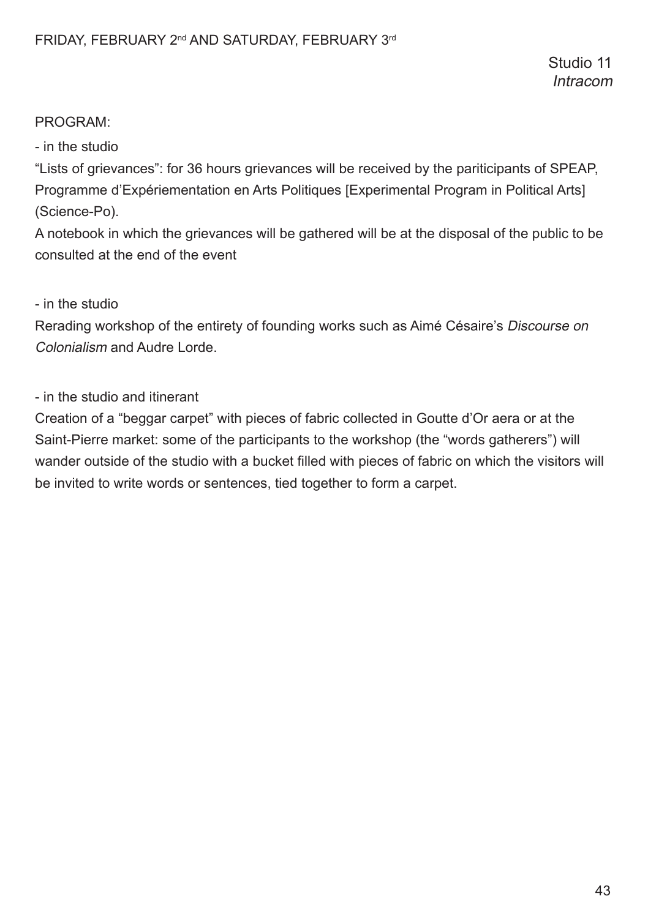FRIDAY, FEBRUARY 2nd AND SATURDAY, FEBRUARY 3rd

Studio 11
*Intracom*

PROGRAM:

- in the studio

“Lists of grievances”: for 36 hours grievances will be received by the pariticipants of SPEAP, Programme d’Expériementation en Arts Politiques [Experimental Program in Political Arts] (Science-Po).

A notebook in which the grievances will be gathered will be at the disposal of the public to be consulted at the end of the event

- in the studio

Rerading workshop of the entirety of founding works such as Aimé Césaire’s *Discourse on Colonialism* and Audre Lorde.

- in the studio and itinerant

Creation of a “beggar carpet” with pieces of fabric collected in Goutte d’Or aera or at the Saint-Pierre market: some of the participants to the workshop (the “words gatherers”) will wander outside of the studio with a bucket filled with pieces of fabric on which the visitors will be invited to write words or sentences, tied together to form a carpet.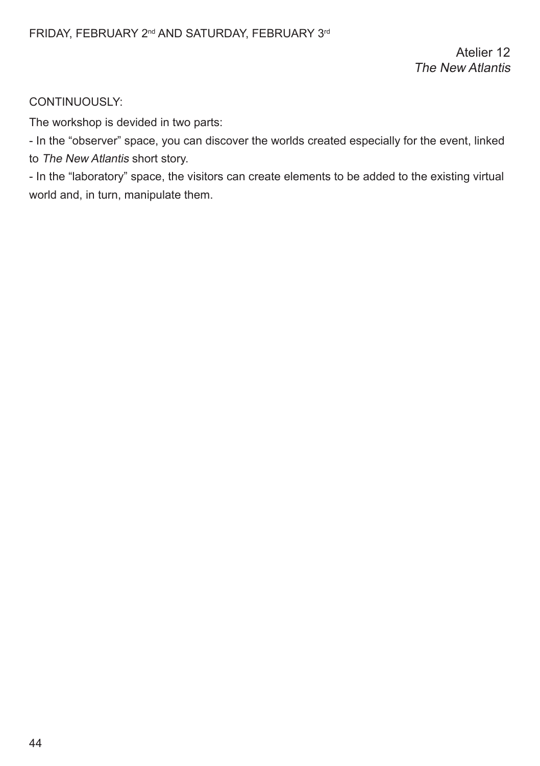FRIDAY, FEBRUARY 2nd AND SATURDAY, FEBRUARY 3rd

Atelier 12
*The New Atlantis*

CONTINUOUSLY:

The workshop is devided in two parts:

- In the “observer” space, you can discover the worlds created especially for the event, linked to *The New Atlantis* short story.
- In the “laboratory” space, the visitors can create elements to be added to the existing virtual world and, in turn, manipulate them.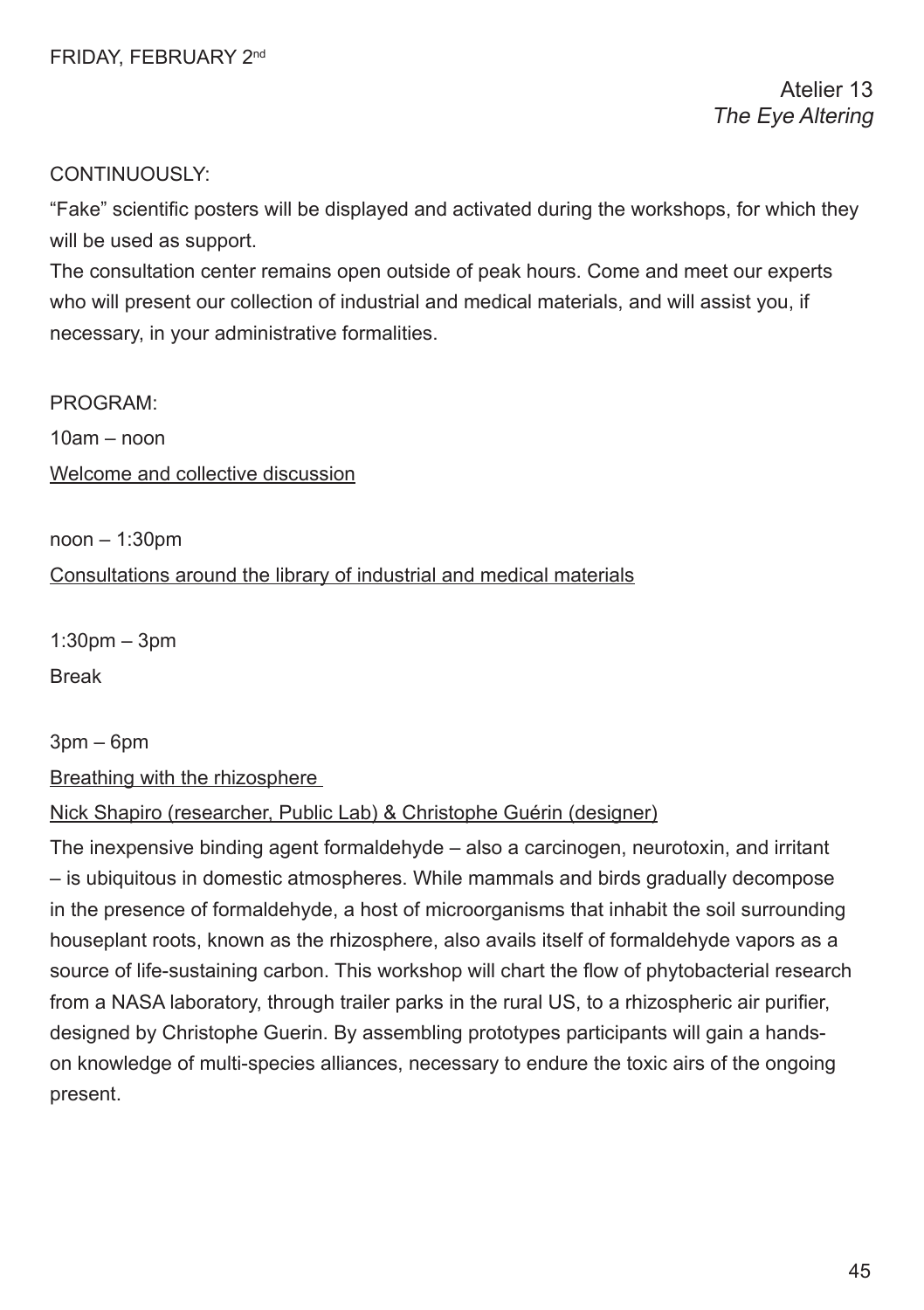FRIDAY, FEBRUARY 2nd

Atelier 13
*The Eye Altering*

CONTINUOUSLY:

“Fake” scientific posters will be displayed and activated during the workshops, for which they will be used as support.
The consultation center remains open outside of peak hours. Come and meet our experts who will present our collection of industrial and medical materials, and will assist you, if necessary, in your administrative formalities.

PROGRAM:

10am – noon
Welcome and collective discussion

noon – 1:30pm
Consultations around the library of industrial and medical materials

1:30pm – 3pm
Break

3pm – 6pm
Breathing with the rhizosphere
Nick Shapiro (researcher, Public Lab) & Christophe Guérin (designer)

The inexpensive binding agent formaldehyde – also a carcinogen, neurotoxin, and irritant – is ubiquitous in domestic atmospheres. While mammals and birds gradually decompose in the presence of formaldehyde, a host of microorganisms that inhabit the soil surrounding houseplant roots, known as the rhizosphere, also avails itself of formaldehyde vapors as a source of life-sustaining carbon. This workshop will chart the flow of phytobacterial research from a NASA laboratory, through trailer parks in the rural US, to a rhizospheric air purifier, designed by Christophe Guerin. By assembling prototypes participants will gain a hands-on knowledge of multi-species alliances, necessary to endure the toxic airs of the ongoing present.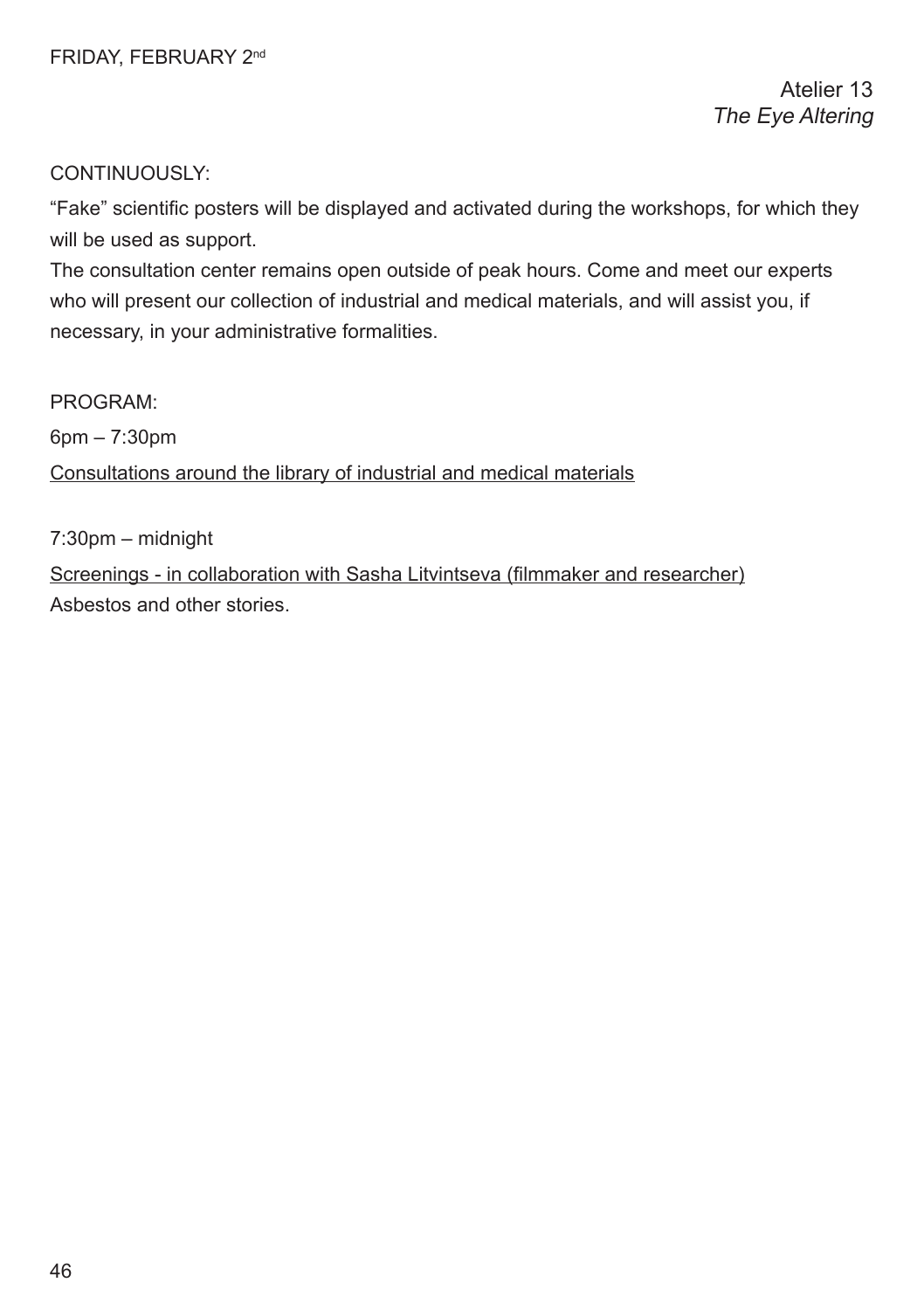FRIDAY, FEBRUARY 2nd

Atelier 13
*The Eye Altering*

CONTINUOUSLY:

"Fake" scientific posters will be displayed and activated during the workshops, for which they will be used as support.
The consultation center remains open outside of peak hours. Come and meet our experts who will present our collection of industrial and medical materials, and will assist you, if necessary, in your administrative formalities.

PROGRAM:

6pm – 7:30pm

<u>Consultations around the library of industrial and medical materials</u>

7:30pm – midnight

<u>Screenings - in collaboration with Sasha Litvintseva (filmmaker and researcher)</u>
Asbestos and other stories.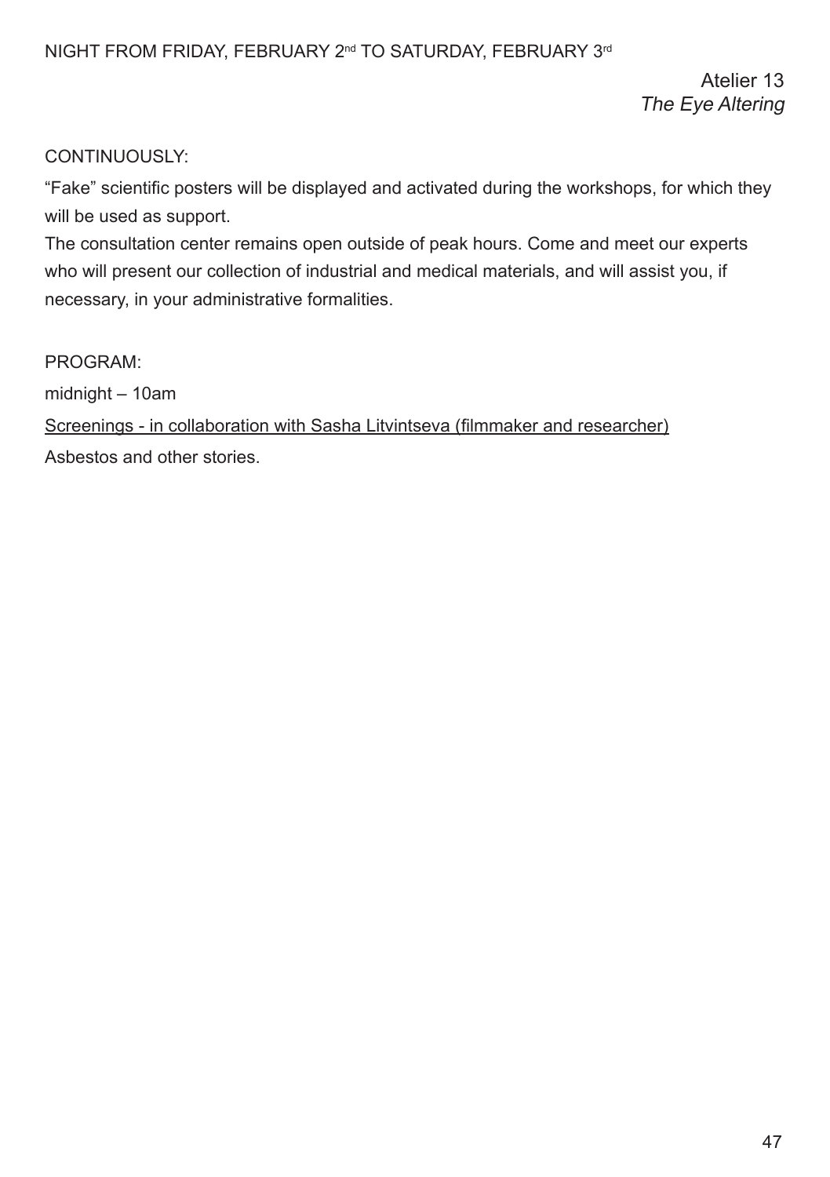NIGHT FROM FRIDAY, FEBRUARY 2nd TO SATURDAY, FEBRUARY 3rd

Atelier 13
*The Eye Altering*

CONTINUOUSLY:

“Fake” scientific posters will be displayed and activated during the workshops, for which they will be used as support.
The consultation center remains open outside of peak hours. Come and meet our experts who will present our collection of industrial and medical materials, and will assist you, if necessary, in your administrative formalities.

PROGRAM:

midnight – 10am

<u>Screenings - in collaboration with Sasha Litvintseva (filmmaker and researcher)</u>

Asbestos and other stories.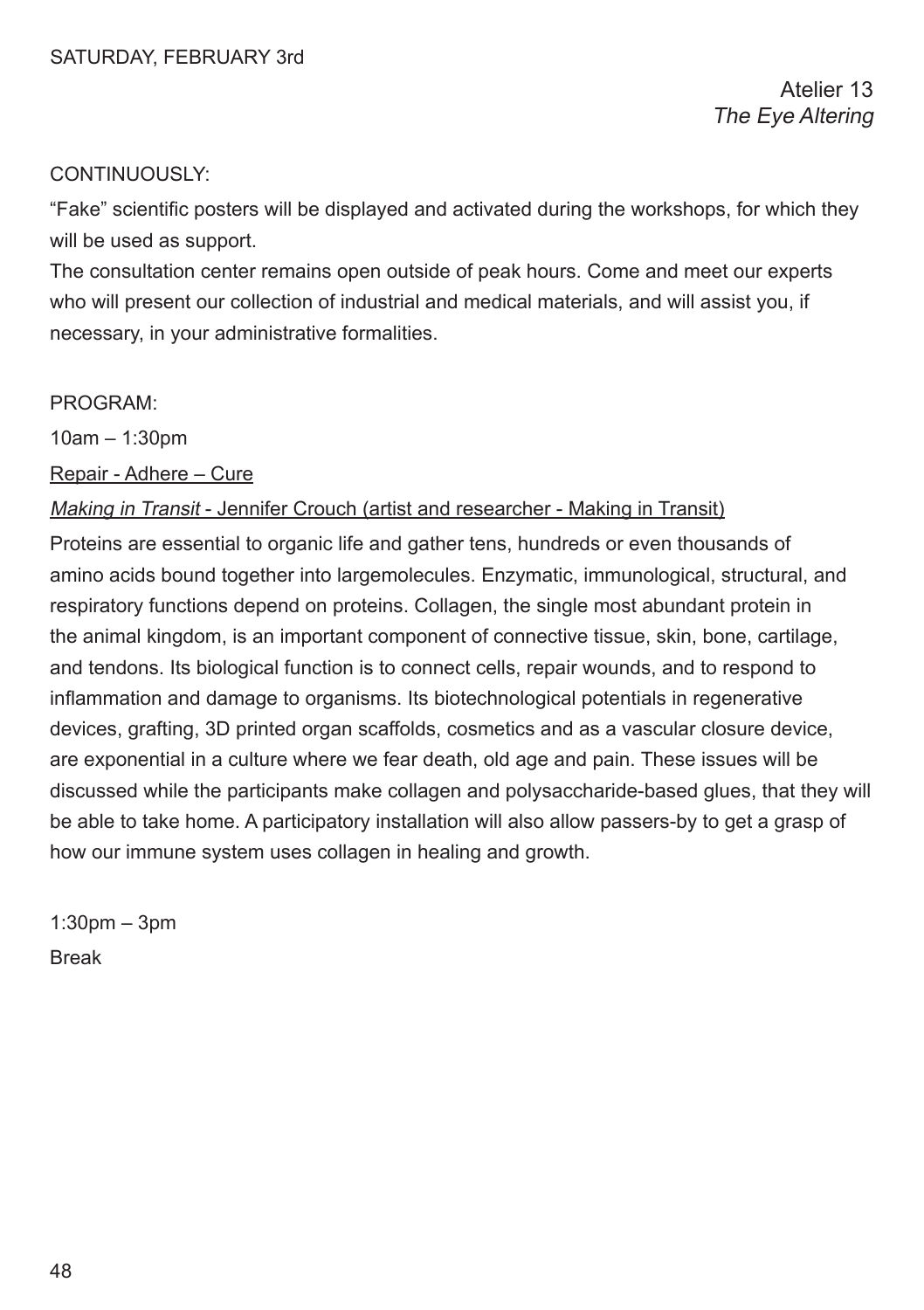SATURDAY, FEBRUARY 3rd

Atelier 13
*The Eye Altering*

CONTINUOUSLY:

“Fake” scientific posters will be displayed and activated during the workshops, for which they will be used as support.
The consultation center remains open outside of peak hours. Come and meet our experts who will present our collection of industrial and medical materials, and will assist you, if necessary, in your administrative formalities.

PROGRAM:

10am – 1:30pm

<u>Repair - Adhere – Cure</u>

<u>*Making in Transit* - Jennifer Crouch (artist and researcher - Making in Transit)</u>

Proteins are essential to organic life and gather tens, hundreds or even thousands of amino acids bound together into largemolecules. Enzymatic, immunological, structural, and respiratory functions depend on proteins. Collagen, the single most abundant protein in the animal kingdom, is an important component of connective tissue, skin, bone, cartilage, and tendons. Its biological function is to connect cells, repair wounds, and to respond to inflammation and damage to organisms. Its biotechnological potentials in regenerative devices, grafting, 3D printed organ scaffolds, cosmetics and as a vascular closure device, are exponential in a culture where we fear death, old age and pain. These issues will be discussed while the participants make collagen and polysaccharide-based glues, that they will be able to take home. A participatory installation will also allow passers-by to get a grasp of how our immune system uses collagen in healing and growth.

1:30pm – 3pm
Break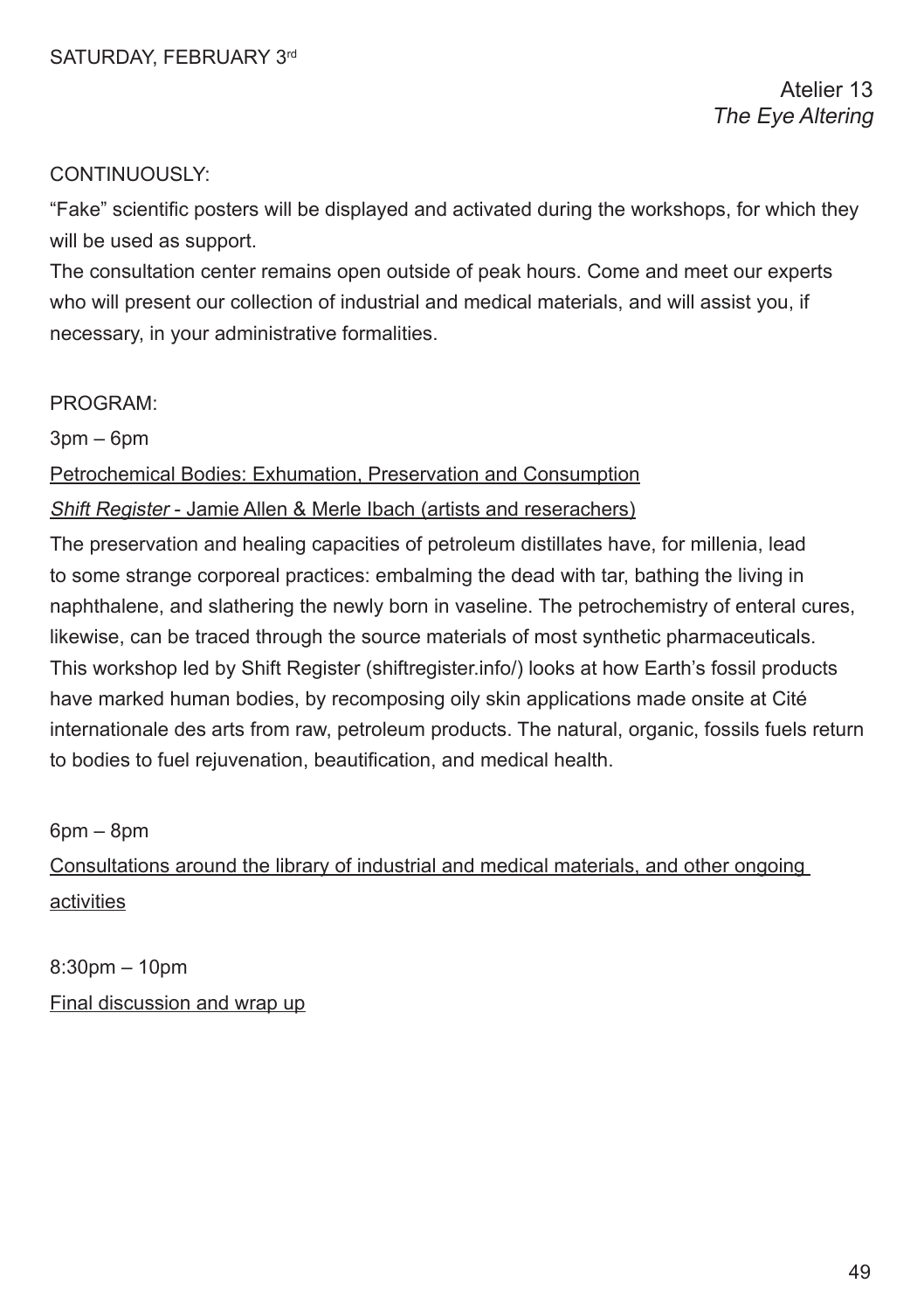SATURDAY, FEBRUARY 3rd

Atelier 13
*The Eye Altering*

CONTINUOUSLY:

"Fake" scientific posters will be displayed and activated during the workshops, for which they will be used as support.
The consultation center remains open outside of peak hours. Come and meet our experts who will present our collection of industrial and medical materials, and will assist you, if necessary, in your administrative formalities.

PROGRAM:

3pm – 6pm

Petrochemical Bodies: Exhumation, Preservation and Consumption

*Shift Register* - Jamie Allen & Merle Ibach (artists and reserachers)

The preservation and healing capacities of petroleum distillates have, for millenia, lead to some strange corporeal practices: embalming the dead with tar, bathing the living in naphthalene, and slathering the newly born in vaseline. The petrochemistry of enteral cures, likewise, can be traced through the source materials of most synthetic pharmaceuticals. This workshop led by Shift Register (shiftregister.info/) looks at how Earth's fossil products have marked human bodies, by recomposing oily skin applications made onsite at Cité internationale des arts from raw, petroleum products. The natural, organic, fossils fuels return to bodies to fuel rejuvenation, beautification, and medical health.

6pm – 8pm

Consultations around the library of industrial and medical materials, and other ongoing activities

8:30pm – 10pm

Final discussion and wrap up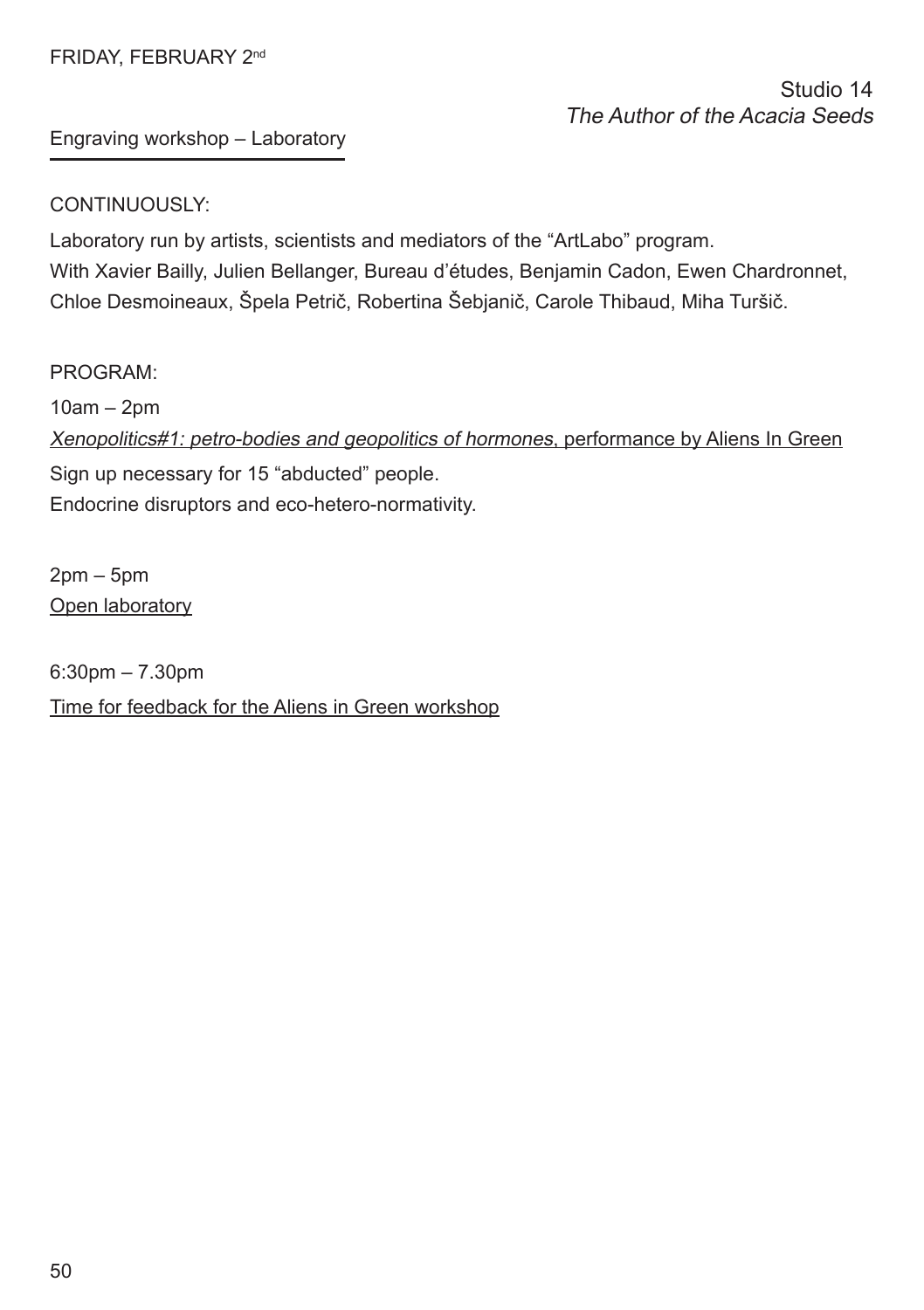FRIDAY, FEBRUARY 2nd

Studio 14
*The Author of the Acacia Seeds*

Engraving workshop – Laboratory

CONTINUOUSLY:

Laboratory run by artists, scientists and mediators of the "ArtLabo" program.
With Xavier Bailly, Julien Bellanger, Bureau d'études, Benjamin Cadon, Ewen Chardronnet, Chloe Desmoineaux, Špela Petrič, Robertina Šebjanič, Carole Thibaud, Miha Turšič.

PROGRAM:

10am – 2pm
*Xenopolitics#1: petro-bodies and geopolitics of hormones*, performance by Aliens In Green
Sign up necessary for 15 "abducted" people.
Endocrine disruptors and eco-hetero-normativity.

2pm – 5pm
Open laboratory

6:30pm – 7.30pm
Time for feedback for the Aliens in Green workshop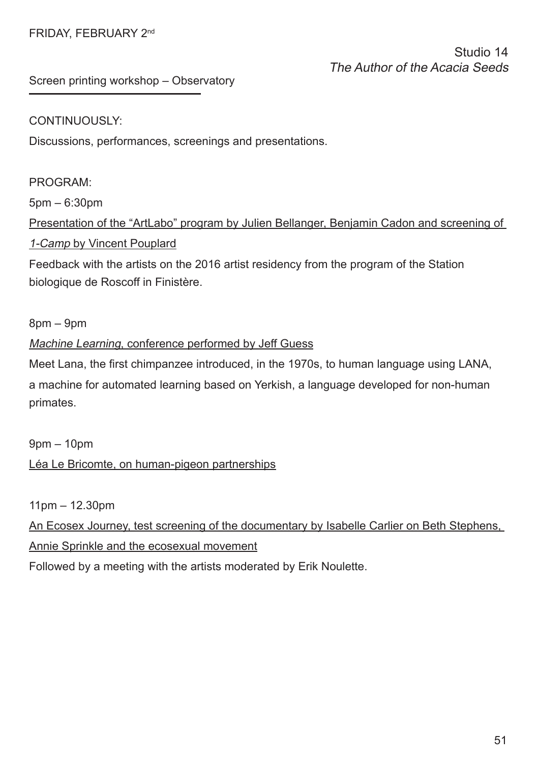FRIDAY, FEBRUARY 2nd

Studio 14
*The Author of the Acacia Seeds*

Screen printing workshop – Observatory

CONTINUOUSLY:

Discussions, performances, screenings and presentations.

PROGRAM:

5pm – 6:30pm

Presentation of the "ArtLabo" program by Julien Bellanger, Benjamin Cadon and screening of *1-Camp* by Vincent Pouplard

Feedback with the artists on the 2016 artist residency from the program of the Station biologique de Roscoff in Finistère.

8pm – 9pm

*Machine Learning*, conference performed by Jeff Guess

Meet Lana, the first chimpanzee introduced, in the 1970s, to human language using LANA, a machine for automated learning based on Yerkish, a language developed for non-human primates.

9pm – 10pm

Léa Le Bricomte, on human-pigeon partnerships

11pm – 12.30pm

An Ecosex Journey, test screening of the documentary by Isabelle Carlier on Beth Stephens, Annie Sprinkle and the ecosexual movement

Followed by a meeting with the artists moderated by Erik Noulette.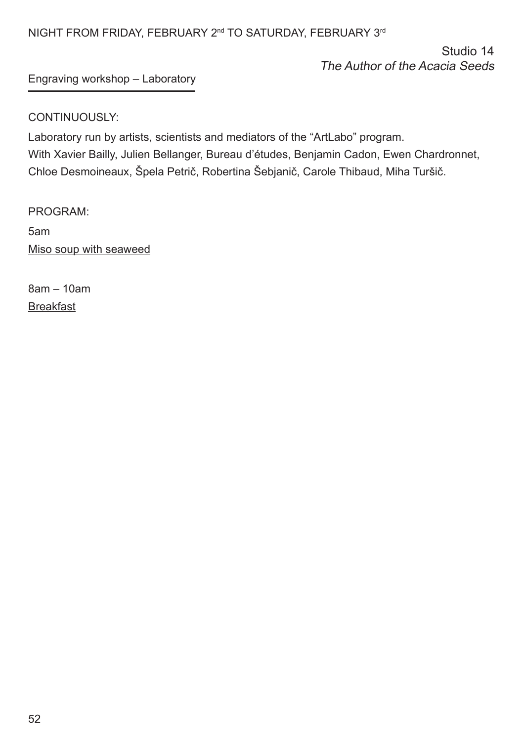NIGHT FROM FRIDAY, FEBRUARY 2nd TO SATURDAY, FEBRUARY 3rd

Studio 14
*The Author of the Acacia Seeds*

Engraving workshop – Laboratory

CONTINUOUSLY:

Laboratory run by artists, scientists and mediators of the “ArtLabo” program.
With Xavier Bailly, Julien Bellanger, Bureau d’études, Benjamin Cadon, Ewen Chardronnet, Chloe Desmoineaux, Špela Petrič, Robertina Šebjanič, Carole Thibaud, Miha Turšič.

PROGRAM:

5am
Miso soup with seaweed

8am – 10am
Breakfast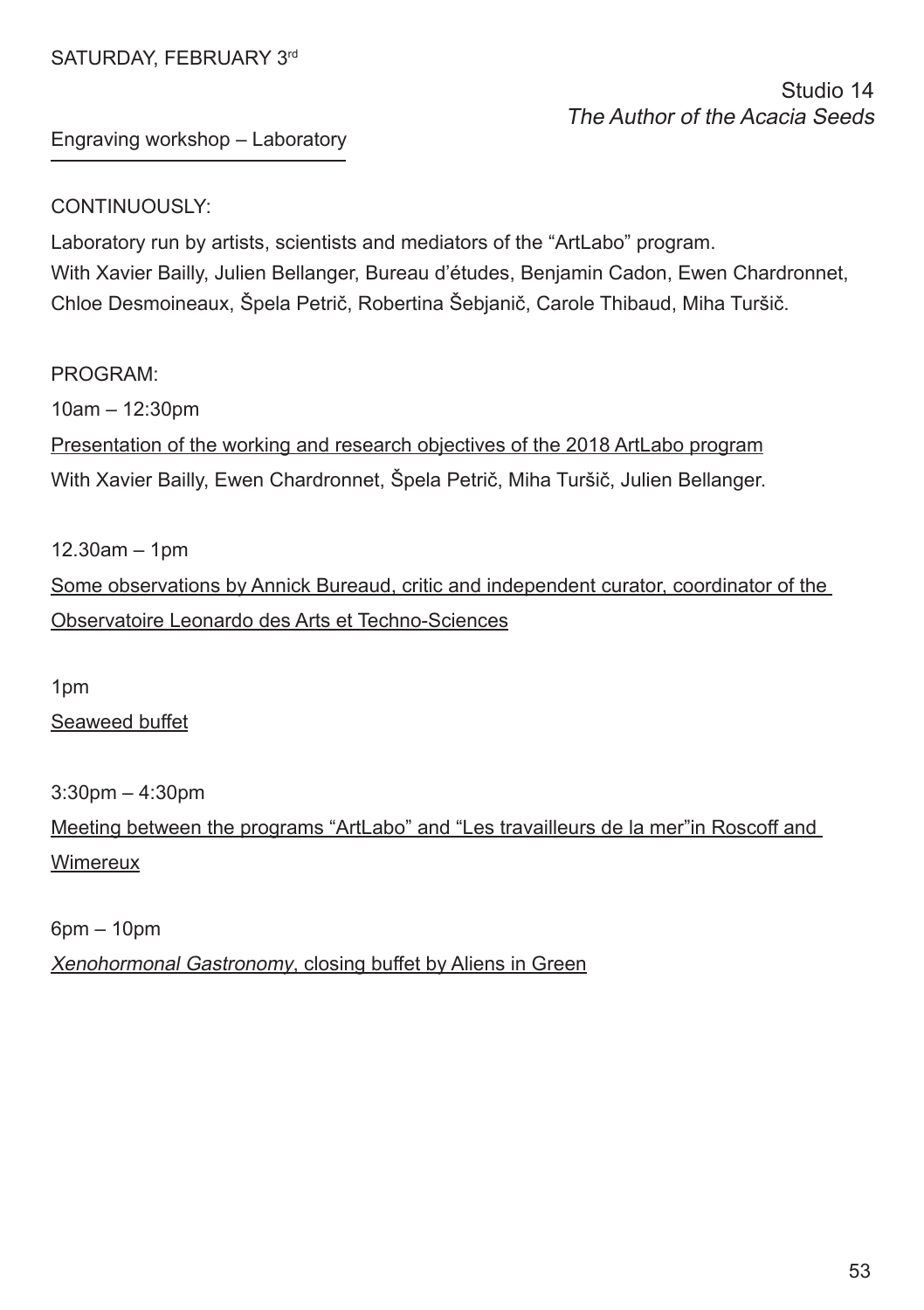SATURDAY, FEBRUARY 3rd

Studio 14
*The Author of the Acacia Seeds*

Engraving workshop – Laboratory

CONTINUOUSLY:

Laboratory run by artists, scientists and mediators of the "ArtLabo" program.
With Xavier Bailly, Julien Bellanger, Bureau d'études, Benjamin Cadon, Ewen Chardronnet, Chloe Desmoineaux, Špela Petrič, Robertina Šebjanič, Carole Thibaud, Miha Turšič.

PROGRAM:

10am – 12:30pm

Presentation of the working and research objectives of the 2018 ArtLabo program
With Xavier Bailly, Ewen Chardronnet, Špela Petrič, Miha Turšič, Julien Bellanger.

12.30am – 1pm

Some observations by Annick Bureaud, critic and independent curator, coordinator of the Observatoire Leonardo des Arts et Techno-Sciences

1pm

Seaweed buffet

3:30pm – 4:30pm

Meeting between the programs "ArtLabo" and "Les travailleurs de la mer"in Roscoff and Wimereux

6pm – 10pm

*Xenohormonal Gastronomy*, closing buffet by Aliens in Green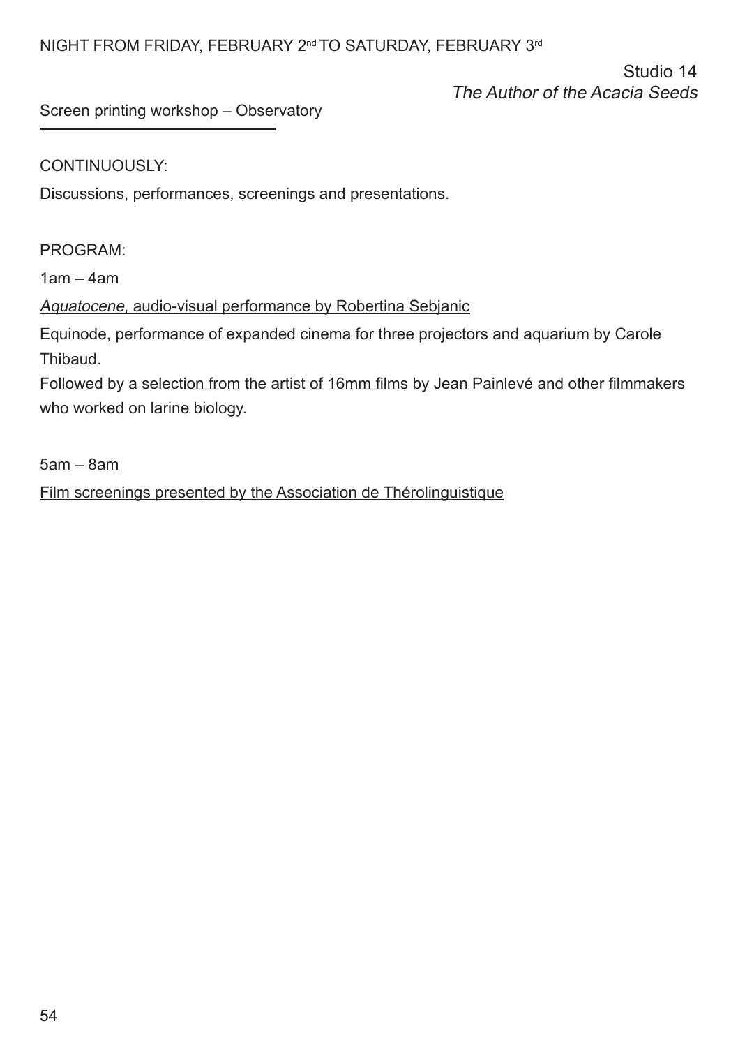NIGHT FROM FRIDAY, FEBRUARY 2nd TO SATURDAY, FEBRUARY 3rd

Studio 14
*The Author of the Acacia Seeds*

Screen printing workshop – Observatory

CONTINUOUSLY:

Discussions, performances, screenings and presentations.

PROGRAM:

1am – 4am

*Aquatocene*, audio-visual performance by Robertina Sebjanic

Equinode, performance of expanded cinema for three projectors and aquarium by Carole Thibaud.

Followed by a selection from the artist of 16mm films by Jean Painlevé and other filmmakers who worked on larine biology.

5am – 8am

Film screenings presented by the Association de Thérolinguistique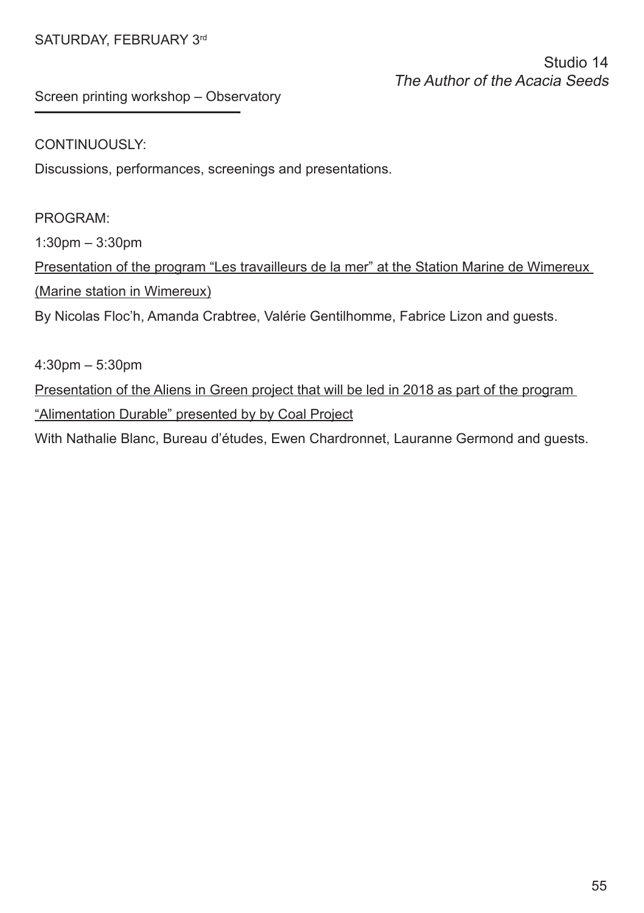SATURDAY, FEBRUARY 3rd

Studio 14
*The Author of the Acacia Seeds*

Screen printing workshop – Observatory

CONTINUOUSLY:

Discussions, performances, screenings and presentations.

PROGRAM:

1:30pm – 3:30pm

Presentation of the program "Les travailleurs de la mer" at the Station Marine de Wimereux (Marine station in Wimereux)

By Nicolas Floc'h, Amanda Crabtree, Valérie Gentilhomme, Fabrice Lizon and guests.

4:30pm – 5:30pm

Presentation of the Aliens in Green project that will be led in 2018 as part of the program "Alimentation Durable" presented by by Coal Project

With Nathalie Blanc, Bureau d'études, Ewen Chardronnet, Lauranne Germond and guests.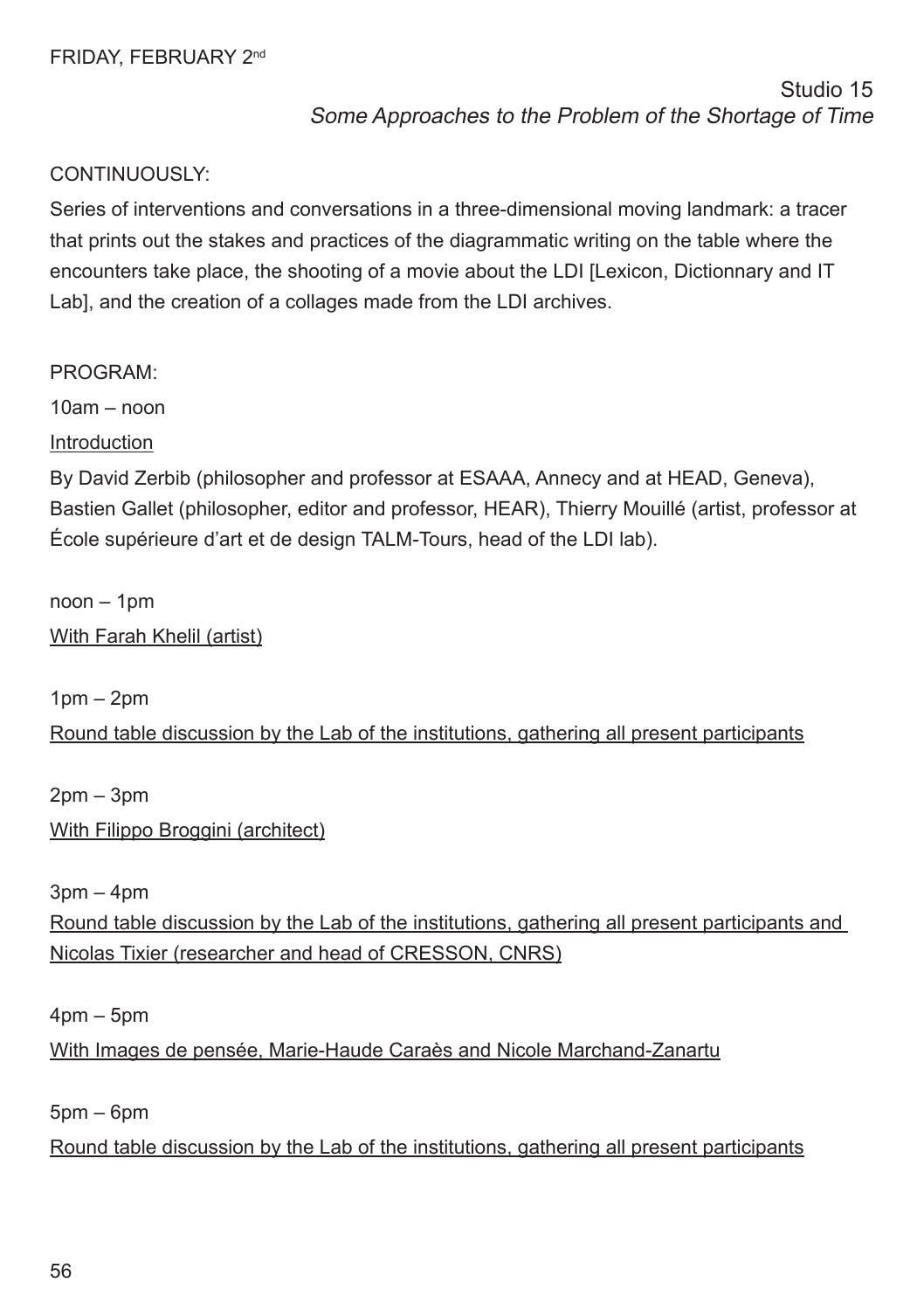FRIDAY, FEBRUARY 2nd

Studio 15
*Some Approaches to the Problem of the Shortage of Time*

CONTINUOUSLY:

Series of interventions and conversations in a three-dimensional moving landmark: a tracer that prints out the stakes and practices of the diagrammatic writing on the table where the encounters take place, the shooting of a movie about the LDI [Lexicon, Dictionnary and IT Lab], and the creation of a collages made from the LDI archives.

PROGRAM:

10am – noon

Introduction

By David Zerbib (philosopher and professor at ESAAA, Annecy and at HEAD, Geneva), Bastien Gallet (philosopher, editor and professor, HEAR), Thierry Mouillé (artist, professor at École supérieure d'art et de design TALM-Tours, head of the LDI lab).

noon – 1pm

With Farah Khelil (artist)

1pm – 2pm

Round table discussion by the Lab of the institutions, gathering all present participants

2pm – 3pm

With Filippo Broggini (architect)

3pm – 4pm

Round table discussion by the Lab of the institutions, gathering all present participants and Nicolas Tixier (researcher and head of CRESSON, CNRS)

4pm – 5pm

With Images de pensée, Marie-Haude Caraès and Nicole Marchand-Zanartu

5pm – 6pm

Round table discussion by the Lab of the institutions, gathering all present participants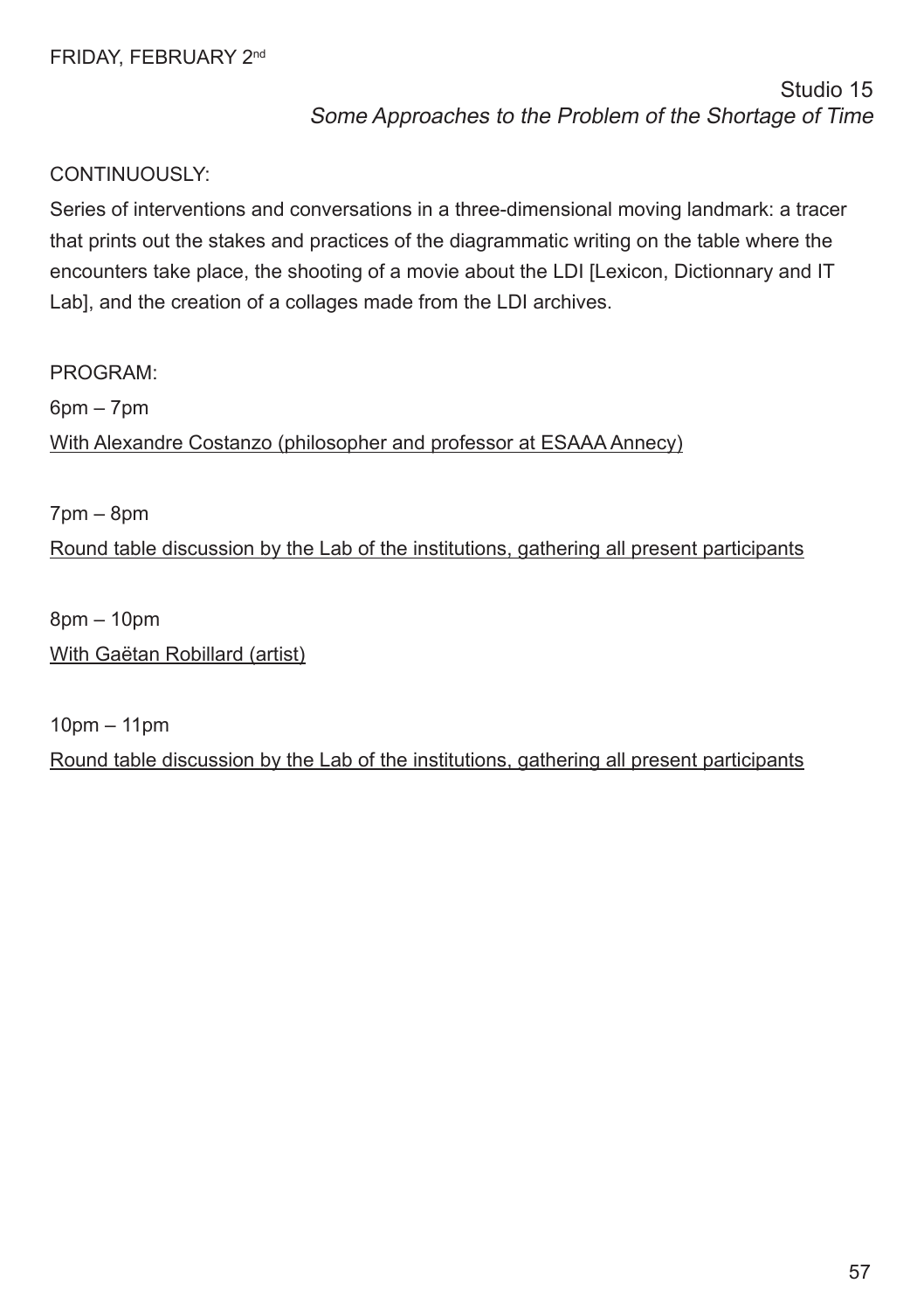FRIDAY, FEBRUARY 2nd

Studio 15

*Some Approaches to the Problem of the Shortage of Time*

CONTINUOUSLY:

Series of interventions and conversations in a three-dimensional moving landmark: a tracer that prints out the stakes and practices of the diagrammatic writing on the table where the encounters take place, the shooting of a movie about the LDI [Lexicon, Dictionnary and IT Lab], and the creation of a collages made from the LDI archives.

PROGRAM:

6pm – 7pm

With Alexandre Costanzo (philosopher and professor at ESAAA Annecy)

7pm – 8pm

Round table discussion by the Lab of the institutions, gathering all present participants

8pm – 10pm

With Gaëtan Robillard (artist)

10pm – 11pm

Round table discussion by the Lab of the institutions, gathering all present participants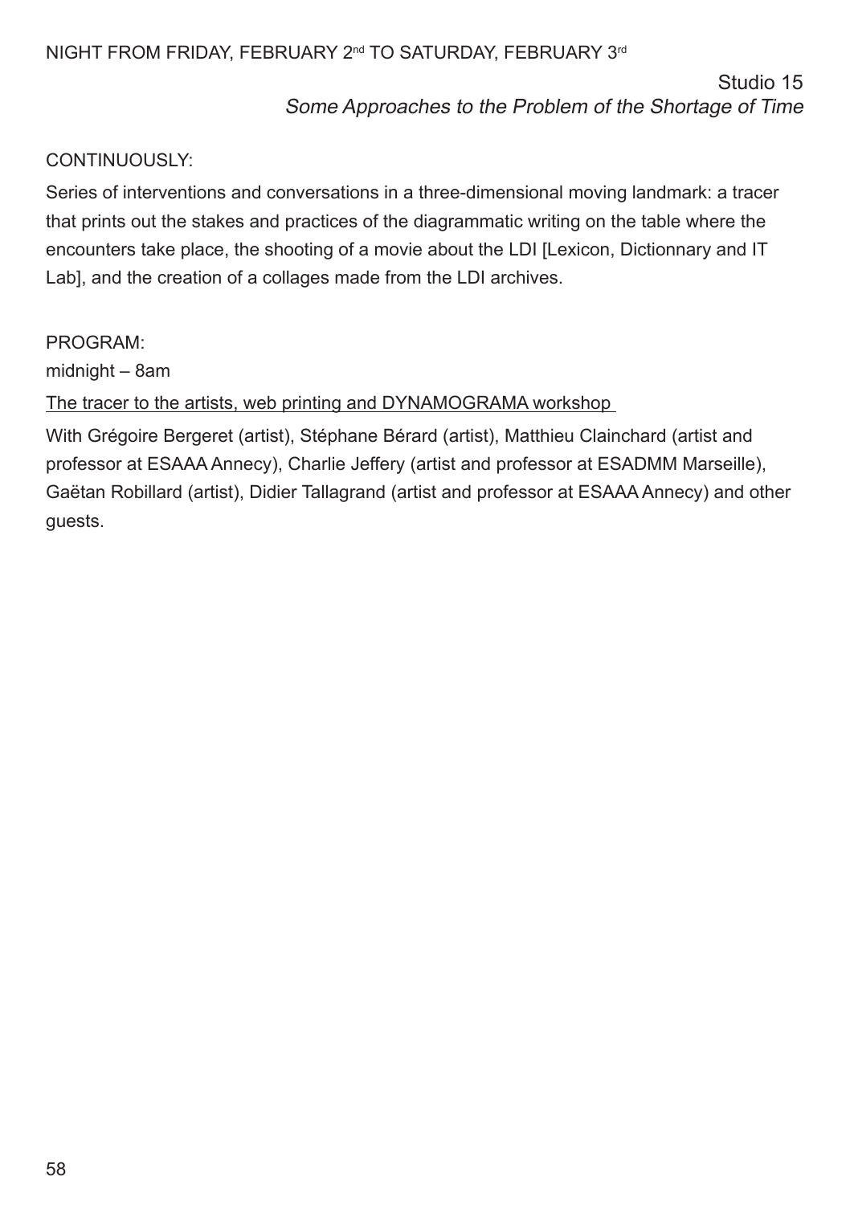NIGHT FROM FRIDAY, FEBRUARY 2nd TO SATURDAY, FEBRUARY 3rd

Studio 15
*Some Approaches to the Problem of the Shortage of Time*

CONTINUOUSLY:

Series of interventions and conversations in a three-dimensional moving landmark: a tracer that prints out the stakes and practices of the diagrammatic writing on the table where the encounters take place, the shooting of a movie about the LDI [Lexicon, Dictionnary and IT Lab], and the creation of a collages made from the LDI archives.

PROGRAM:

midnight – 8am

The tracer to the artists, web printing and DYNAMOGRAMA workshop

With Grégoire Bergeret (artist), Stéphane Bérard (artist), Matthieu Clainchard (artist and professor at ESAAA Annecy), Charlie Jeffery (artist and professor at ESADMM Marseille), Gaëtan Robillard (artist), Didier Tallagrand (artist and professor at ESAAA Annecy) and other guests.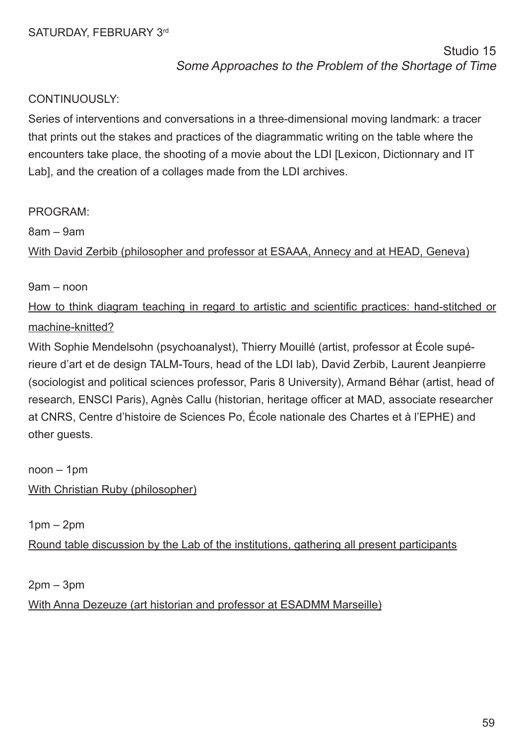SATURDAY, FEBRUARY 3rd

Studio 15
*Some Approaches to the Problem of the Shortage of Time*

CONTINUOUSLY:

Series of interventions and conversations in a three-dimensional moving landmark: a tracer that prints out the stakes and practices of the diagrammatic writing on the table where the encounters take place, the shooting of a movie about the LDI [Lexicon, Dictionnary and IT Lab], and the creation of a collages made from the LDI archives.

PROGRAM:

8am – 9am

With David Zerbib (philosopher and professor at ESAAA, Annecy and at HEAD, Geneva)

9am – noon

How to think diagram teaching in regard to artistic and scientific practices: hand-stitched or machine-knitted?

With Sophie Mendelsohn (psychoanalyst), Thierry Mouillé (artist, professor at École supérieure d'art et de design TALM-Tours, head of the LDI lab), David Zerbib, Laurent Jeanpierre (sociologist and political sciences professor, Paris 8 University), Armand Béhar (artist, head of research, ENSCI Paris), Agnès Callu (historian, heritage officer at MAD, associate researcher at CNRS, Centre d'histoire de Sciences Po, École nationale des Chartes et à l'EPHE) and other guests.

noon – 1pm

With Christian Ruby (philosopher)

1pm – 2pm

Round table discussion by the Lab of the institutions, gathering all present participants

2pm – 3pm

With Anna Dezeuze (art historian and professor at ESADMM Marseille)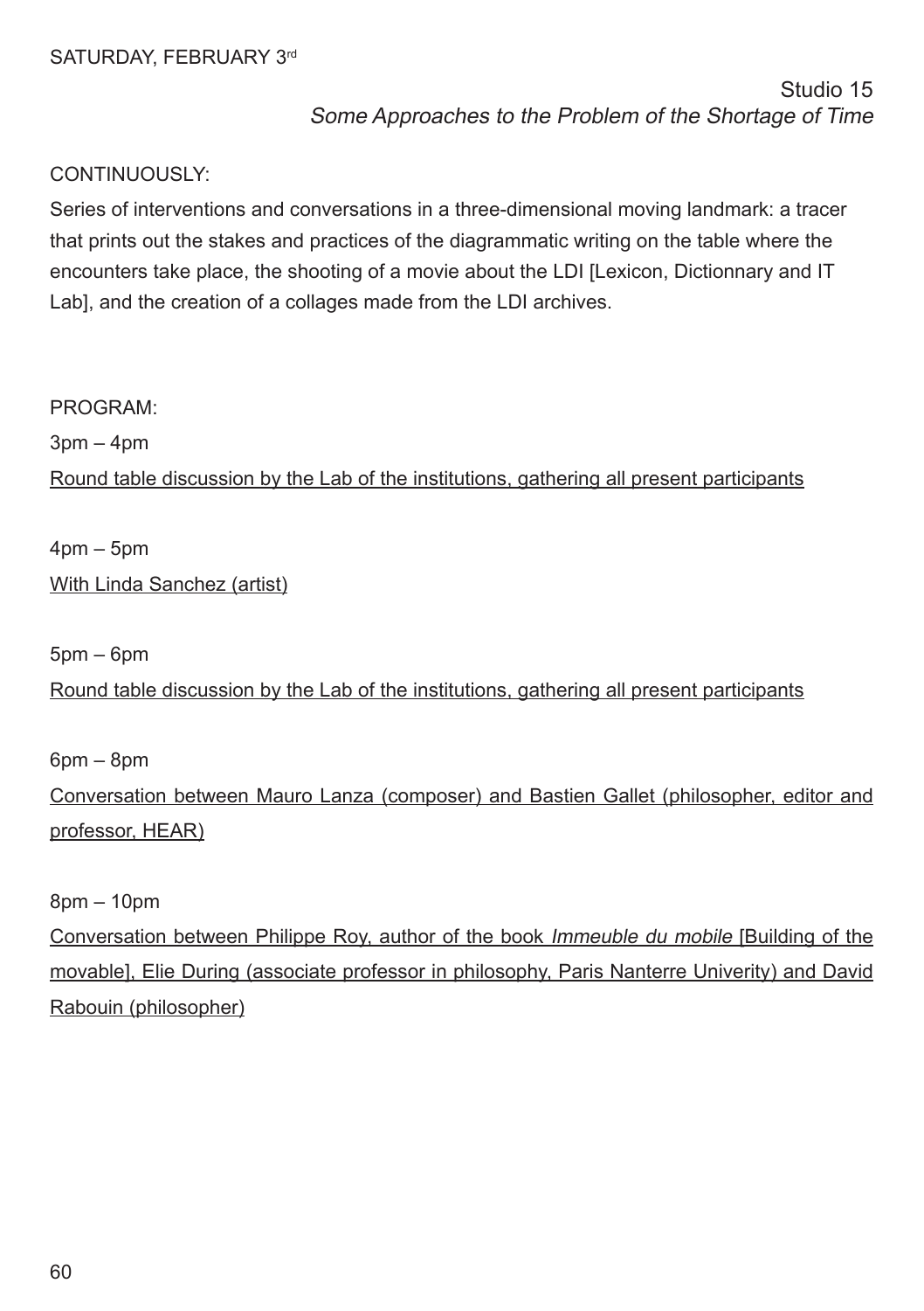SATURDAY, FEBRUARY 3rd

Studio 15

*Some Approaches to the Problem of the Shortage of Time*

CONTINUOUSLY:

Series of interventions and conversations in a three-dimensional moving landmark: a tracer that prints out the stakes and practices of the diagrammatic writing on the table where the encounters take place, the shooting of a movie about the LDI [Lexicon, Dictionnary and IT Lab], and the creation of a collages made from the LDI archives.

PROGRAM:

3pm – 4pm

Round table discussion by the Lab of the institutions, gathering all present participants

4pm – 5pm

With Linda Sanchez (artist)

5pm – 6pm

Round table discussion by the Lab of the institutions, gathering all present participants

6pm – 8pm

Conversation between Mauro Lanza (composer) and Bastien Gallet (philosopher, editor and professor, HEAR)

8pm – 10pm

Conversation between Philippe Roy, author of the book *Immeuble du mobile* [Building of the movable], Elie During (associate professor in philosophy, Paris Nanterre Univerity) and David Rabouin (philosopher)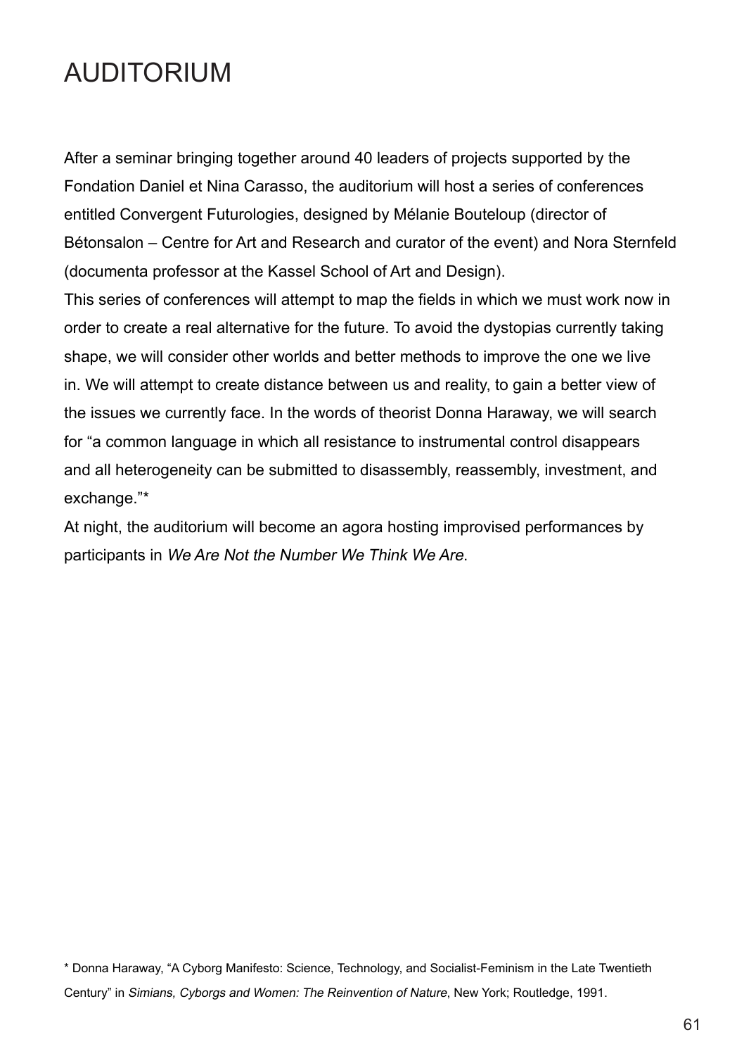# AUDITORIUM

After a seminar bringing together around 40 leaders of projects supported by the Fondation Daniel et Nina Carasso, the auditorium will host a series of conferences entitled Convergent Futurologies, designed by Mélanie Bouteloup (director of Bétonsalon – Centre for Art and Research and curator of the event) and Nora Sternfeld (documenta professor at the Kassel School of Art and Design).

This series of conferences will attempt to map the fields in which we must work now in order to create a real alternative for the future. To avoid the dystopias currently taking shape, we will consider other worlds and better methods to improve the one we live in. We will attempt to create distance between us and reality, to gain a better view of the issues we currently face. In the words of theorist Donna Haraway, we will search for "a common language in which all resistance to instrumental control disappears and all heterogeneity can be submitted to disassembly, reassembly, investment, and exchange."*

At night, the auditorium will become an agora hosting improvised performances by participants in *We Are Not the Number We Think We Are*.

\* Donna Haraway, "A Cyborg Manifesto: Science, Technology, and Socialist-Feminism in the Late Twentieth Century" in *Simians, Cyborgs and Women: The Reinvention of Nature*, New York; Routledge, 1991.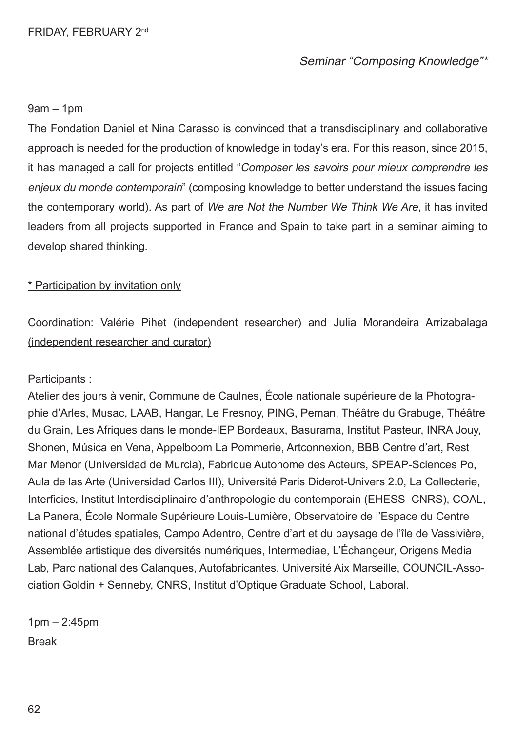FRIDAY, FEBRUARY 2nd

*Seminar "Composing Knowledge"**

9am – 1pm

The Fondation Daniel et Nina Carasso is convinced that a transdisciplinary and collaborative approach is needed for the production of knowledge in today's era. For this reason, since 2015, it has managed a call for projects entitled "*Composer les savoirs pour mieux comprendre les enjeux du monde contemporain*" (composing knowledge to better understand the issues facing the contemporary world). As part of *We are Not the Number We Think We Are*, it has invited leaders from all projects supported in France and Spain to take part in a seminar aiming to develop shared thinking.

<u>* Participation by invitation only</u>

<u>Coordination: Valérie Pihet (independent researcher) and Julia Morandeira Arrizabalaga (independent researcher and curator)</u>

Participants :

Atelier des jours à venir, Commune de Caulnes, École nationale supérieure de la Photographie d'Arles, Musac, LAAB, Hangar, Le Fresnoy, PING, Peman, Théâtre du Grabuge, Théâtre du Grain, Les Afriques dans le monde-IEP Bordeaux, Basurama, Institut Pasteur, INRA Jouy, Shonen, Música en Vena, Appelboom La Pommerie, Artconnexion, BBB Centre d'art, Rest Mar Menor (Universidad de Murcia), Fabrique Autonome des Acteurs, SPEAP-Sciences Po, Aula de las Arte (Universidad Carlos III), Université Paris Diderot-Univers 2.0, La Collecterie, Interficies, Institut Interdisciplinaire d'anthropologie du contemporain (EHESS–CNRS), COAL, La Panera, École Normale Supérieure Louis-Lumière, Observatoire de l'Espace du Centre national d'études spatiales, Campo Adentro, Centre d'art et du paysage de l'île de Vassivière, Assemblée artistique des diversités numériques, Intermediae, L'Échangeur, Origens Media Lab, Parc national des Calanques, Autofabricantes, Université Aix Marseille, COUNCIL-Association Goldin + Senneby, CNRS, Institut d'Optique Graduate School, Laboral.

1pm – 2:45pm

Break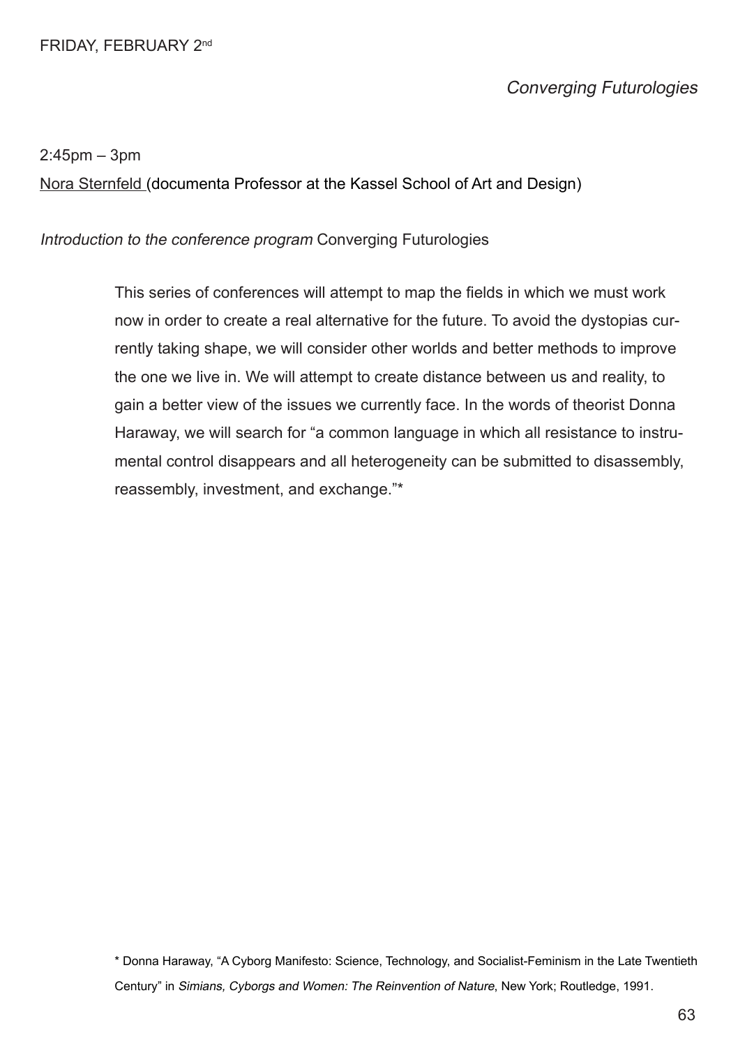FRIDAY, FEBRUARY 2nd

*Converging Futurologies*

2:45pm – 3pm

Nora Sternfeld (documenta Professor at the Kassel School of Art and Design)

*Introduction to the conference program* Converging Futurologies

> This series of conferences will attempt to map the fields in which we must work now in order to create a real alternative for the future. To avoid the dystopias currently taking shape, we will consider other worlds and better methods to improve the one we live in. We will attempt to create distance between us and reality, to gain a better view of the issues we currently face. In the words of theorist Donna Haraway, we will search for "a common language in which all resistance to instrumental control disappears and all heterogeneity can be submitted to disassembly, reassembly, investment, and exchange."*

* Donna Haraway, "A Cyborg Manifesto: Science, Technology, and Socialist-Feminism in the Late Twentieth Century" in *Simians, Cyborgs and Women: The Reinvention of Nature*, New York; Routledge, 1991.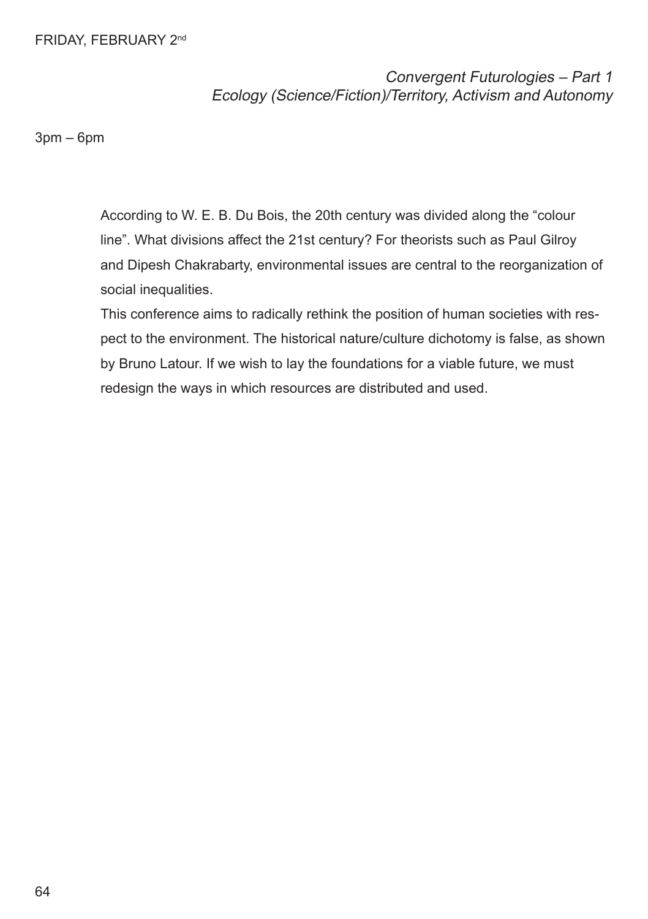FRIDAY, FEBRUARY 2nd

*Convergent Futurologies – Part 1*
*Ecology (Science/Fiction)/Territory, Activism and Autonomy*

3pm – 6pm

According to W. E. B. Du Bois, the 20th century was divided along the "colour line". What divisions affect the 21st century? For theorists such as Paul Gilroy and Dipesh Chakrabarty, environmental issues are central to the reorganization of social inequalities.

This conference aims to radically rethink the position of human societies with respect to the environment. The historical nature/culture dichotomy is false, as shown by Bruno Latour. If we wish to lay the foundations for a viable future, we must redesign the ways in which resources are distributed and used.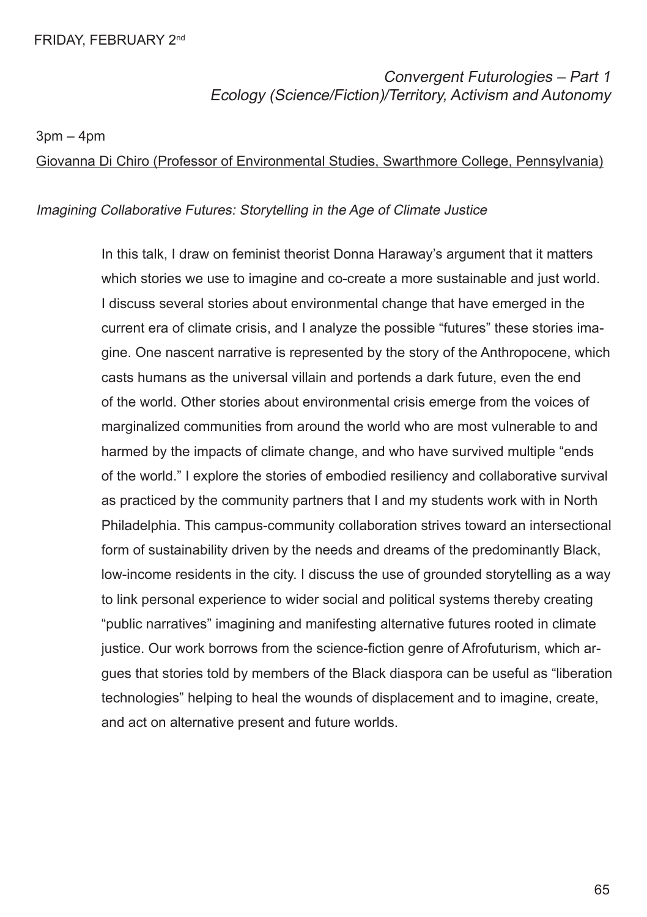FRIDAY, FEBRUARY 2nd

*Convergent Futurologies – Part 1*
*Ecology (Science/Fiction)/Territory, Activism and Autonomy*

3pm – 4pm

Giovanna Di Chiro (Professor of Environmental Studies, Swarthmore College, Pennsylvania)

*Imagining Collaborative Futures: Storytelling in the Age of Climate Justice*

In this talk, I draw on feminist theorist Donna Haraway's argument that it matters which stories we use to imagine and co-create a more sustainable and just world. I discuss several stories about environmental change that have emerged in the current era of climate crisis, and I analyze the possible "futures" these stories imagine. One nascent narrative is represented by the story of the Anthropocene, which casts humans as the universal villain and portends a dark future, even the end of the world. Other stories about environmental crisis emerge from the voices of marginalized communities from around the world who are most vulnerable to and harmed by the impacts of climate change, and who have survived multiple "ends of the world." I explore the stories of embodied resiliency and collaborative survival as practiced by the community partners that I and my students work with in North Philadelphia. This campus-community collaboration strives toward an intersectional form of sustainability driven by the needs and dreams of the predominantly Black, low-income residents in the city. I discuss the use of grounded storytelling as a way to link personal experience to wider social and political systems thereby creating "public narratives" imagining and manifesting alternative futures rooted in climate justice. Our work borrows from the science-fiction genre of Afrofuturism, which argues that stories told by members of the Black diaspora can be useful as "liberation technologies" helping to heal the wounds of displacement and to imagine, create, and act on alternative present and future worlds.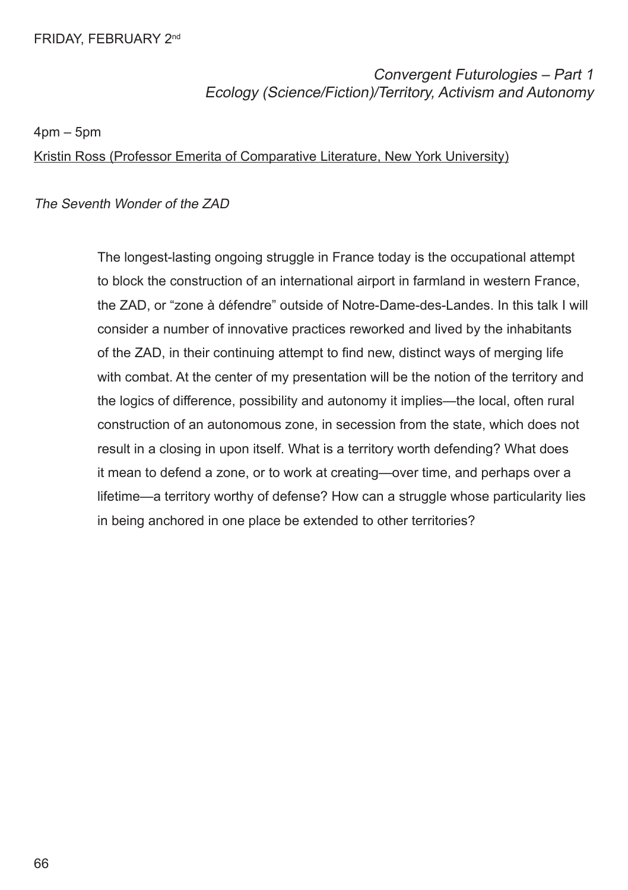FRIDAY, FEBRUARY 2nd

*Convergent Futurologies – Part 1*
*Ecology (Science/Fiction)/Territory, Activism and Autonomy*

4pm – 5pm

Kristin Ross (Professor Emerita of Comparative Literature, New York University)

*The Seventh Wonder of the ZAD*

The longest-lasting ongoing struggle in France today is the occupational attempt to block the construction of an international airport in farmland in western France, the ZAD, or "zone à défendre" outside of Notre-Dame-des-Landes. In this talk I will consider a number of innovative practices reworked and lived by the inhabitants of the ZAD, in their continuing attempt to find new, distinct ways of merging life with combat. At the center of my presentation will be the notion of the territory and the logics of difference, possibility and autonomy it implies—the local, often rural construction of an autonomous zone, in secession from the state, which does not result in a closing in upon itself. What is a territory worth defending? What does it mean to defend a zone, or to work at creating—over time, and perhaps over a lifetime—a territory worthy of defense? How can a struggle whose particularity lies in being anchored in one place be extended to other territories?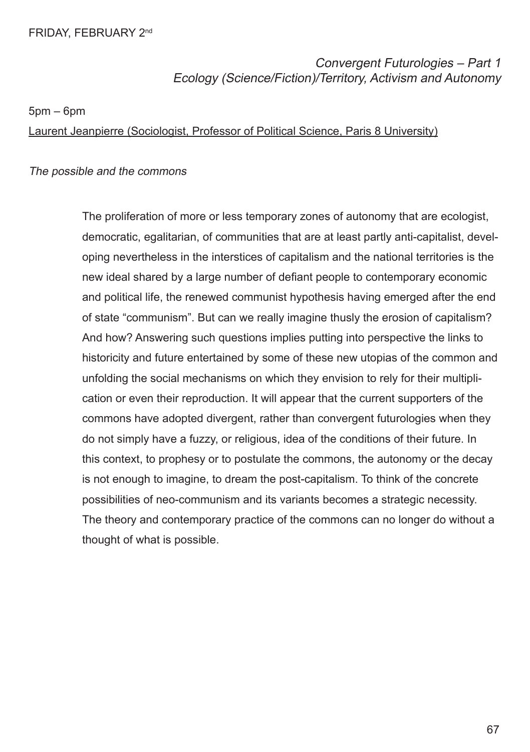FRIDAY, FEBRUARY 2nd

*Convergent Futurologies – Part 1*
*Ecology (Science/Fiction)/Territory, Activism and Autonomy*

5pm – 6pm

Laurent Jeanpierre (Sociologist, Professor of Political Science, Paris 8 University)

*The possible and the commons*

The proliferation of more or less temporary zones of autonomy that are ecologist, democratic, egalitarian, of communities that are at least partly anti-capitalist, developing nevertheless in the interstices of capitalism and the national territories is the new ideal shared by a large number of defiant people to contemporary economic and political life, the renewed communist hypothesis having emerged after the end of state "communism". But can we really imagine thusly the erosion of capitalism? And how? Answering such questions implies putting into perspective the links to historicity and future entertained by some of these new utopias of the common and unfolding the social mechanisms on which they envision to rely for their multiplication or even their reproduction. It will appear that the current supporters of the commons have adopted divergent, rather than convergent futurologies when they do not simply have a fuzzy, or religious, idea of the conditions of their future. In this context, to prophesy or to postulate the commons, the autonomy or the decay is not enough to imagine, to dream the post-capitalism. To think of the concrete possibilities of neo-communism and its variants becomes a strategic necessity. The theory and contemporary practice of the commons can no longer do without a thought of what is possible.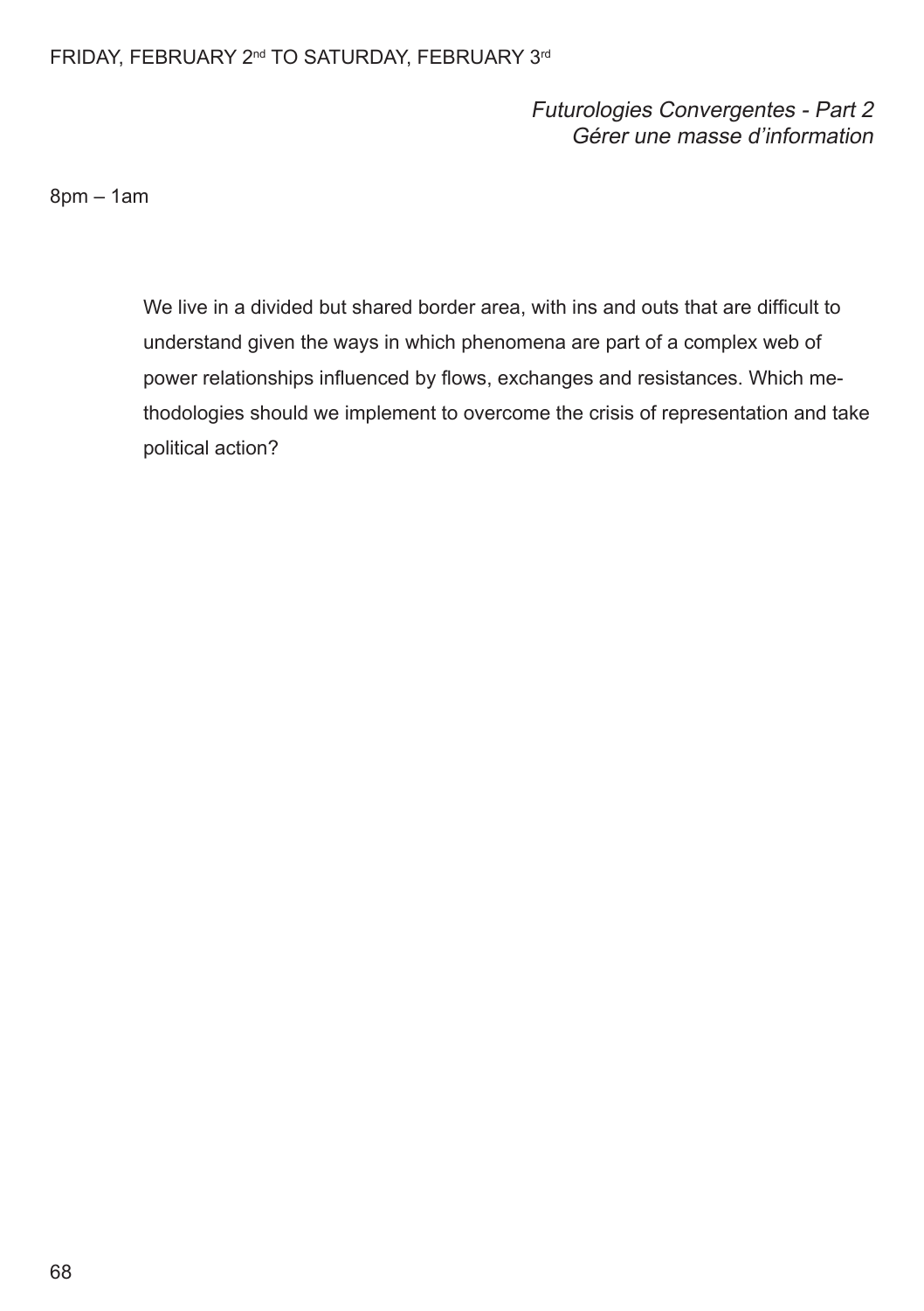FRIDAY, FEBRUARY 2nd TO SATURDAY, FEBRUARY 3rd

*Futurologies Convergentes - Part 2*
*Gérer une masse d'information*

8pm – 1am

We live in a divided but shared border area, with ins and outs that are difficult to understand given the ways in which phenomena are part of a complex web of power relationships influenced by flows, exchanges and resistances. Which methodologies should we implement to overcome the crisis of representation and take political action?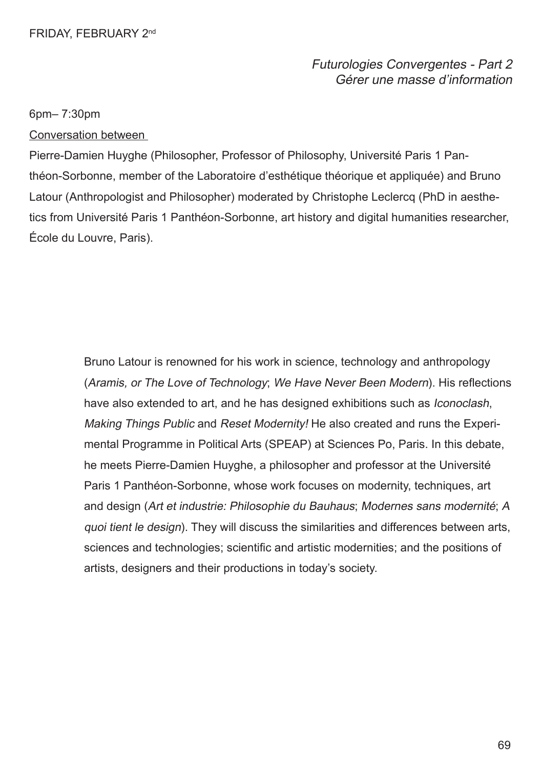FRIDAY, FEBRUARY 2nd

*Futurologies Convergentes - Part 2*
*Gérer une masse d'information*

6pm– 7:30pm

Conversation between

Pierre-Damien Huyghe (Philosopher, Professor of Philosophy, Université Paris 1 Panthéon-Sorbonne, member of the Laboratoire d'esthétique théorique et appliquée) and Bruno Latour (Anthropologist and Philosopher) moderated by Christophe Leclercq (PhD in aesthetics from Université Paris 1 Panthéon-Sorbonne, art history and digital humanities researcher, École du Louvre, Paris).

Bruno Latour is renowned for his work in science, technology and anthropology (*Aramis, or The Love of Technology*; *We Have Never Been Modern*). His reflections have also extended to art, and he has designed exhibitions such as *Iconoclash*, *Making Things Public* and *Reset Modernity!* He also created and runs the Experimental Programme in Political Arts (SPEAP) at Sciences Po, Paris. In this debate, he meets Pierre-Damien Huyghe, a philosopher and professor at the Université Paris 1 Panthéon-Sorbonne, whose work focuses on modernity, techniques, art and design (*Art et industrie: Philosophie du Bauhaus*; *Modernes sans modernité*; *A quoi tient le design*). They will discuss the similarities and differences between arts, sciences and technologies; scientific and artistic modernities; and the positions of artists, designers and their productions in today's society.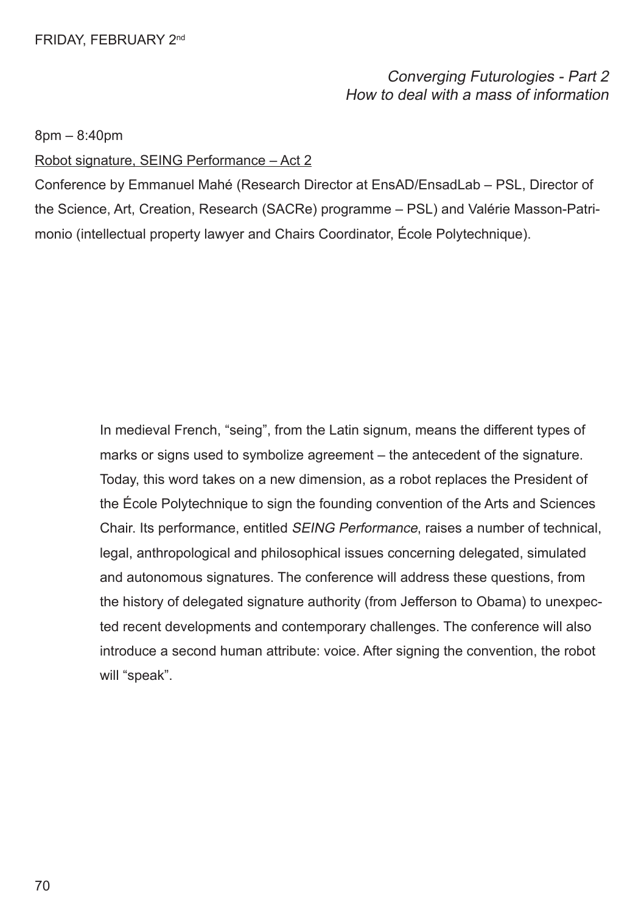FRIDAY, FEBRUARY 2nd

*Converging Futurologies - Part 2*
*How to deal with a mass of information*

8pm – 8:40pm

Robot signature, SEING Performance – Act 2

Conference by Emmanuel Mahé (Research Director at EnsAD/EnsadLab – PSL, Director of the Science, Art, Creation, Research (SACRe) programme – PSL) and Valérie Masson-Patrimonio (intellectual property lawyer and Chairs Coordinator, École Polytechnique).

In medieval French, "seing", from the Latin signum, means the different types of marks or signs used to symbolize agreement – the antecedent of the signature. Today, this word takes on a new dimension, as a robot replaces the President of the École Polytechnique to sign the founding convention of the Arts and Sciences Chair. Its performance, entitled *SEING Performance*, raises a number of technical, legal, anthropological and philosophical issues concerning delegated, simulated and autonomous signatures. The conference will address these questions, from the history of delegated signature authority (from Jefferson to Obama) to unexpected recent developments and contemporary challenges. The conference will also introduce a second human attribute: voice. After signing the convention, the robot will "speak".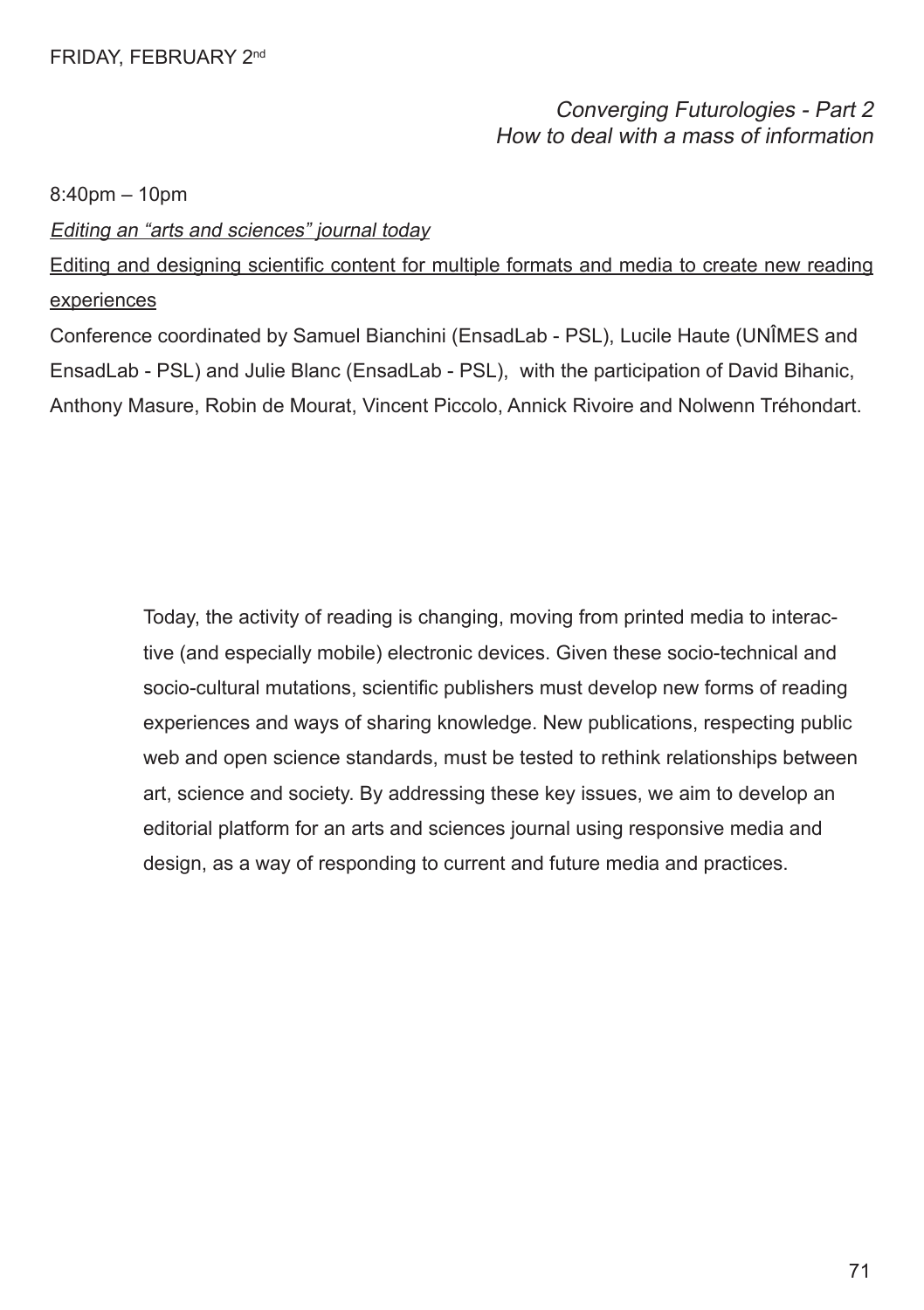FRIDAY, FEBRUARY 2nd

*Converging Futurologies - Part 2*
*How to deal with a mass of information*

8:40pm – 10pm

*Editing an "arts and sciences" journal today*

Editing and designing scientific content for multiple formats and media to create new reading experiences

Conference coordinated by Samuel Bianchini (EnsadLab - PSL), Lucile Haute (UNÎMES and EnsadLab - PSL) and Julie Blanc (EnsadLab - PSL), with the participation of David Bihanic, Anthony Masure, Robin de Mourat, Vincent Piccolo, Annick Rivoire and Nolwenn Tréhondart.

Today, the activity of reading is changing, moving from printed media to interactive (and especially mobile) electronic devices. Given these socio-technical and socio-cultural mutations, scientific publishers must develop new forms of reading experiences and ways of sharing knowledge. New publications, respecting public web and open science standards, must be tested to rethink relationships between art, science and society. By addressing these key issues, we aim to develop an editorial platform for an arts and sciences journal using responsive media and design, as a way of responding to current and future media and practices.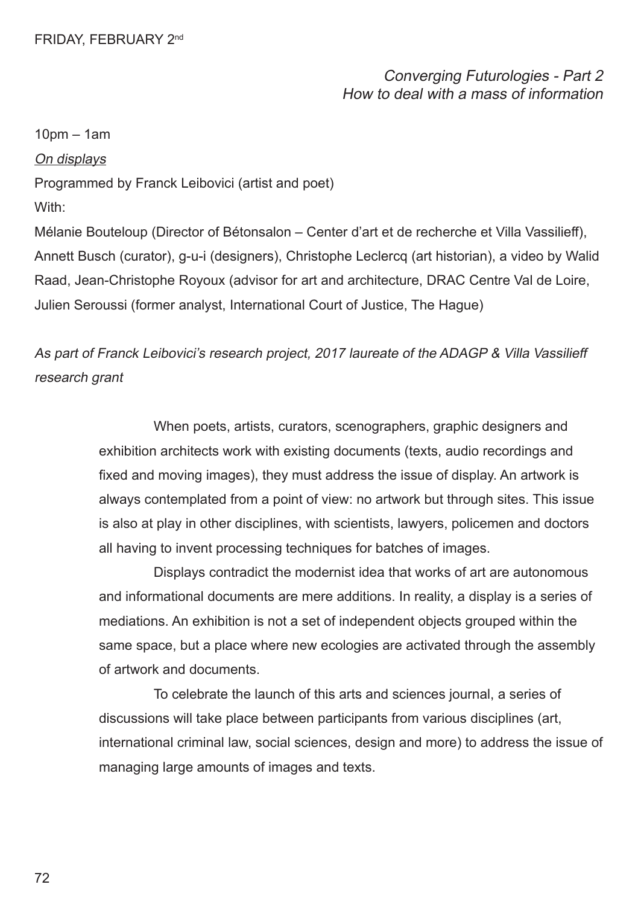FRIDAY, FEBRUARY 2nd

*Converging Futurologies - Part 2*
*How to deal with a mass of information*

10pm – 1am

*On displays*

Programmed by Franck Leibovici (artist and poet)

With:

Mélanie Bouteloup (Director of Bétonsalon – Center d'art et de recherche et Villa Vassilieff), Annett Busch (curator), g-u-i (designers), Christophe Leclercq (art historian), a video by Walid Raad, Jean-Christophe Royoux (advisor for art and architecture, DRAC Centre Val de Loire, Julien Seroussi (former analyst, International Court of Justice, The Hague)

*As part of Franck Leibovici's research project, 2017 laureate of the ADAGP & Villa Vassilieff research grant*

When poets, artists, curators, scenographers, graphic designers and exhibition architects work with existing documents (texts, audio recordings and fixed and moving images), they must address the issue of display. An artwork is always contemplated from a point of view: no artwork but through sites. This issue is also at play in other disciplines, with scientists, lawyers, policemen and doctors all having to invent processing techniques for batches of images.

Displays contradict the modernist idea that works of art are autonomous and informational documents are mere additions. In reality, a display is a series of mediations. An exhibition is not a set of independent objects grouped within the same space, but a place where new ecologies are activated through the assembly of artwork and documents.

To celebrate the launch of this arts and sciences journal, a series of discussions will take place between participants from various disciplines (art, international criminal law, social sciences, design and more) to address the issue of managing large amounts of images and texts.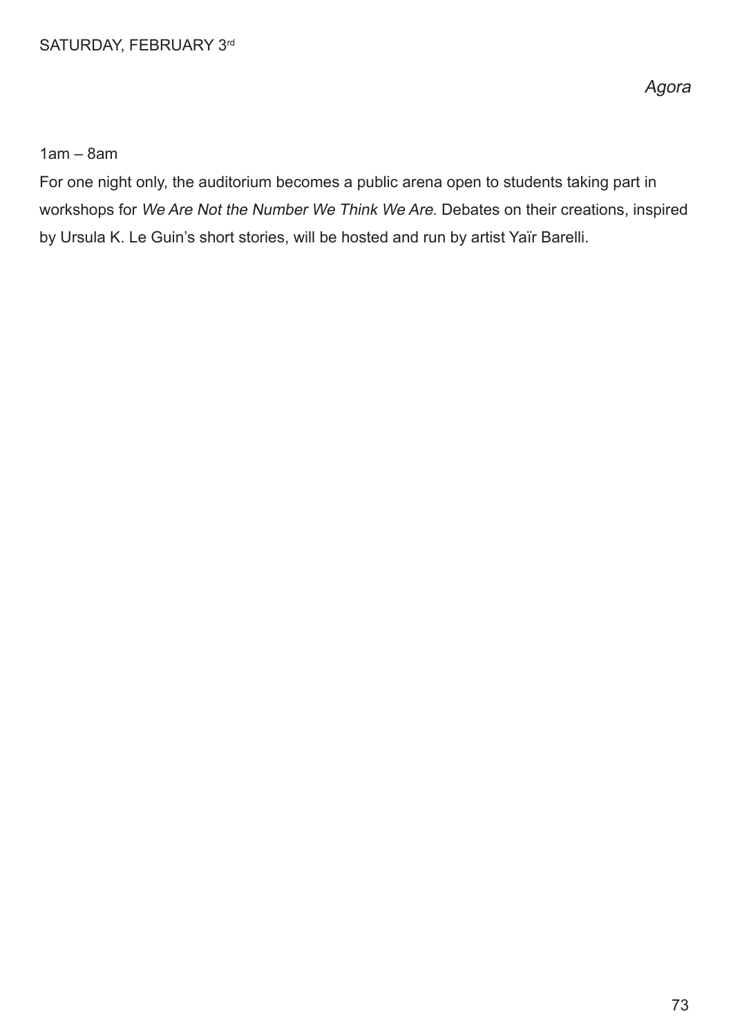SATURDAY, FEBRUARY 3rd

*Agora*

1am – 8am

For one night only, the auditorium becomes a public arena open to students taking part in workshops for *We Are Not the Number We Think We Are*. Debates on their creations, inspired by Ursula K. Le Guin's short stories, will be hosted and run by artist Yaïr Barelli.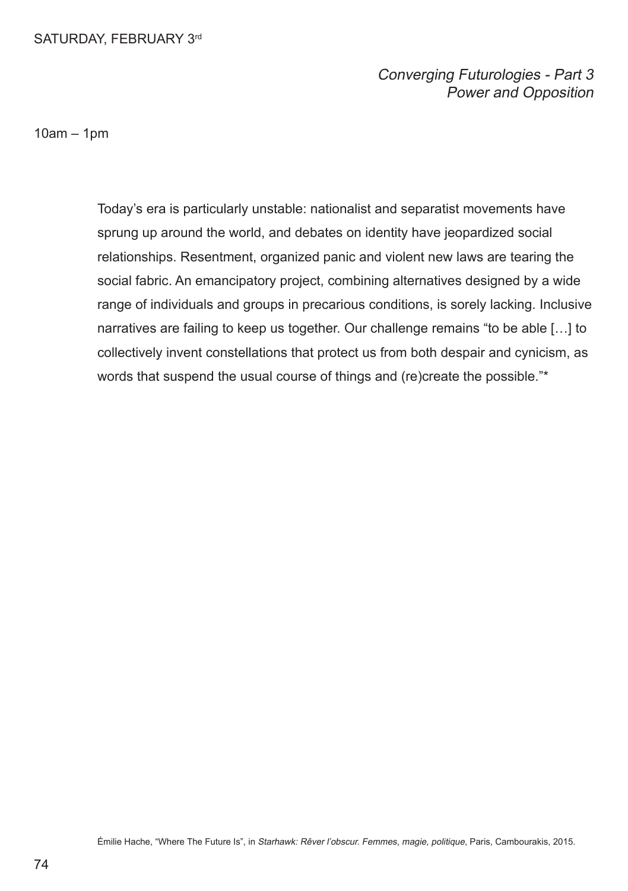SATURDAY, FEBRUARY 3rd

## *Converging Futurologies - Part 3*
## *Power and Opposition*

10am – 1pm

Today's era is particularly unstable: nationalist and separatist movements have sprung up around the world, and debates on identity have jeopardized social relationships. Resentment, organized panic and violent new laws are tearing the social fabric. An emancipatory project, combining alternatives designed by a wide range of individuals and groups in precarious conditions, is sorely lacking. Inclusive narratives are failing to keep us together. Our challenge remains "to be able […] to collectively invent constellations that protect us from both despair and cynicism, as words that suspend the usual course of things and (re)create the possible."*

Émilie Hache, "Where The Future Is", in *Starhawk: Rêver l'obscur. Femmes, magie, politique*, Paris, Cambourakis, 2015.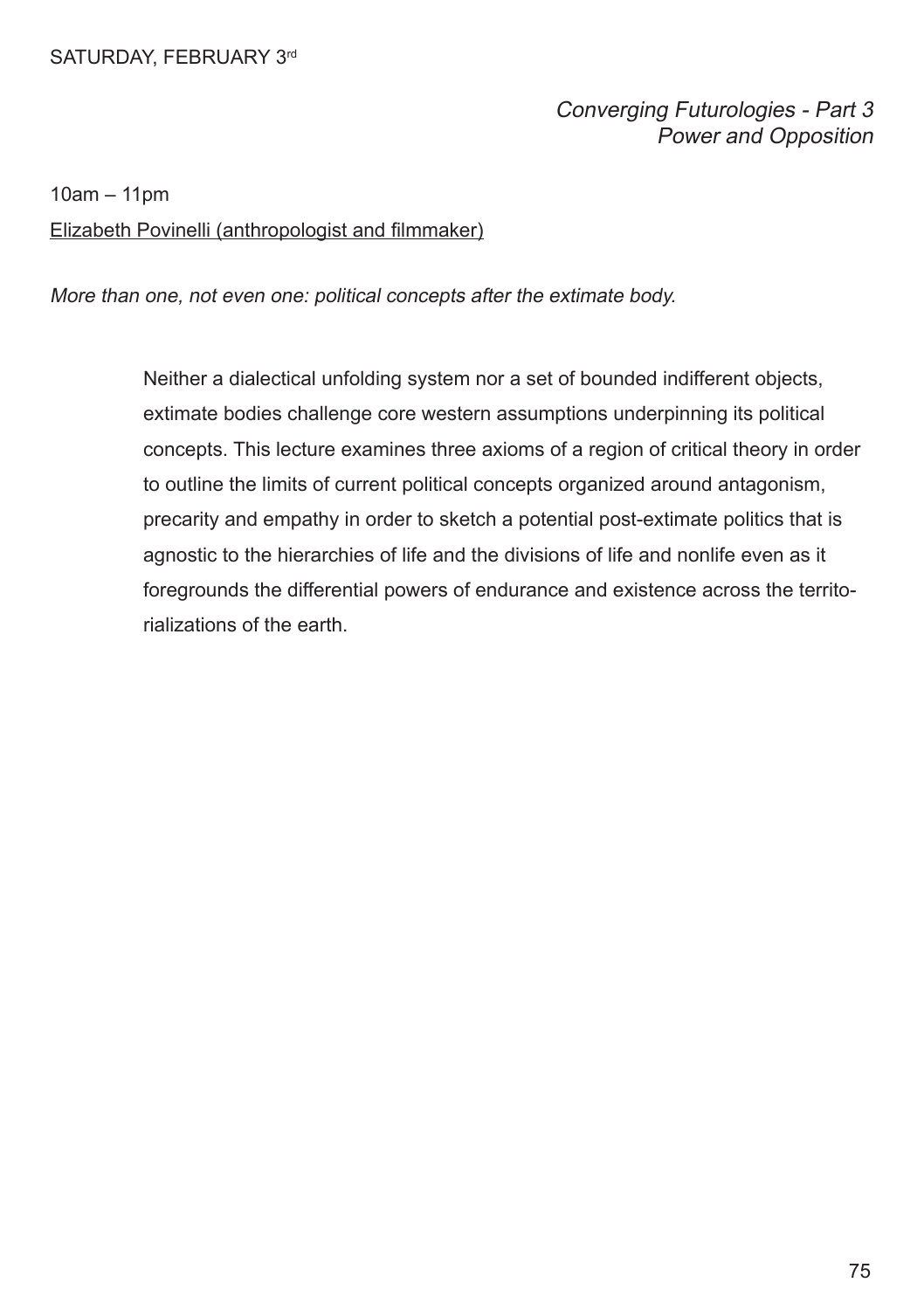SATURDAY, FEBRUARY 3rd

*Converging Futurologies - Part 3*
*Power and Opposition*

10am – 11pm

Elizabeth Povinelli (anthropologist and filmmaker)

*More than one, not even one: political concepts after the extimate body.*

> Neither a dialectical unfolding system nor a set of bounded indifferent objects, extimate bodies challenge core western assumptions underpinning its political concepts. This lecture examines three axioms of a region of critical theory in order to outline the limits of current political concepts organized around antagonism, precarity and empathy in order to sketch a potential post-extimate politics that is agnostic to the hierarchies of life and the divisions of life and nonlife even as it foregrounds the differential powers of endurance and existence across the territorializations of the earth.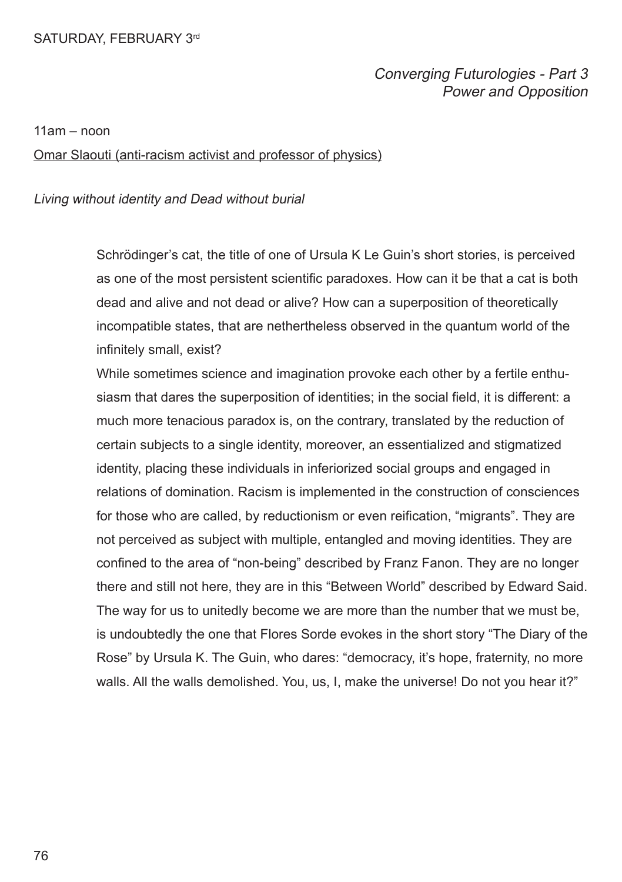SATURDAY, FEBRUARY 3rd

*Converging Futurologies - Part 3*
*Power and Opposition*

11am – noon

Omar Slaouti (anti-racism activist and professor of physics)

*Living without identity and Dead without burial*

Schrödinger's cat, the title of one of Ursula K Le Guin's short stories, is perceived as one of the most persistent scientific paradoxes. How can it be that a cat is both dead and alive and not dead or alive? How can a superposition of theoretically incompatible states, that are nethertheless observed in the quantum world of the infinitely small, exist?

While sometimes science and imagination provoke each other by a fertile enthusiasm that dares the superposition of identities; in the social field, it is different: a much more tenacious paradox is, on the contrary, translated by the reduction of certain subjects to a single identity, moreover, an essentialized and stigmatized identity, placing these individuals in inferiorized social groups and engaged in relations of domination. Racism is implemented in the construction of consciences for those who are called, by reductionism or even reification, "migrants". They are not perceived as subject with multiple, entangled and moving identities. They are confined to the area of "non-being" described by Franz Fanon. They are no longer there and still not here, they are in this "Between World" described by Edward Said. The way for us to unitedly become we are more than the number that we must be, is undoubtedly the one that Flores Sorde evokes in the short story "The Diary of the Rose" by Ursula K. The Guin, who dares: "democracy, it's hope, fraternity, no more walls. All the walls demolished. You, us, I, make the universe! Do not you hear it?"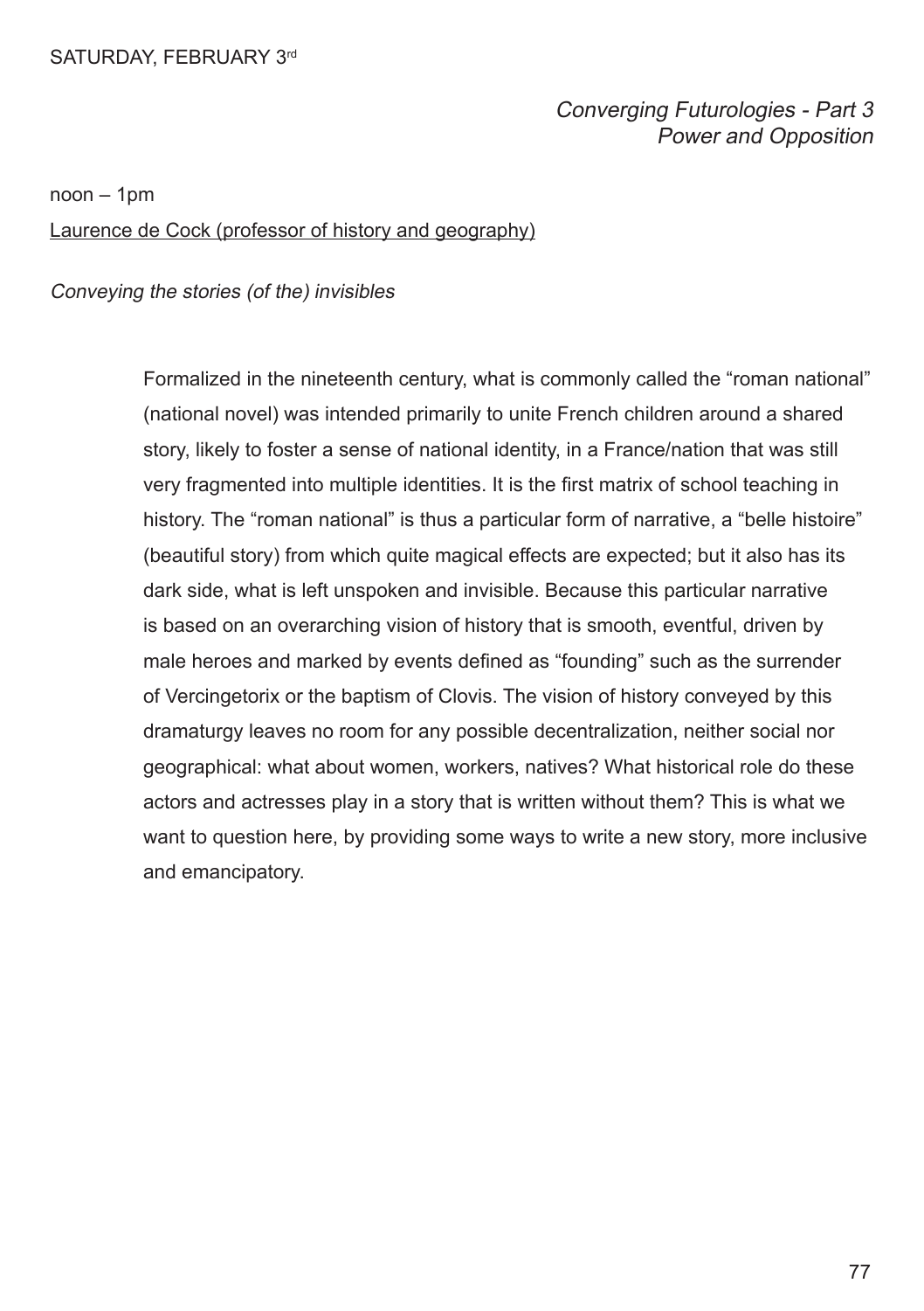SATURDAY, FEBRUARY 3rd

*Converging Futurologies - Part 3*
*Power and Opposition*

noon – 1pm

Laurence de Cock (professor of history and geography)

*Conveying the stories (of the) invisibles*

Formalized in the nineteenth century, what is commonly called the "roman national" (national novel) was intended primarily to unite French children around a shared story, likely to foster a sense of national identity, in a France/nation that was still very fragmented into multiple identities. It is the first matrix of school teaching in history. The "roman national" is thus a particular form of narrative, a "belle histoire" (beautiful story) from which quite magical effects are expected; but it also has its dark side, what is left unspoken and invisible. Because this particular narrative is based on an overarching vision of history that is smooth, eventful, driven by male heroes and marked by events defined as "founding" such as the surrender of Vercingetorix or the baptism of Clovis. The vision of history conveyed by this dramaturgy leaves no room for any possible decentralization, neither social nor geographical: what about women, workers, natives? What historical role do these actors and actresses play in a story that is written without them? This is what we want to question here, by providing some ways to write a new story, more inclusive and emancipatory.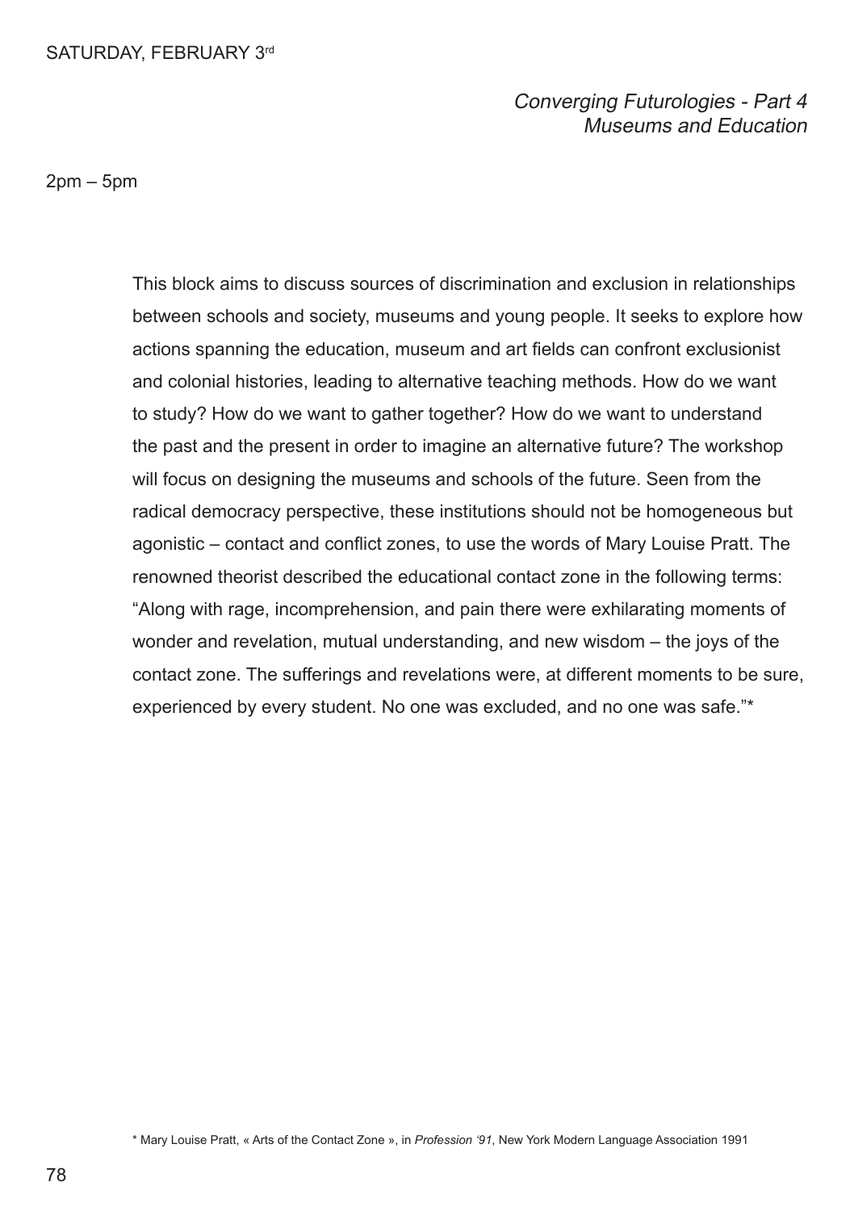SATURDAY, FEBRUARY 3rd

*Converging Futurologies - Part 4*
*Museums and Education*

2pm – 5pm

This block aims to discuss sources of discrimination and exclusion in relationships between schools and society, museums and young people. It seeks to explore how actions spanning the education, museum and art fields can confront exclusionist and colonial histories, leading to alternative teaching methods. How do we want to study? How do we want to gather together? How do we want to understand the past and the present in order to imagine an alternative future? The workshop will focus on designing the museums and schools of the future. Seen from the radical democracy perspective, these institutions should not be homogeneous but agonistic – contact and conflict zones, to use the words of Mary Louise Pratt. The renowned theorist described the educational contact zone in the following terms: "Along with rage, incomprehension, and pain there were exhilarating moments of wonder and revelation, mutual understanding, and new wisdom – the joys of the contact zone. The sufferings and revelations were, at different moments to be sure, experienced by every student. No one was excluded, and no one was safe."*

\* Mary Louise Pratt, « Arts of the Contact Zone », in *Profession '91*, New York Modern Language Association 1991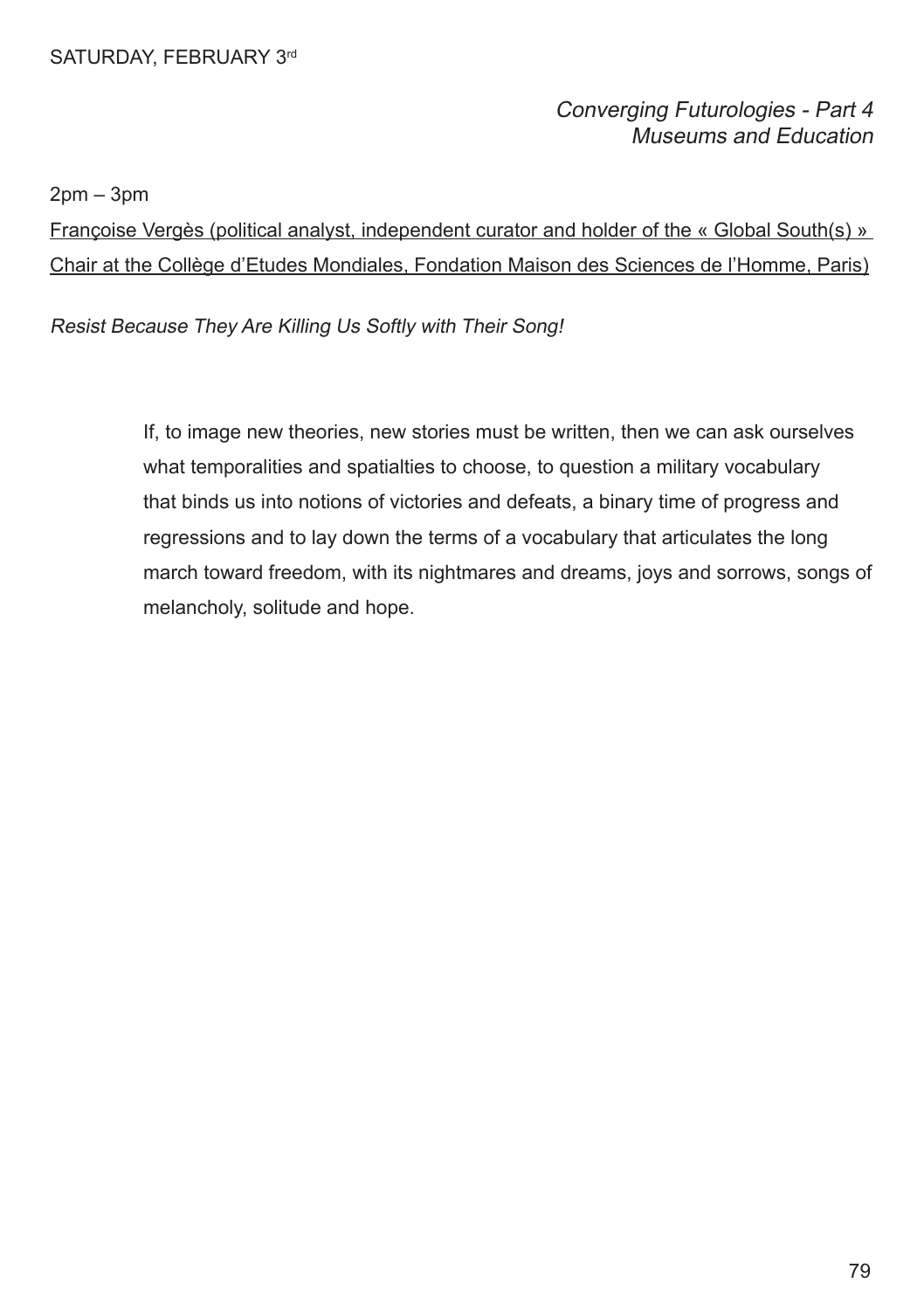SATURDAY, FEBRUARY 3rd

*Converging Futurologies - Part 4*
*Museums and Education*

2pm – 3pm

Françoise Vergès (political analyst, independent curator and holder of the « Global South(s) » Chair at the Collège d'Etudes Mondiales, Fondation Maison des Sciences de l'Homme, Paris)

*Resist Because They Are Killing Us Softly with Their Song!*

> If, to image new theories, new stories must be written, then we can ask ourselves what temporalities and spatialties to choose, to question a military vocabulary that binds us into notions of victories and defeats, a binary time of progress and regressions and to lay down the terms of a vocabulary that articulates the long march toward freedom, with its nightmares and dreams, joys and sorrows, songs of melancholy, solitude and hope.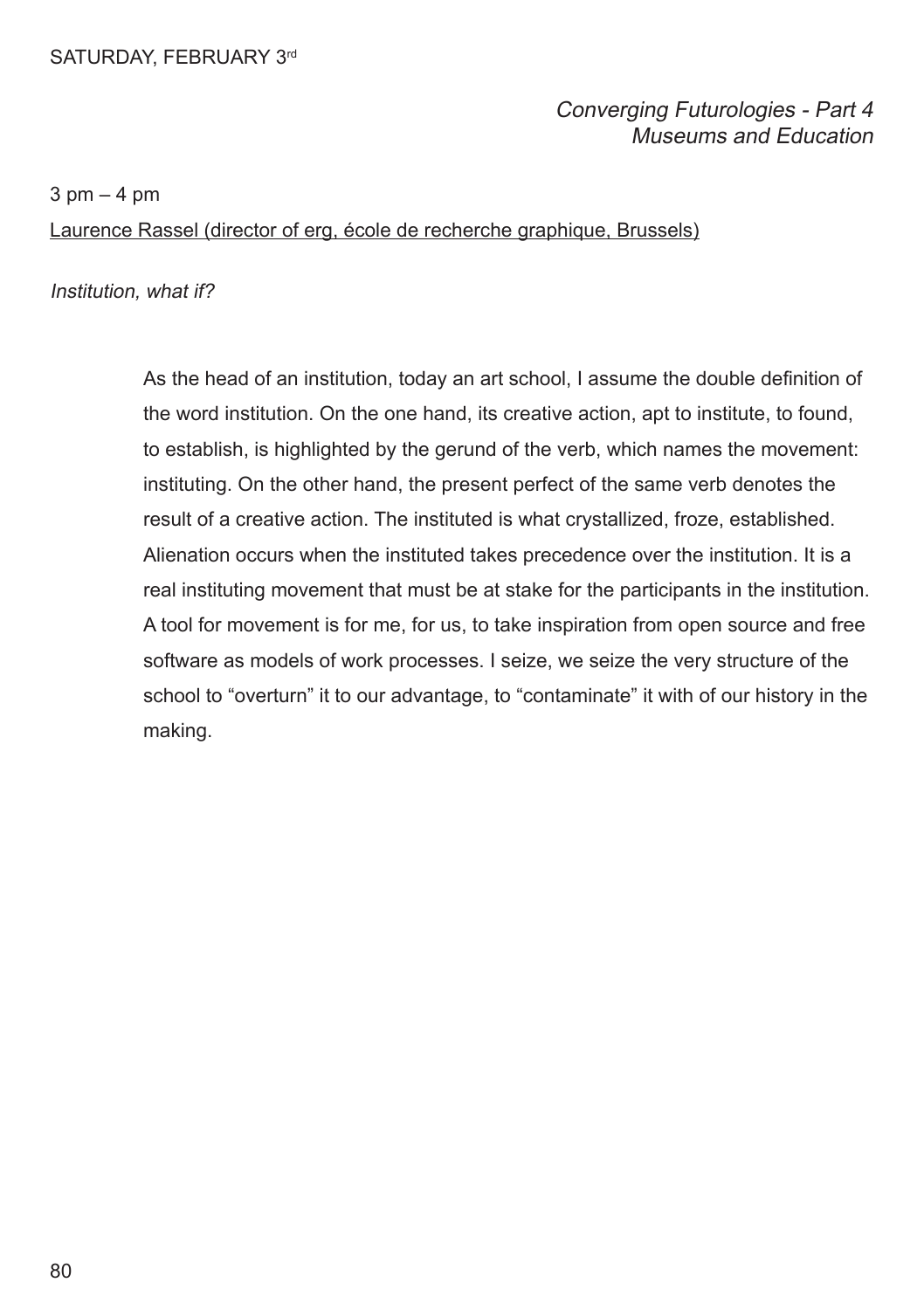SATURDAY, FEBRUARY 3[rd]

*Converging Futurologies - Part 4*
*Museums and Education*

3 pm – 4 pm

Laurence Rassel (director of erg, école de recherche graphique, Brussels)

*Institution, what if?*

As the head of an institution, today an art school, I assume the double definition of the word institution. On the one hand, its creative action, apt to institute, to found, to establish, is highlighted by the gerund of the verb, which names the movement: instituting. On the other hand, the present perfect of the same verb denotes the result of a creative action. The instituted is what crystallized, froze, established. Alienation occurs when the instituted takes precedence over the institution. It is a real instituting movement that must be at stake for the participants in the institution. A tool for movement is for me, for us, to take inspiration from open source and free software as models of work processes. I seize, we seize the very structure of the school to "overturn" it to our advantage, to "contaminate" it with of our history in the making.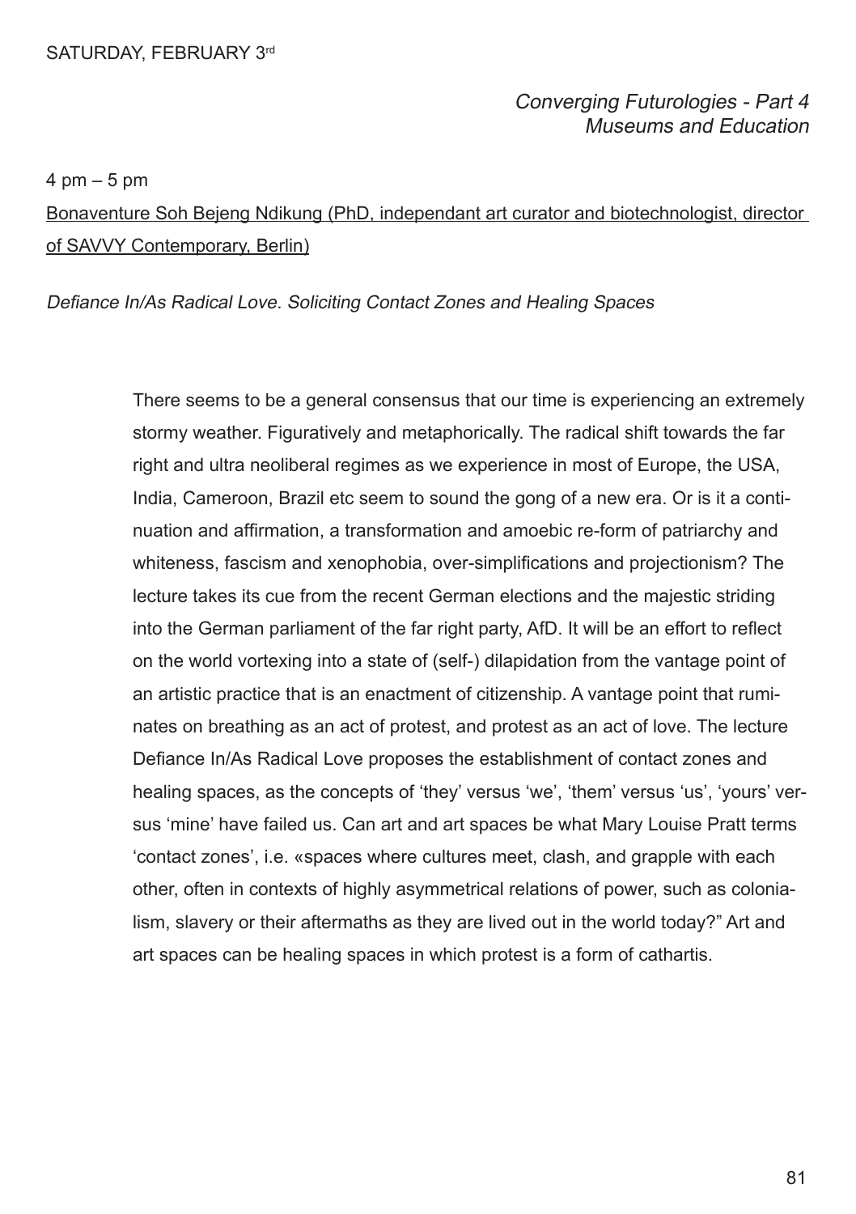SATURDAY, FEBRUARY 3rd

*Converging Futurologies - Part 4*
*Museums and Education*

4 pm – 5 pm

Bonaventure Soh Bejeng Ndikung (PhD, independant art curator and biotechnologist, director of SAVVY Contemporary, Berlin)

*Defiance In/As Radical Love. Soliciting Contact Zones and Healing Spaces*

There seems to be a general consensus that our time is experiencing an extremely stormy weather. Figuratively and metaphorically. The radical shift towards the far right and ultra neoliberal regimes as we experience in most of Europe, the USA, India, Cameroon, Brazil etc seem to sound the gong of a new era. Or is it a continuation and affirmation, a transformation and amoebic re-form of patriarchy and whiteness, fascism and xenophobia, over-simplifications and projectionism? The lecture takes its cue from the recent German elections and the majestic striding into the German parliament of the far right party, AfD. It will be an effort to reflect on the world vortexing into a state of (self-) dilapidation from the vantage point of an artistic practice that is an enactment of citizenship. A vantage point that ruminates on breathing as an act of protest, and protest as an act of love. The lecture Defiance In/As Radical Love proposes the establishment of contact zones and healing spaces, as the concepts of 'they' versus 'we', 'them' versus 'us', 'yours' versus 'mine' have failed us. Can art and art spaces be what Mary Louise Pratt terms 'contact zones', i.e. «spaces where cultures meet, clash, and grapple with each other, often in contexts of highly asymmetrical relations of power, such as colonialism, slavery or their aftermaths as they are lived out in the world today?" Art and art spaces can be healing spaces in which protest is a form of cathartis.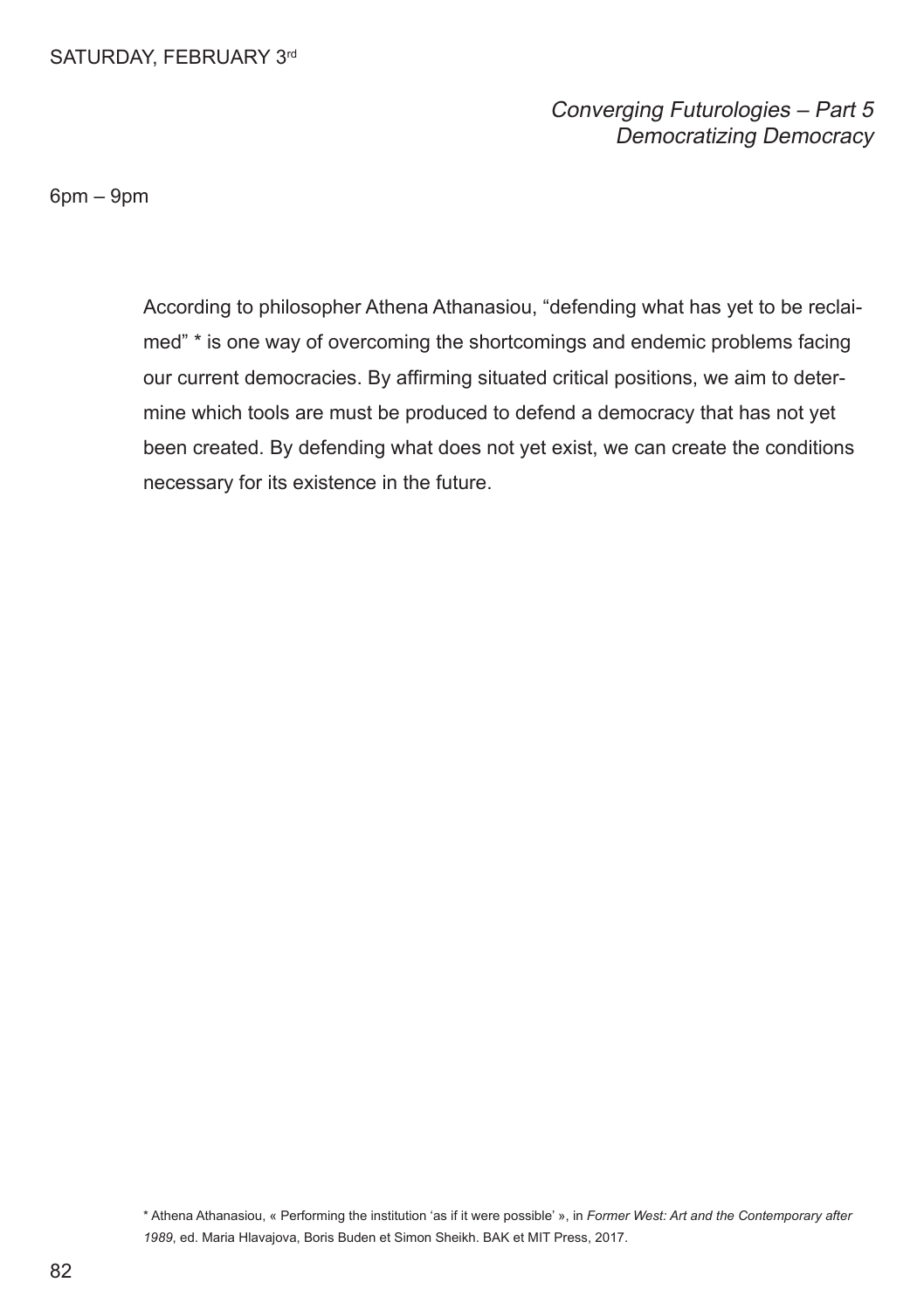SATURDAY, FEBRUARY 3rd

## *Converging Futurologies – Part 5*
## *Democratizing Democracy*

6pm – 9pm

According to philosopher Athena Athanasiou, "defending what has yet to be reclaimed" * is one way of overcoming the shortcomings and endemic problems facing our current democracies. By affirming situated critical positions, we aim to determine which tools are must be produced to defend a democracy that has not yet been created. By defending what does not yet exist, we can create the conditions necessary for its existence in the future.

* Athena Athanasiou, « Performing the institution 'as if it were possible' », in *Former West: Art and the Contemporary after 1989*, ed. Maria Hlavajova, Boris Buden et Simon Sheikh. BAK et MIT Press, 2017.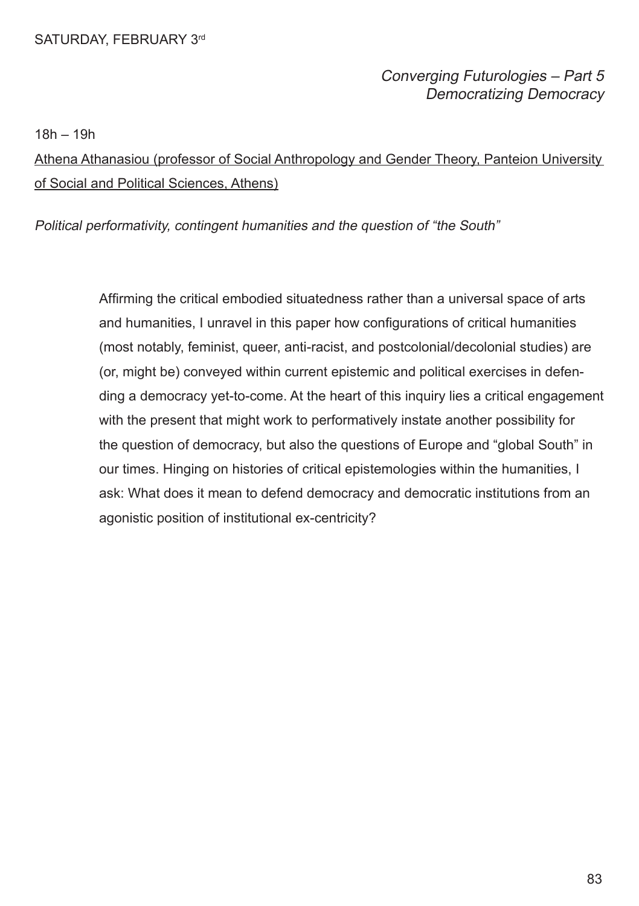SATURDAY, FEBRUARY 3rd

*Converging Futurologies – Part 5*
*Democratizing Democracy*

18h – 19h

Athena Athanasiou (professor of Social Anthropology and Gender Theory, Panteion University of Social and Political Sciences, Athens)

*Political performativity, contingent humanities and the question of "the South"*

Affirming the critical embodied situatedness rather than a universal space of arts and humanities, I unravel in this paper how configurations of critical humanities (most notably, feminist, queer, anti-racist, and postcolonial/decolonial studies) are (or, might be) conveyed within current epistemic and political exercises in defending a democracy yet-to-come. At the heart of this inquiry lies a critical engagement with the present that might work to performatively instate another possibility for the question of democracy, but also the questions of Europe and "global South" in our times. Hinging on histories of critical epistemologies within the humanities, I ask: What does it mean to defend democracy and democratic institutions from an agonistic position of institutional ex-centricity?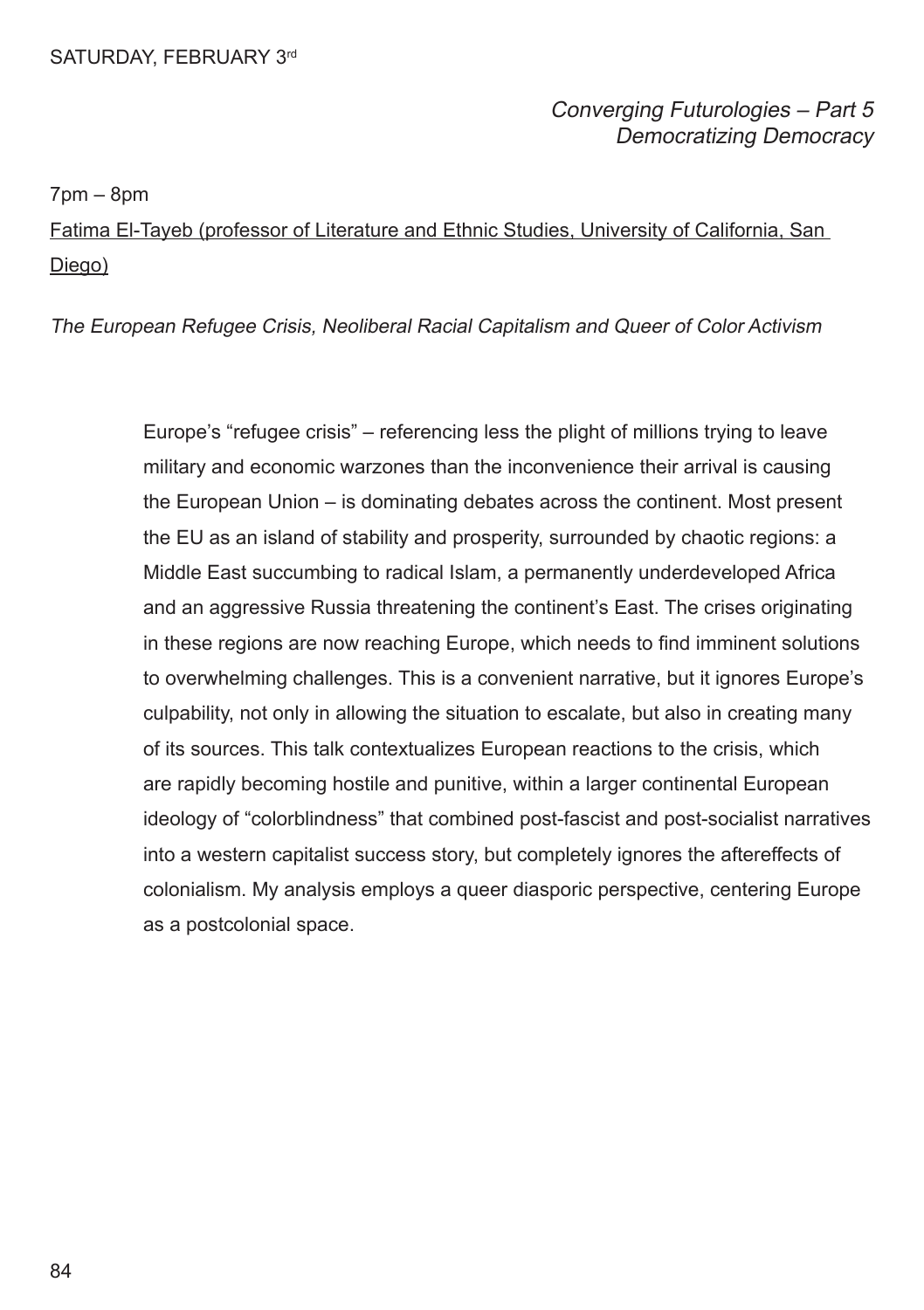SATURDAY, FEBRUARY 3rd

*Converging Futurologies – Part 5*
*Democratizing Democracy*

7pm – 8pm

Fatima El-Tayeb (professor of Literature and Ethnic Studies, University of California, San Diego)

*The European Refugee Crisis, Neoliberal Racial Capitalism and Queer of Color Activism*

Europe's "refugee crisis" – referencing less the plight of millions trying to leave military and economic warzones than the inconvenience their arrival is causing the European Union – is dominating debates across the continent. Most present the EU as an island of stability and prosperity, surrounded by chaotic regions: a Middle East succumbing to radical Islam, a permanently underdeveloped Africa and an aggressive Russia threatening the continent's East. The crises originating in these regions are now reaching Europe, which needs to find imminent solutions to overwhelming challenges. This is a convenient narrative, but it ignores Europe's culpability, not only in allowing the situation to escalate, but also in creating many of its sources. This talk contextualizes European reactions to the crisis, which are rapidly becoming hostile and punitive, within a larger continental European ideology of "colorblindness" that combined post-fascist and post-socialist narratives into a western capitalist success story, but completely ignores the aftereffects of colonialism. My analysis employs a queer diasporic perspective, centering Europe as a postcolonial space.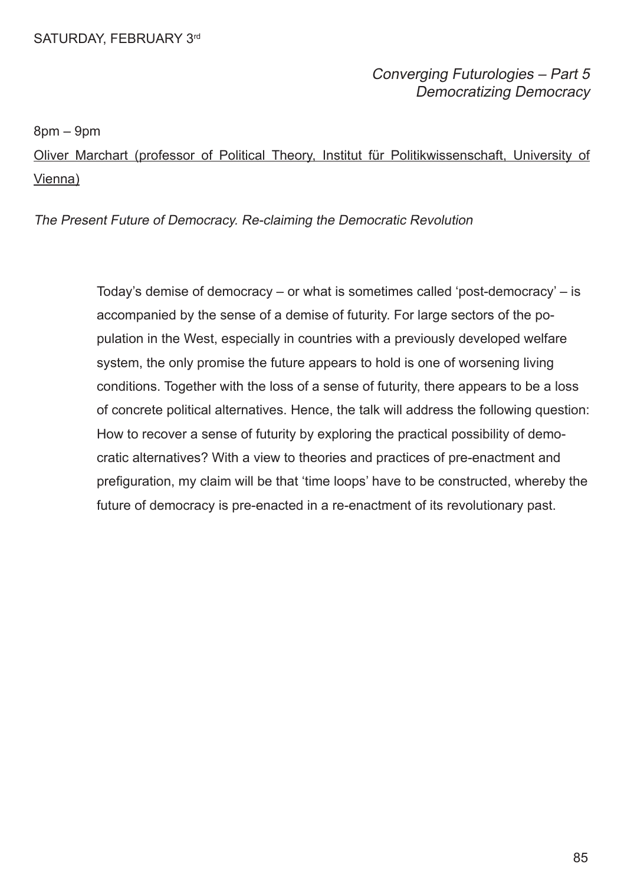SATURDAY, FEBRUARY 3rd

*Converging Futurologies – Part 5*
*Democratizing Democracy*

8pm – 9pm

Oliver Marchart (professor of Political Theory, Institut für Politikwissenschaft, University of Vienna)

*The Present Future of Democracy. Re-claiming the Democratic Revolution*

Today's demise of democracy – or what is sometimes called 'post-democracy' – is accompanied by the sense of a demise of futurity. For large sectors of the population in the West, especially in countries with a previously developed welfare system, the only promise the future appears to hold is one of worsening living conditions. Together with the loss of a sense of futurity, there appears to be a loss of concrete political alternatives. Hence, the talk will address the following question: How to recover a sense of futurity by exploring the practical possibility of democratic alternatives? With a view to theories and practices of pre-enactment and prefiguration, my claim will be that 'time loops' have to be constructed, whereby the future of democracy is pre-enacted in a re-enactment of its revolutionary past.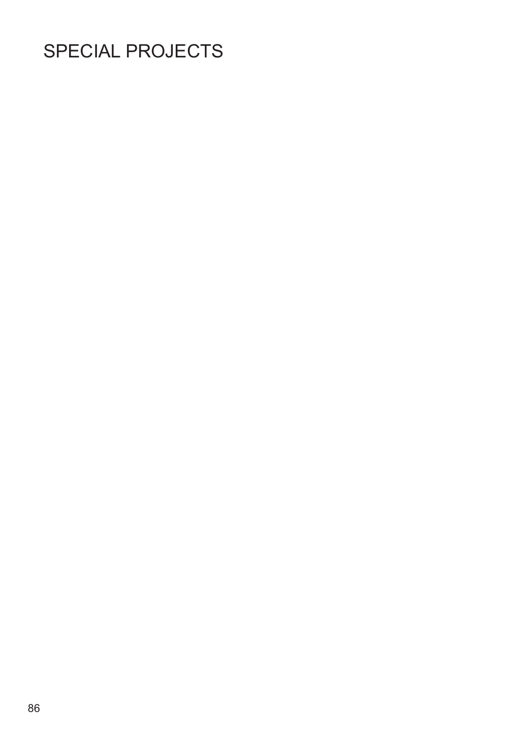# SPECIAL PROJECTS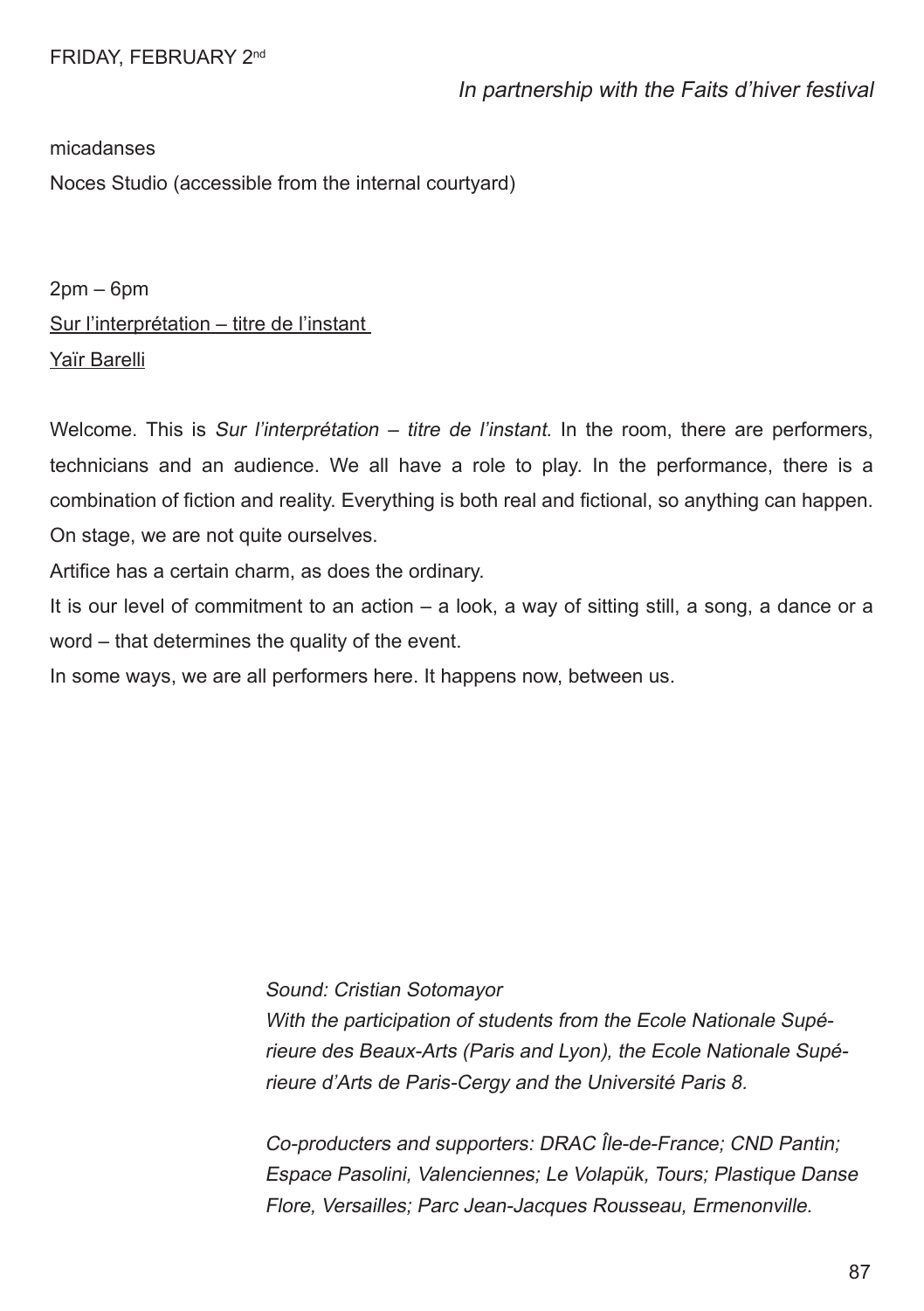FRIDAY, FEBRUARY 2nd

*In partnership with the Faits d'hiver festival*

micadanses

Noces Studio (accessible from the internal courtyard)

2pm – 6pm

Sur l'interprétation – titre de l'instant

Yaïr Barelli

Welcome. This is *Sur l'interprétation – titre de l'instant*. In the room, there are performers, technicians and an audience. We all have a role to play. In the performance, there is a combination of fiction and reality. Everything is both real and fictional, so anything can happen. On stage, we are not quite ourselves.

Artifice has a certain charm, as does the ordinary.

It is our level of commitment to an action – a look, a way of sitting still, a song, a dance or a word – that determines the quality of the event.

In some ways, we are all performers here. It happens now, between us.

*Sound: Cristian Sotomayor*

*With the participation of students from the Ecole Nationale Supérieure des Beaux-Arts (Paris and Lyon), the Ecole Nationale Supérieure d'Arts de Paris-Cergy and the Université Paris 8.*

*Co-producters and supporters: DRAC Île-de-France; CND Pantin; Espace Pasolini, Valenciennes; Le Volapük, Tours; Plastique Danse Flore, Versailles; Parc Jean-Jacques Rousseau, Ermenonville.*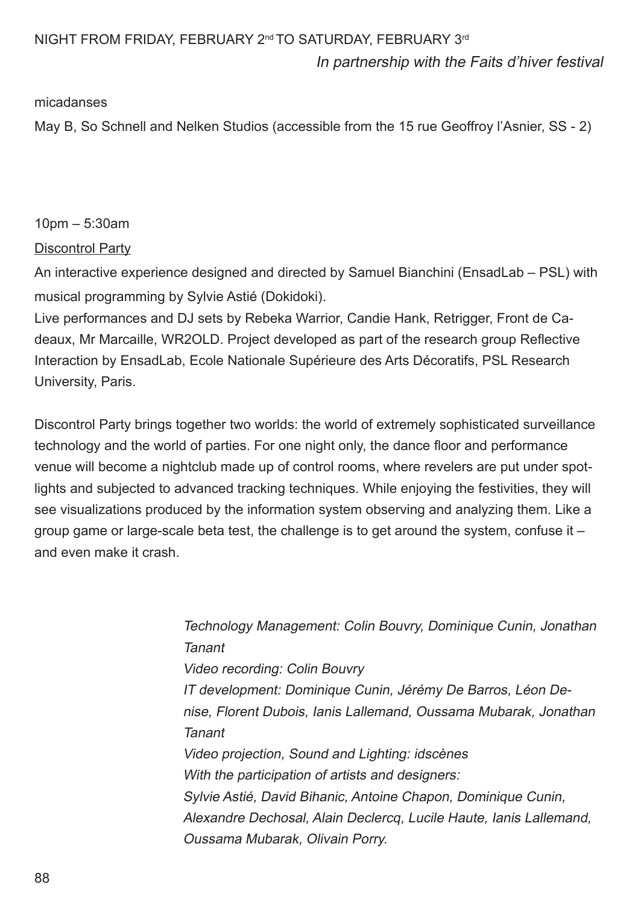NIGHT FROM FRIDAY, FEBRUARY 2nd TO SATURDAY, FEBRUARY 3rd

*In partnership with the Faits d'hiver festival*

micadanses

May B, So Schnell and Nelken Studios (accessible from the 15 rue Geoffroy l'Asnier, SS - 2)

10pm – 5:30am

Discontrol Party

An interactive experience designed and directed by Samuel Bianchini (EnsadLab – PSL) with musical programming by Sylvie Astié (Dokidoki).
Live performances and DJ sets by Rebeka Warrior, Candie Hank, Retrigger, Front de Cadeaux, Mr Marcaille, WR2OLD. Project developed as part of the research group Reflective Interaction by EnsadLab, Ecole Nationale Supérieure des Arts Décoratifs, PSL Research University, Paris.

Discontrol Party brings together two worlds: the world of extremely sophisticated surveillance technology and the world of parties. For one night only, the dance floor and performance venue will become a nightclub made up of control rooms, where revelers are put under spotlights and subjected to advanced tracking techniques. While enjoying the festivities, they will see visualizations produced by the information system observing and analyzing them. Like a group game or large-scale beta test, the challenge is to get around the system, confuse it – and even make it crash.

*Technology Management: Colin Bouvry, Dominique Cunin, Jonathan Tanant*
*Video recording: Colin Bouvry*
*IT development: Dominique Cunin, Jérémy De Barros, Léon Denise, Florent Dubois, Ianis Lallemand, Oussama Mubarak, Jonathan Tanant*
*Video projection, Sound and Lighting: idscènes*
*With the participation of artists and designers:*
*Sylvie Astié, David Bihanic, Antoine Chapon, Dominique Cunin, Alexandre Dechosal, Alain Declercq, Lucile Haute, Ianis Lallemand, Oussama Mubarak, Olivain Porry.*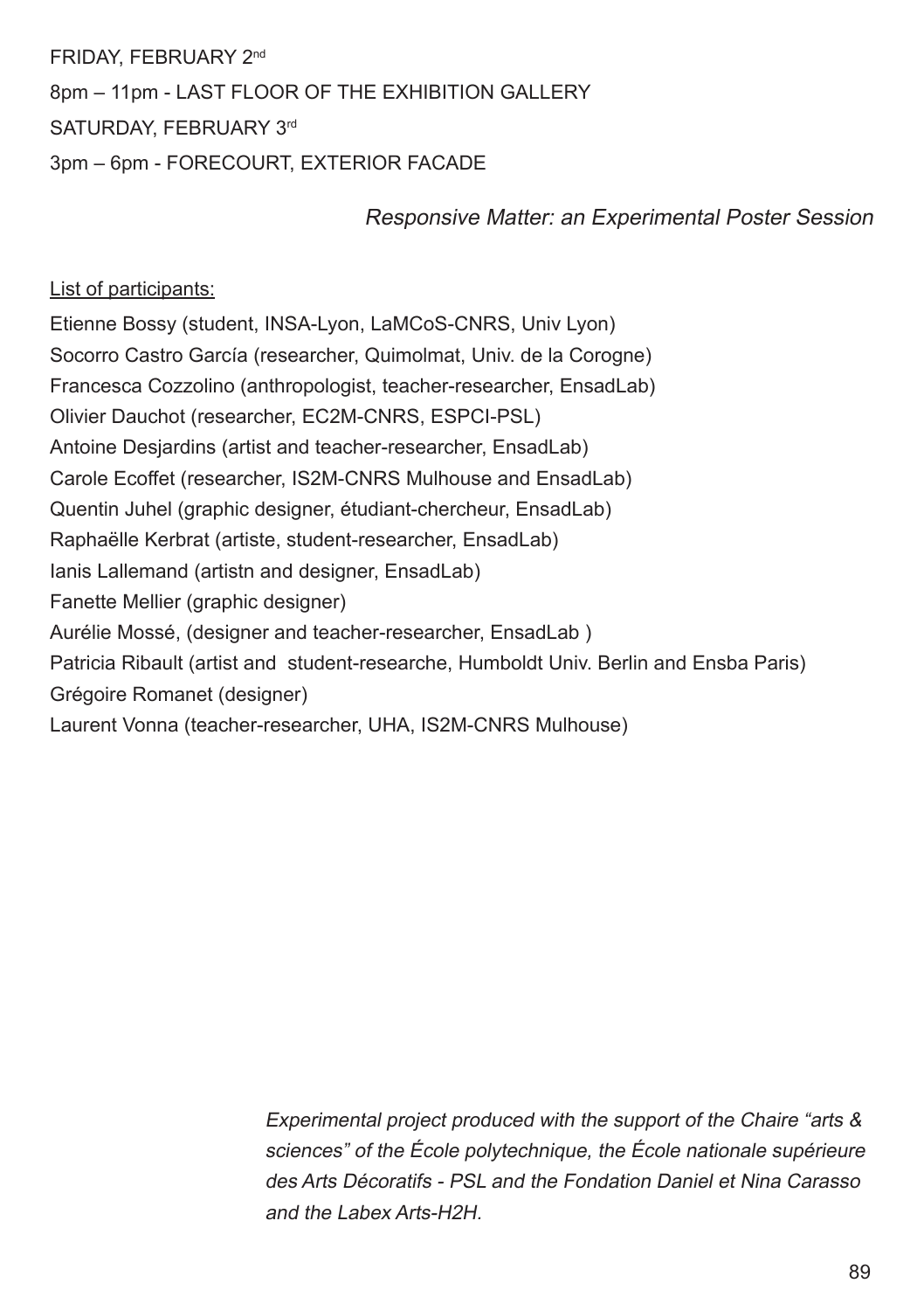FRIDAY, FEBRUARY 2nd

8pm – 11pm - LAST FLOOR OF THE EXHIBITION GALLERY

SATURDAY, FEBRUARY 3rd

3pm – 6pm - FORECOURT, EXTERIOR FACADE

*Responsive Matter: an Experimental Poster Session*

List of participants:

Etienne Bossy (student, INSA-Lyon, LaMCoS-CNRS, Univ Lyon)
Socorro Castro García (researcher, Quimolmat, Univ. de la Corogne)
Francesca Cozzolino (anthropologist, teacher-researcher, EnsadLab)
Olivier Dauchot (researcher, EC2M-CNRS, ESPCI-PSL)
Antoine Desjardins (artist and teacher-researcher, EnsadLab)
Carole Ecoffet (researcher, IS2M-CNRS Mulhouse and EnsadLab)
Quentin Juhel (graphic designer, étudiant-chercheur, EnsadLab)
Raphaëlle Kerbrat (artiste, student-researcher, EnsadLab)
Ianis Lallemand (artistn and designer, EnsadLab)
Fanette Mellier (graphic designer)
Aurélie Mossé, (designer and teacher-researcher, EnsadLab )
Patricia Ribault (artist and student-researche, Humboldt Univ. Berlin and Ensba Paris)
Grégoire Romanet (designer)
Laurent Vonna (teacher-researcher, UHA, IS2M-CNRS Mulhouse)

*Experimental project produced with the support of the Chaire “arts & sciences” of the École polytechnique, the École nationale supérieure des Arts Décoratifs - PSL and the Fondation Daniel et Nina Carasso and the Labex Arts-H2H.*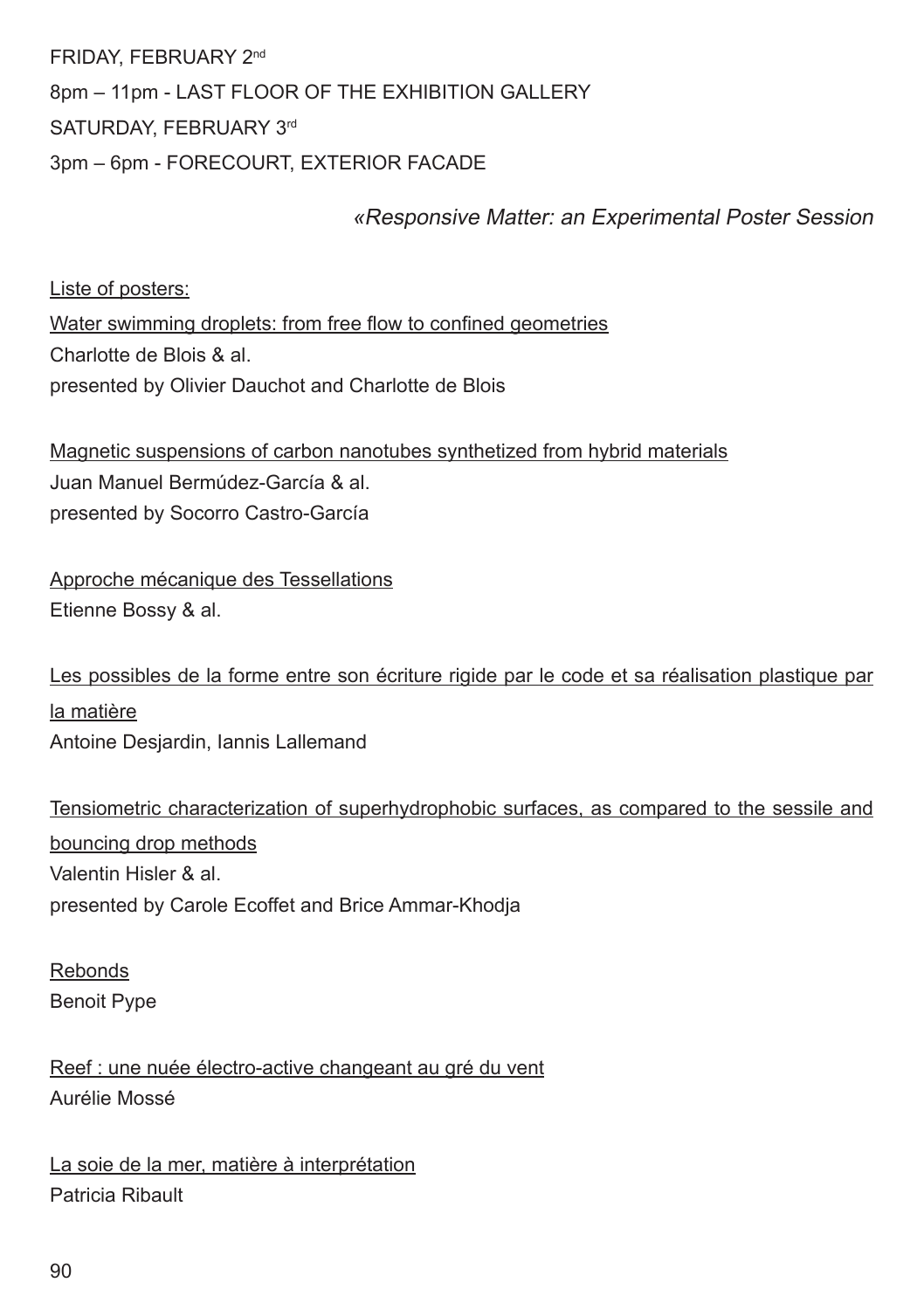FRIDAY, FEBRUARY 2nd

8pm – 11pm - LAST FLOOR OF THE EXHIBITION GALLERY

SATURDAY, FEBRUARY 3rd

3pm – 6pm - FORECOURT, EXTERIOR FACADE

*«Responsive Matter: an Experimental Poster Session*

Liste of posters:

Water swimming droplets: from free flow to confined geometries
Charlotte de Blois & al.
presented by Olivier Dauchot and Charlotte de Blois

Magnetic suspensions of carbon nanotubes synthetized from hybrid materials
Juan Manuel Bermúdez-García & al.
presented by Socorro Castro-García

Approche mécanique des Tessellations
Etienne Bossy & al.

Les possibles de la forme entre son écriture rigide par le code et sa réalisation plastique par la matière
Antoine Desjardin, Iannis Lallemand

Tensiometric characterization of superhydrophobic surfaces, as compared to the sessile and bouncing drop methods
Valentin Hisler & al.
presented by Carole Ecoffet and Brice Ammar-Khodja

Rebonds
Benoit Pype

Reef : une nuée électro-active changeant au gré du vent
Aurélie Mossé

La soie de la mer, matière à interprétation
Patricia Ribault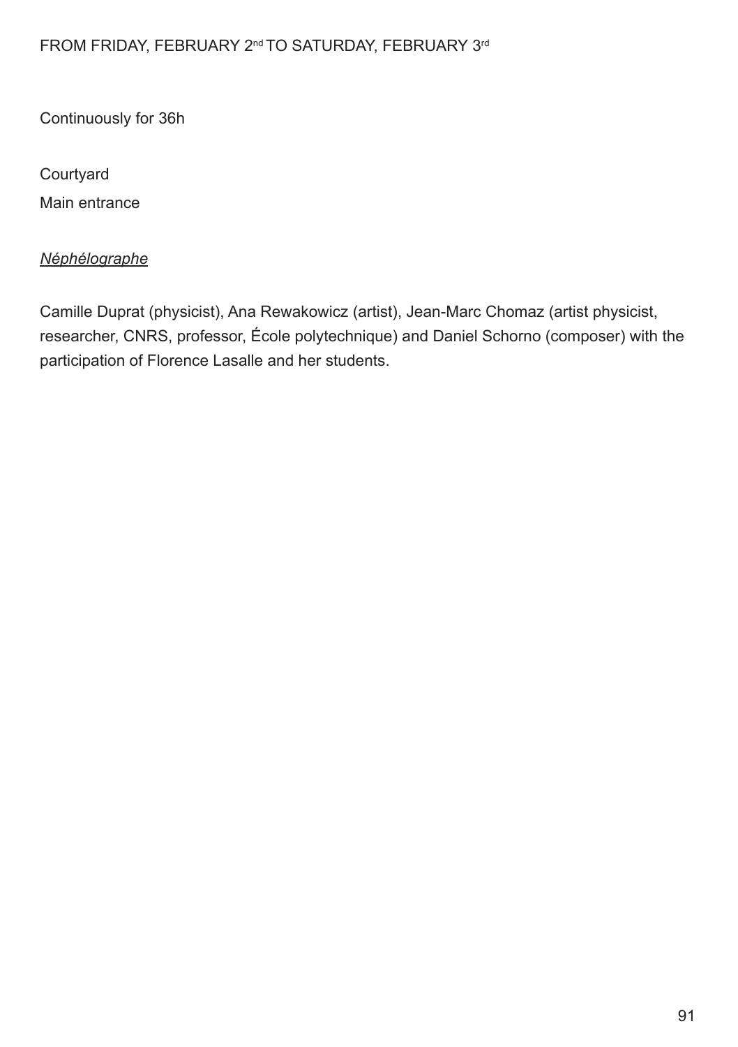FROM FRIDAY, FEBRUARY 2nd TO SATURDAY, FEBRUARY 3rd

Continuously for 36h

Courtyard

Main entrance

*Néphélographe*

Camille Duprat (physicist), Ana Rewakowicz (artist), Jean-Marc Chomaz (artist physicist, researcher, CNRS, professor, École polytechnique) and Daniel Schorno (composer) with the participation of Florence Lasalle and her students.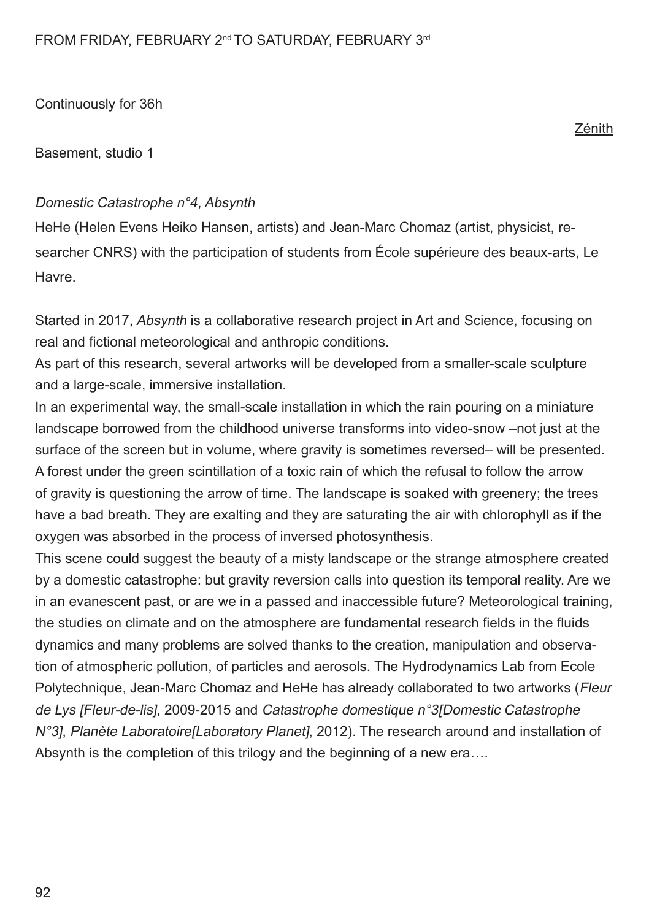FROM FRIDAY, FEBRUARY 2nd TO SATURDAY, FEBRUARY 3rd

Continuously for 36h

Zénith

Basement, studio 1

*Domestic Catastrophe n°4, Absynth*

HeHe (Helen Evens Heiko Hansen, artists) and Jean-Marc Chomaz (artist, physicist, researcher CNRS) with the participation of students from École supérieure des beaux-arts, Le Havre.

Started in 2017, *Absynth* is a collaborative research project in Art and Science, focusing on real and fictional meteorological and anthropic conditions.
As part of this research, several artworks will be developed from a smaller-scale sculpture and a large-scale, immersive installation.
In an experimental way, the small-scale installation in which the rain pouring on a miniature landscape borrowed from the childhood universe transforms into video-snow –not just at the surface of the screen but in volume, where gravity is sometimes reversed– will be presented. A forest under the green scintillation of a toxic rain of which the refusal to follow the arrow of gravity is questioning the arrow of time. The landscape is soaked with greenery; the trees have a bad breath. They are exalting and they are saturating the air with chlorophyll as if the oxygen was absorbed in the process of inversed photosynthesis.
This scene could suggest the beauty of a misty landscape or the strange atmosphere created by a domestic catastrophe: but gravity reversion calls into question its temporal reality. Are we in an evanescent past, or are we in a passed and inaccessible future? Meteorological training, the studies on climate and on the atmosphere are fundamental research fields in the fluids dynamics and many problems are solved thanks to the creation, manipulation and observation of atmospheric pollution, of particles and aerosols. The Hydrodynamics Lab from Ecole Polytechnique, Jean-Marc Chomaz and HeHe has already collaborated to two artworks (*Fleur de Lys [Fleur-de-lis]*, 2009-2015 and *Catastrophe domestique n°3[Domestic Catastrophe N°3]*, *Planète Laboratoire[Laboratory Planet]*, 2012). The research around and installation of Absynth is the completion of this trilogy and the beginning of a new era….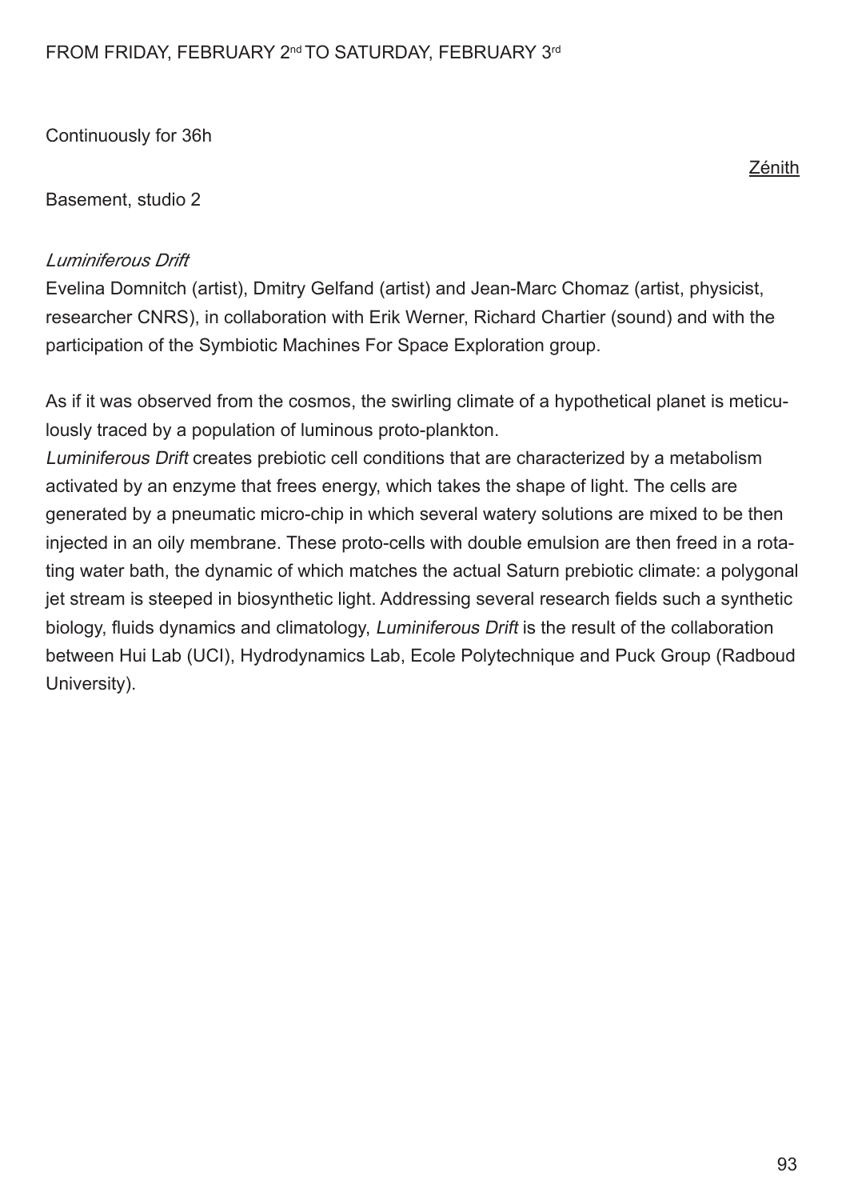FROM FRIDAY, FEBRUARY 2nd TO SATURDAY, FEBRUARY 3rd

Continuously for 36h

Zénith

Basement, studio 2

*Luminiferous Drift*
Evelina Domnitch (artist), Dmitry Gelfand (artist) and Jean-Marc Chomaz (artist, physicist, researcher CNRS), in collaboration with Erik Werner, Richard Chartier (sound) and with the participation of the Symbiotic Machines For Space Exploration group.

As if it was observed from the cosmos, the swirling climate of a hypothetical planet is meticulously traced by a population of luminous proto-plankton.
*Luminiferous Drift* creates prebiotic cell conditions that are characterized by a metabolism activated by an enzyme that frees energy, which takes the shape of light. The cells are generated by a pneumatic micro-chip in which several watery solutions are mixed to be then injected in an oily membrane. These proto-cells with double emulsion are then freed in a rotating water bath, the dynamic of which matches the actual Saturn prebiotic climate: a polygonal jet stream is steeped in biosynthetic light. Addressing several research fields such a synthetic biology, fluids dynamics and climatology, *Luminiferous Drift* is the result of the collaboration between Hui Lab (UCI), Hydrodynamics Lab, Ecole Polytechnique and Puck Group (Radboud University).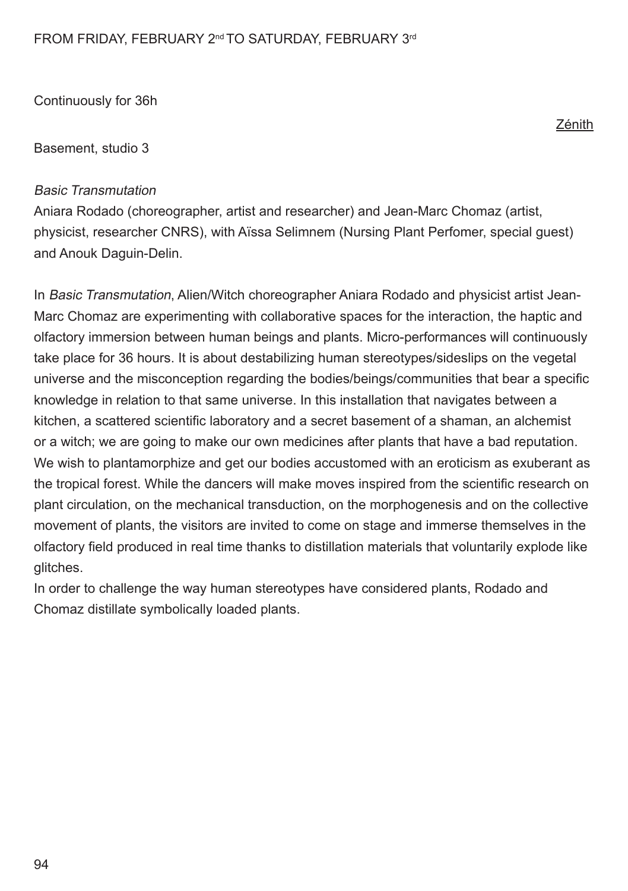FROM FRIDAY, FEBRUARY 2nd TO SATURDAY, FEBRUARY 3rd

Continuously for 36h

Zénith

Basement, studio 3

*Basic Transmutation*
Aniara Rodado (choreographer, artist and researcher) and Jean-Marc Chomaz (artist, physicist, researcher CNRS), with Aïssa Selimnem (Nursing Plant Perfomer, special guest) and Anouk Daguin-Delin.

In *Basic Transmutation*, Alien/Witch choreographer Aniara Rodado and physicist artist Jean-Marc Chomaz are experimenting with collaborative spaces for the interaction, the haptic and olfactory immersion between human beings and plants. Micro-performances will continuously take place for 36 hours. It is about destabilizing human stereotypes/sideslips on the vegetal universe and the misconception regarding the bodies/beings/communities that bear a specific knowledge in relation to that same universe. In this installation that navigates between a kitchen, a scattered scientific laboratory and a secret basement of a shaman, an alchemist or a witch; we are going to make our own medicines after plants that have a bad reputation. We wish to plantamorphize and get our bodies accustomed with an eroticism as exuberant as the tropical forest. While the dancers will make moves inspired from the scientific research on plant circulation, on the mechanical transduction, on the morphogenesis and on the collective movement of plants, the visitors are invited to come on stage and immerse themselves in the olfactory field produced in real time thanks to distillation materials that voluntarily explode like glitches.
In order to challenge the way human stereotypes have considered plants, Rodado and Chomaz distillate symbolically loaded plants.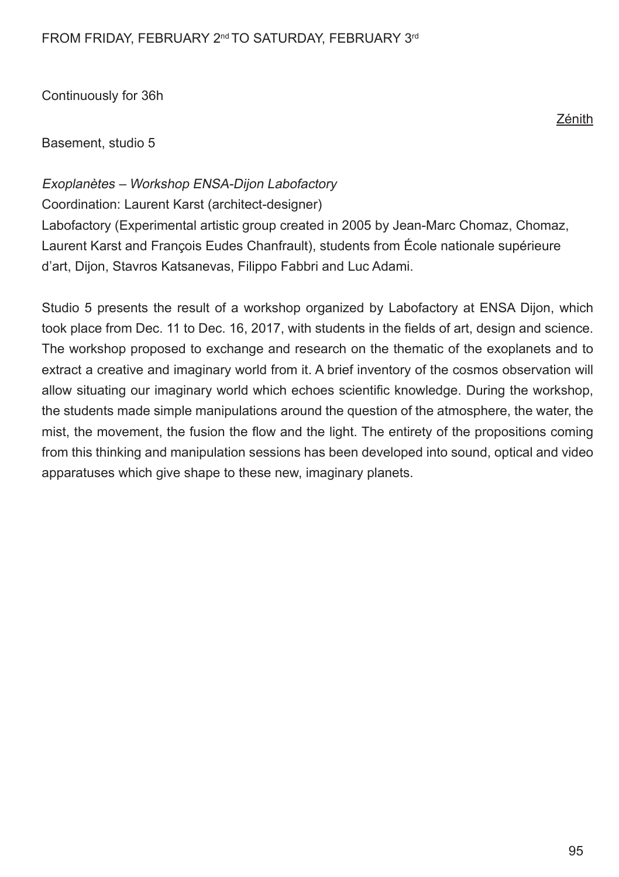FROM FRIDAY, FEBRUARY 2nd TO SATURDAY, FEBRUARY 3rd

Continuously for 36h

Zénith

Basement, studio 5

*Exoplanètes – Workshop ENSA-Dijon Labofactory*
Coordination: Laurent Karst (architect-designer)
Labofactory (Experimental artistic group created in 2005 by Jean-Marc Chomaz, Chomaz, Laurent Karst and François Eudes Chanfrault), students from École nationale supérieure d'art, Dijon, Stavros Katsanevas, Filippo Fabbri and Luc Adami.

Studio 5 presents the result of a workshop organized by Labofactory at ENSA Dijon, which took place from Dec. 11 to Dec. 16, 2017, with students in the fields of art, design and science. The workshop proposed to exchange and research on the thematic of the exoplanets and to extract a creative and imaginary world from it. A brief inventory of the cosmos observation will allow situating our imaginary world which echoes scientific knowledge. During the workshop, the students made simple manipulations around the question of the atmosphere, the water, the mist, the movement, the fusion the flow and the light. The entirety of the propositions coming from this thinking and manipulation sessions has been developed into sound, optical and video apparatuses which give shape to these new, imaginary planets.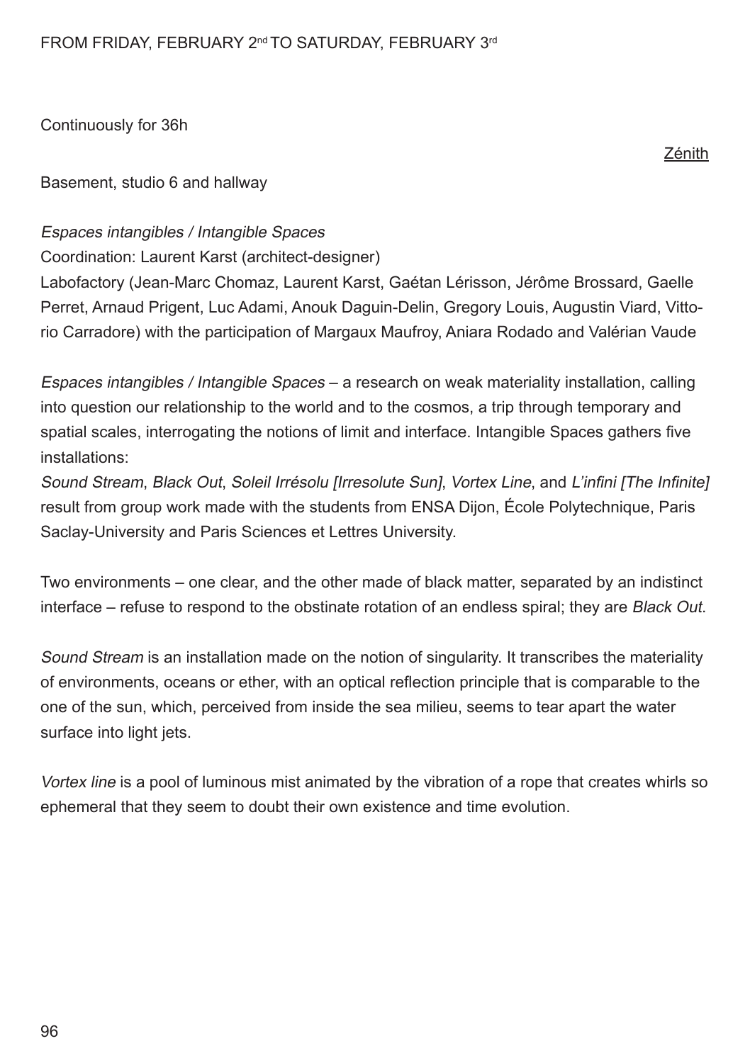FROM FRIDAY, FEBRUARY 2nd TO SATURDAY, FEBRUARY 3rd

Continuously for 36h

Zénith

Basement, studio 6 and hallway

*Espaces intangibles / Intangible Spaces*
Coordination: Laurent Karst (architect-designer)
Labofactory (Jean-Marc Chomaz, Laurent Karst, Gaétan Lérisson, Jérôme Brossard, Gaelle Perret, Arnaud Prigent, Luc Adami, Anouk Daguin-Delin, Gregory Louis, Augustin Viard, Vittorio Carradore) with the participation of Margaux Maufroy, Aniara Rodado and Valérian Vaude

*Espaces intangibles / Intangible Spaces* – a research on weak materiality installation, calling into question our relationship to the world and to the cosmos, a trip through temporary and spatial scales, interrogating the notions of limit and interface. Intangible Spaces gathers five installations:
*Sound Stream*, *Black Out*, *Soleil Irrésolu [Irresolute Sun]*, *Vortex Line*, and *L'infini [The Infinite]* result from group work made with the students from ENSA Dijon, École Polytechnique, Paris Saclay-University and Paris Sciences et Lettres University.

Two environments – one clear, and the other made of black matter, separated by an indistinct interface – refuse to respond to the obstinate rotation of an endless spiral; they are *Black Out*.

*Sound Stream* is an installation made on the notion of singularity. It transcribes the materiality of environments, oceans or ether, with an optical reflection principle that is comparable to the one of the sun, which, perceived from inside the sea milieu, seems to tear apart the water surface into light jets.

*Vortex line* is a pool of luminous mist animated by the vibration of a rope that creates whirls so ephemeral that they seem to doubt their own existence and time evolution.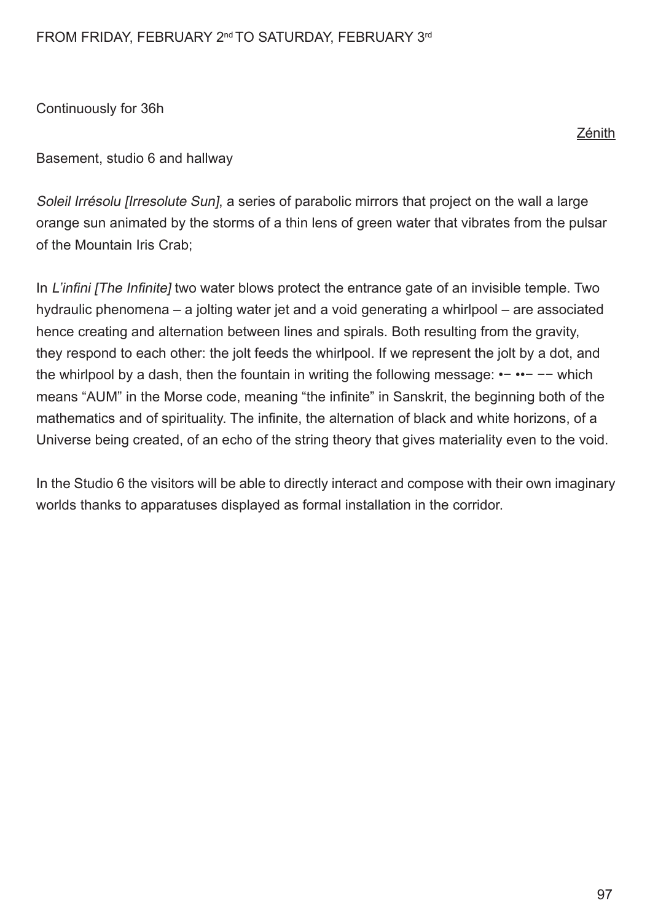FROM FRIDAY, FEBRUARY 2nd TO SATURDAY, FEBRUARY 3rd

Continuously for 36h

Zénith

Basement, studio 6 and hallway

*Soleil Irrésolu [Irresolute Sun]*, a series of parabolic mirrors that project on the wall a large orange sun animated by the storms of a thin lens of green water that vibrates from the pulsar of the Mountain Iris Crab;

In *L'infini [The Infinite]* two water blows protect the entrance gate of an invisible temple. Two hydraulic phenomena – a jolting water jet and a void generating a whirlpool – are associated hence creating and alternation between lines and spirals. Both resulting from the gravity, they respond to each other: the jolt feeds the whirlpool. If we represent the jolt by a dot, and the whirlpool by a dash, then the fountain in writing the following message: •– ••– –– which means "AUM" in the Morse code, meaning "the infinite" in Sanskrit, the beginning both of the mathematics and of spirituality. The infinite, the alternation of black and white horizons, of a Universe being created, of an echo of the string theory that gives materiality even to the void.

In the Studio 6 the visitors will be able to directly interact and compose with their own imaginary worlds thanks to apparatuses displayed as formal installation in the corridor.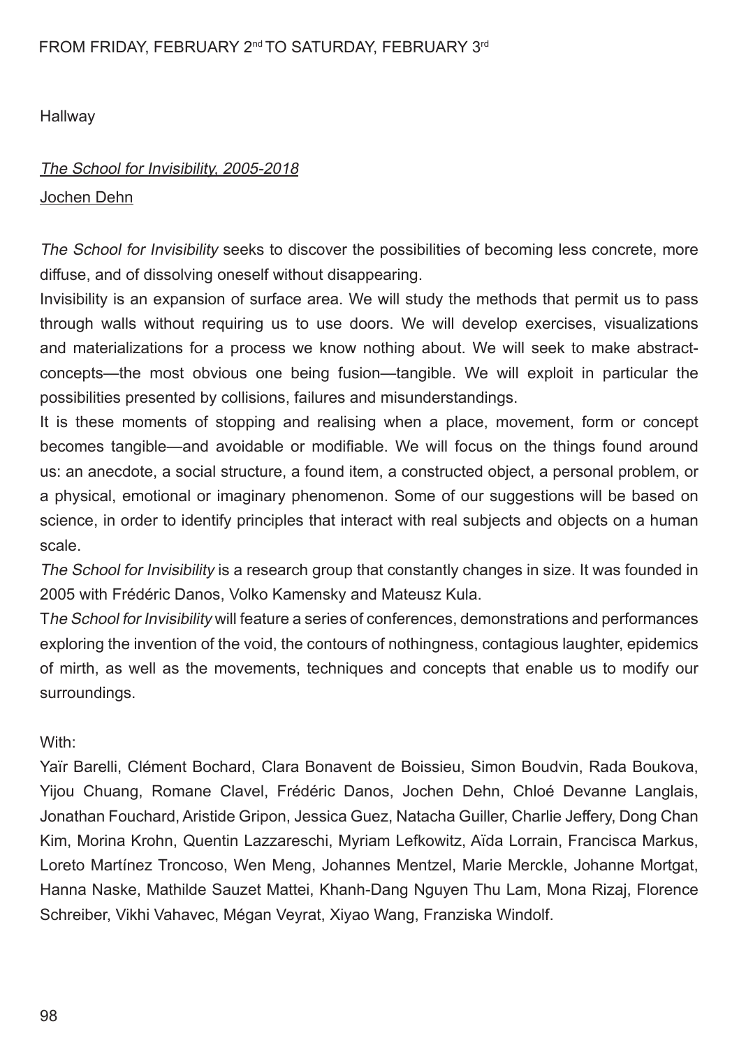FROM FRIDAY, FEBRUARY 2nd TO SATURDAY, FEBRUARY 3rd

Hallway

*The School for Invisibility, 2005-2018*

Jochen Dehn

*The School for Invisibility* seeks to discover the possibilities of becoming less concrete, more diffuse, and of dissolving oneself without disappearing.

Invisibility is an expansion of surface area. We will study the methods that permit us to pass through walls without requiring us to use doors. We will develop exercises, visualizations and materializations for a process we know nothing about. We will seek to make abstract-concepts—the most obvious one being fusion—tangible. We will exploit in particular the possibilities presented by collisions, failures and misunderstandings.

It is these moments of stopping and realising when a place, movement, form or concept becomes tangible—and avoidable or modifiable. We will focus on the things found around us: an anecdote, a social structure, a found item, a constructed object, a personal problem, or a physical, emotional or imaginary phenomenon. Some of our suggestions will be based on science, in order to identify principles that interact with real subjects and objects on a human scale.

*The School for Invisibility* is a research group that constantly changes in size. It was founded in 2005 with Frédéric Danos, Volko Kamensky and Mateusz Kula.

T*he School for Invisibility* will feature a series of conferences, demonstrations and performances exploring the invention of the void, the contours of nothingness, contagious laughter, epidemics of mirth, as well as the movements, techniques and concepts that enable us to modify our surroundings.

With:

Yaïr Barelli, Clément Bochard, Clara Bonavent de Boissieu, Simon Boudvin, Rada Boukova, Yijou Chuang, Romane Clavel, Frédéric Danos, Jochen Dehn, Chloé Devanne Langlais, Jonathan Fouchard, Aristide Gripon, Jessica Guez, Natacha Guiller, Charlie Jeffery, Dong Chan Kim, Morina Krohn, Quentin Lazzareschi, Myriam Lefkowitz, Aïda Lorrain, Francisca Markus, Loreto Martínez Troncoso, Wen Meng, Johannes Mentzel, Marie Merckle, Johanne Mortgat, Hanna Naske, Mathilde Sauzet Mattei, Khanh-Dang Nguyen Thu Lam, Mona Rizaj, Florence Schreiber, Vikhi Vahavec, Mégan Veyrat, Xiyao Wang, Franziska Windolf.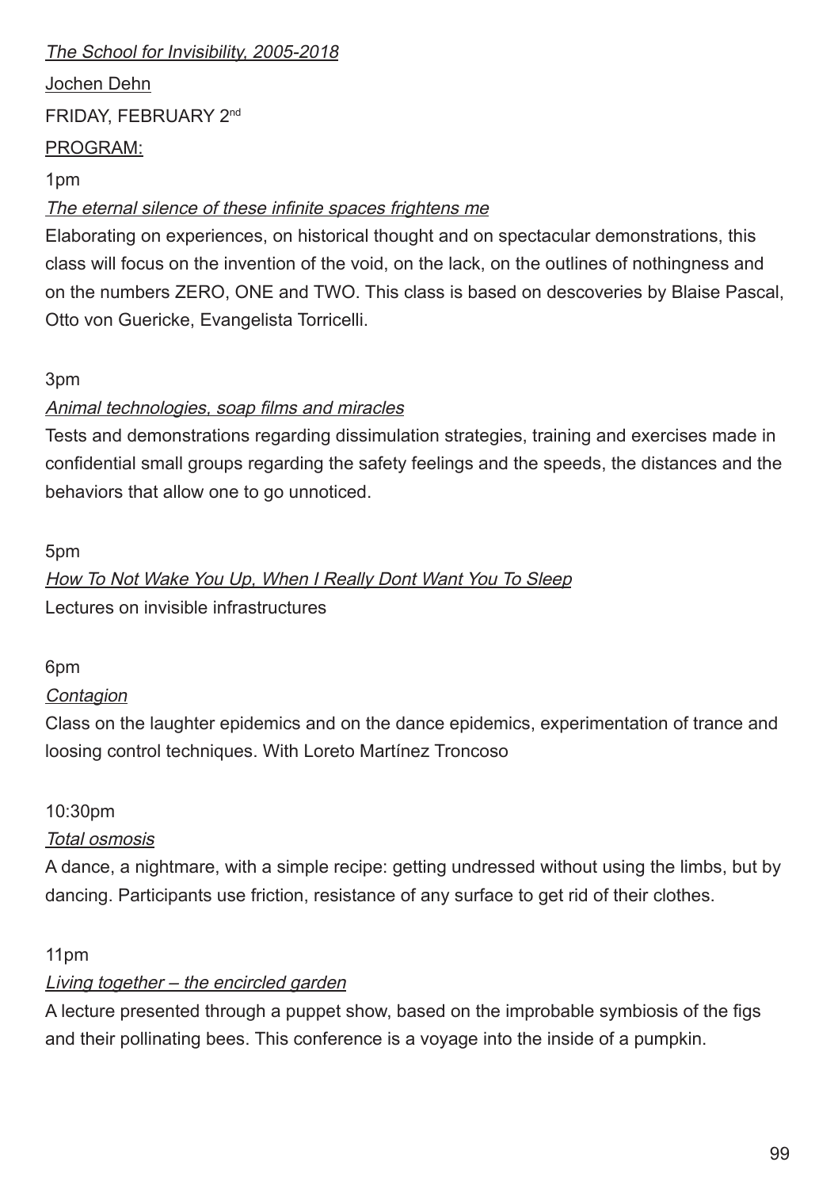*The School for Invisibility, 2005-2018*

Jochen Dehn

FRIDAY, FEBRUARY 2nd

PROGRAM:

1pm

*The eternal silence of these infinite spaces frightens me*

Elaborating on experiences, on historical thought and on spectacular demonstrations, this class will focus on the invention of the void, on the lack, on the outlines of nothingness and on the numbers ZERO, ONE and TWO. This class is based on descoveries by Blaise Pascal, Otto von Guericke, Evangelista Torricelli.

3pm

*Animal technologies, soap films and miracles*

Tests and demonstrations regarding dissimulation strategies, training and exercises made in confidential small groups regarding the safety feelings and the speeds, the distances and the behaviors that allow one to go unnoticed.

5pm

*How To Not Wake You Up, When I Really Dont Want You To Sleep*

Lectures on invisible infrastructures

6pm

*Contagion*

Class on the laughter epidemics and on the dance epidemics, experimentation of trance and loosing control techniques. With Loreto Martínez Troncoso

10:30pm

*Total osmosis*

A dance, a nightmare, with a simple recipe: getting undressed without using the limbs, but by dancing. Participants use friction, resistance of any surface to get rid of their clothes.

11pm

*Living together – the encircled garden*

A lecture presented through a puppet show, based on the improbable symbiosis of the figs and their pollinating bees. This conference is a voyage into the inside of a pumpkin.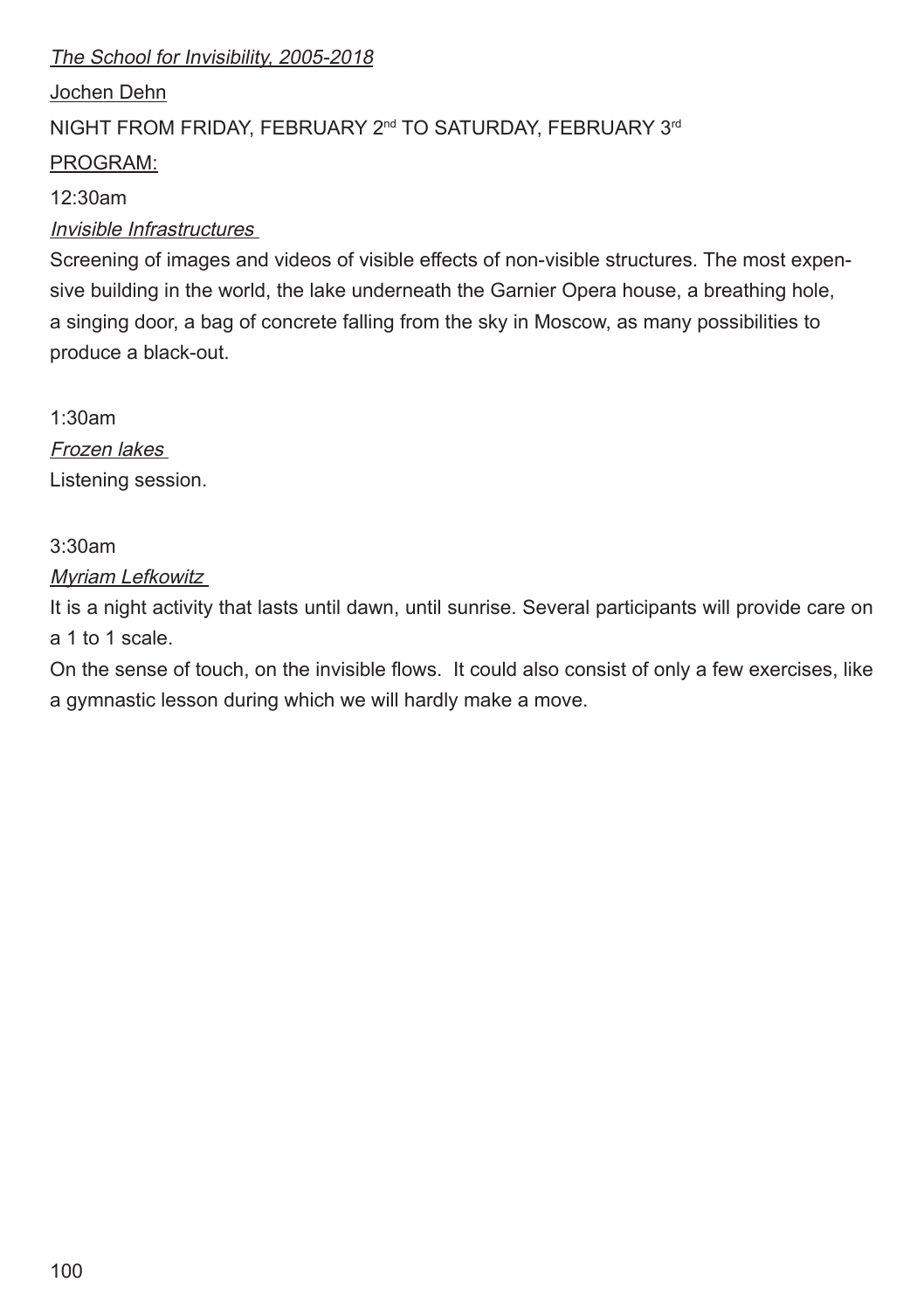*The School for Invisibility, 2005-2018*

Jochen Dehn

NIGHT FROM FRIDAY, FEBRUARY 2nd TO SATURDAY, FEBRUARY 3rd

PROGRAM:

12:30am

*Invisible Infrastructures*

Screening of images and videos of visible effects of non-visible structures. The most expensive building in the world, the lake underneath the Garnier Opera house, a breathing hole, a singing door, a bag of concrete falling from the sky in Moscow, as many possibilities to produce a black-out.

1:30am

*Frozen lakes*

Listening session.

3:30am

*Myriam Lefkowitz*

It is a night activity that lasts until dawn, until sunrise. Several participants will provide care on a 1 to 1 scale.

On the sense of touch, on the invisible flows. It could also consist of only a few exercises, like a gymnastic lesson during which we will hardly make a move.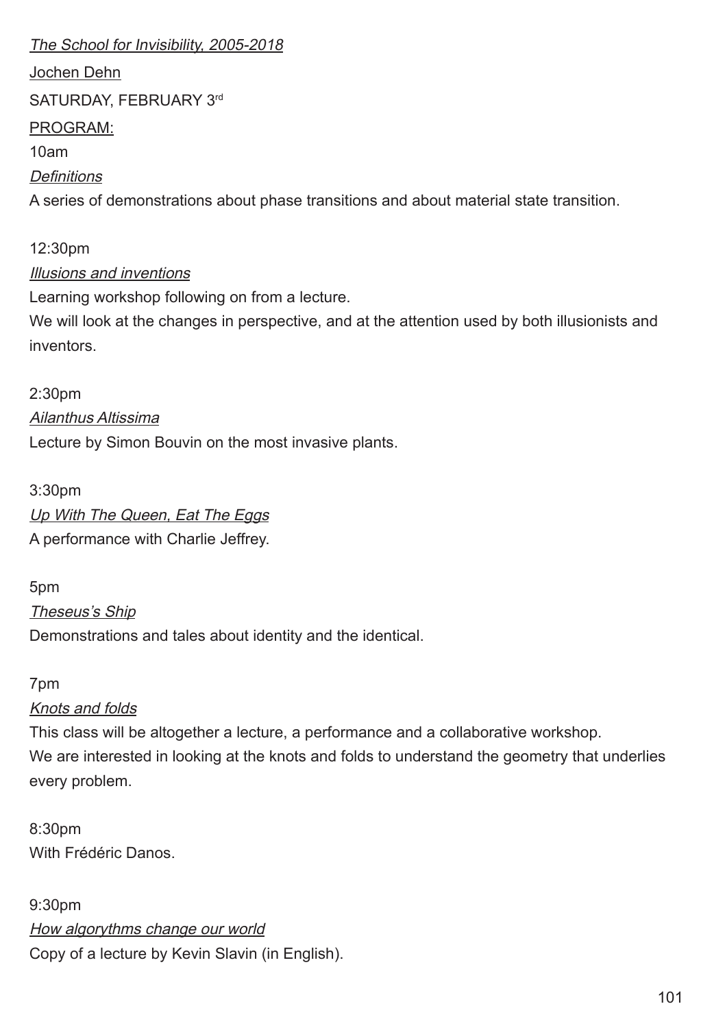*The School for Invisibility, 2005-2018*

Jochen Dehn

SATURDAY, FEBRUARY 3rd

PROGRAM:

10am

*Definitions*

A series of demonstrations about phase transitions and about material state transition.

12:30pm

*Illusions and inventions*

Learning workshop following on from a lecture.

We will look at the changes in perspective, and at the attention used by both illusionists and inventors.

2:30pm

*Ailanthus Altissima*

Lecture by Simon Bouvin on the most invasive plants.

3:30pm

*Up With The Queen, Eat The Eggs*

A performance with Charlie Jeffrey.

5pm

*Theseus's Ship*

Demonstrations and tales about identity and the identical.

7pm

*Knots and folds*

This class will be altogether a lecture, a performance and a collaborative workshop.

We are interested in looking at the knots and folds to understand the geometry that underlies every problem.

8:30pm

With Frédéric Danos.

9:30pm

*How algorythms change our world*

Copy of a lecture by Kevin Slavin (in English).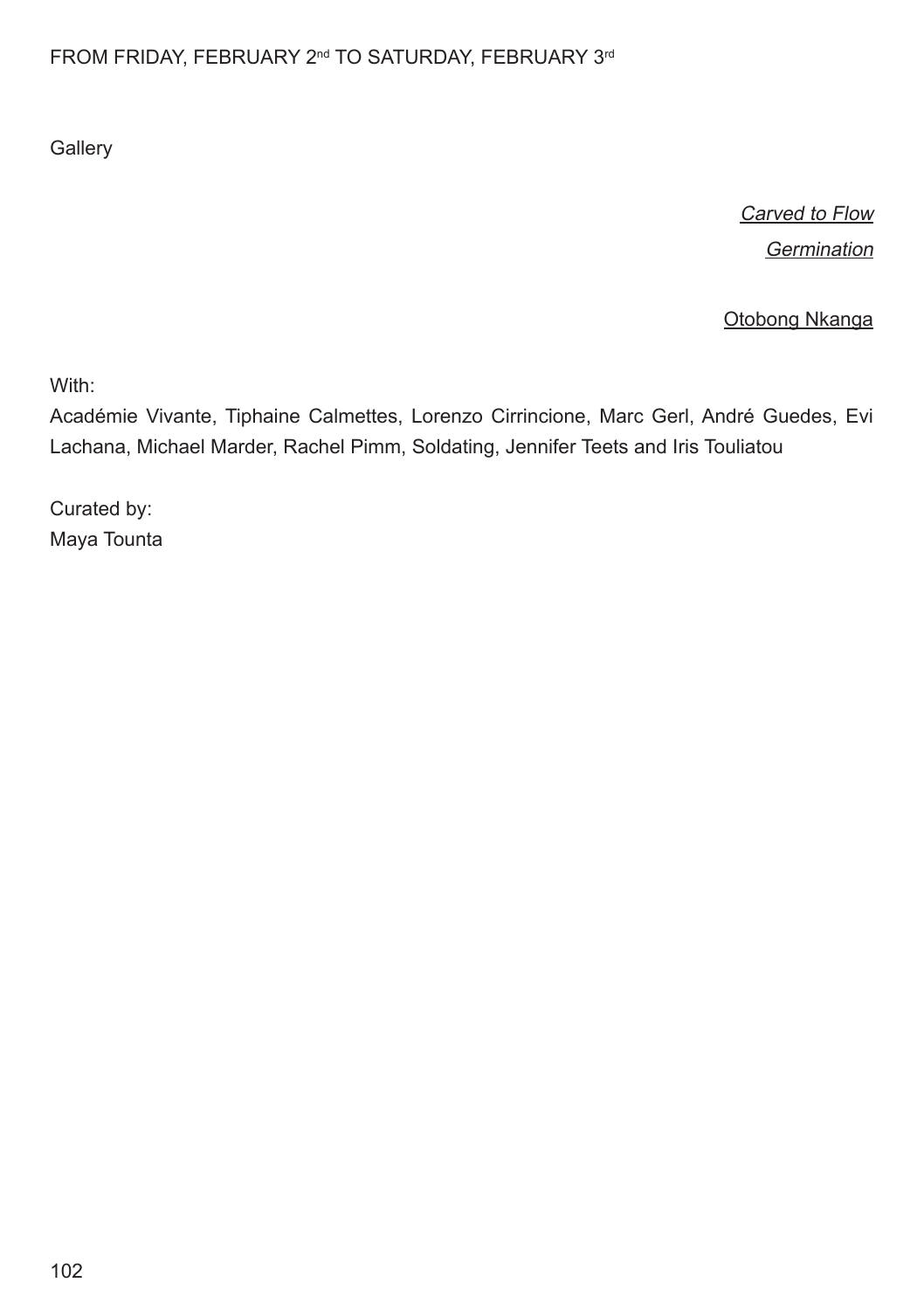FROM FRIDAY, FEBRUARY 2nd TO SATURDAY, FEBRUARY 3rd

Gallery

*Carved to Flow*
*Germination*

Otobong Nkanga

With:
Académie Vivante, Tiphaine Calmettes, Lorenzo Cirrincione, Marc Gerl, André Guedes, Evi Lachana, Michael Marder, Rachel Pimm, Soldating, Jennifer Teets and Iris Touliatou

Curated by:
Maya Tounta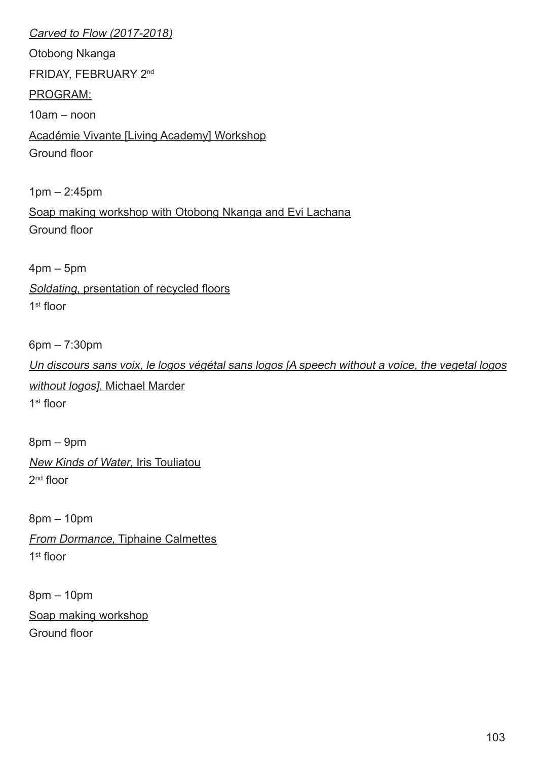*Carved to Flow (2017-2018)*

Otobong Nkanga

FRIDAY, FEBRUARY 2nd

PROGRAM:

10am – noon

Académie Vivante [Living Academy] Workshop

Ground floor

1pm – 2:45pm

Soap making workshop with Otobong Nkanga and Evi Lachana

Ground floor

4pm – 5pm

*Soldating*, prsentation of recycled floors

1st floor

6pm – 7:30pm

*Un discours sans voix, le logos végétal sans logos [A speech without a voice, the vegetal logos without logos]*, Michael Marder

1st floor

8pm – 9pm

*New Kinds of Water*, Iris Touliatou

2nd floor

8pm – 10pm

*From Dormance*, Tiphaine Calmettes

1st floor

8pm – 10pm

Soap making workshop

Ground floor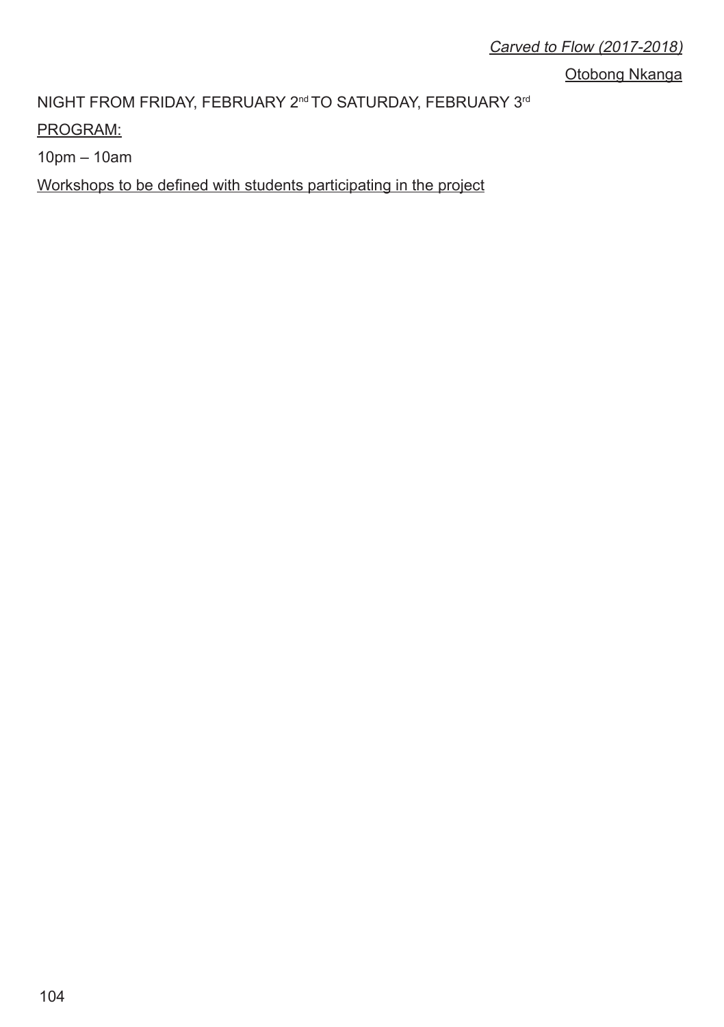*Carved to Flow (2017-2018)*

Otobong Nkanga

NIGHT FROM FRIDAY, FEBRUARY 2nd TO SATURDAY, FEBRUARY 3rd

PROGRAM:

10pm – 10am

Workshops to be defined with students participating in the project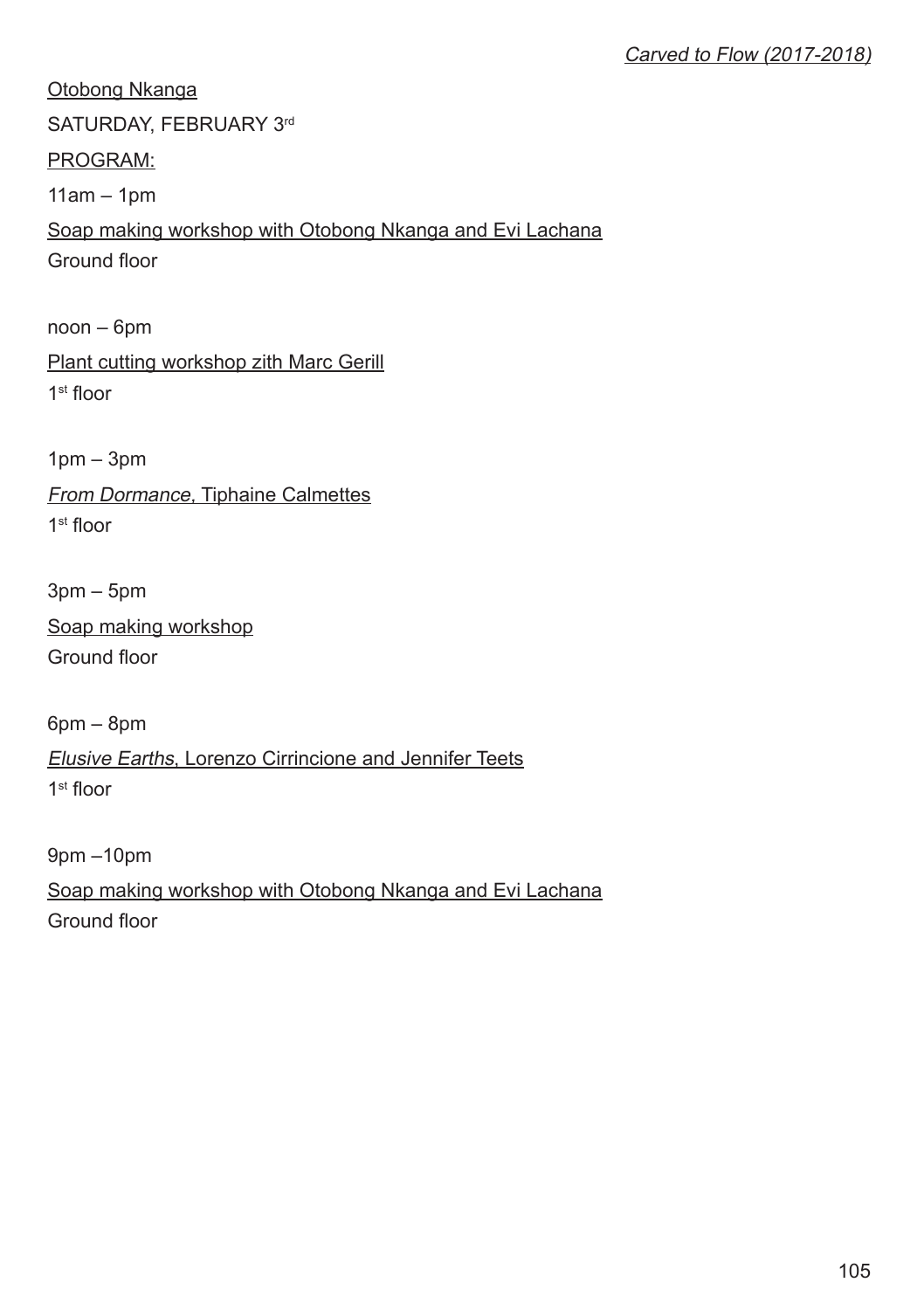*Carved to Flow (2017-2018)*

Otobong Nkanga

SATURDAY, FEBRUARY 3rd

PROGRAM:

11am – 1pm

Soap making workshop with Otobong Nkanga and Evi Lachana

Ground floor

noon – 6pm

Plant cutting workshop zith Marc Gerill

1st floor

1pm – 3pm

*From Dormance*, Tiphaine Calmettes

1st floor

3pm – 5pm

Soap making workshop

Ground floor

6pm – 8pm

*Elusive Earths*, Lorenzo Cirrincione and Jennifer Teets

1st floor

9pm –10pm

Soap making workshop with Otobong Nkanga and Evi Lachana

Ground floor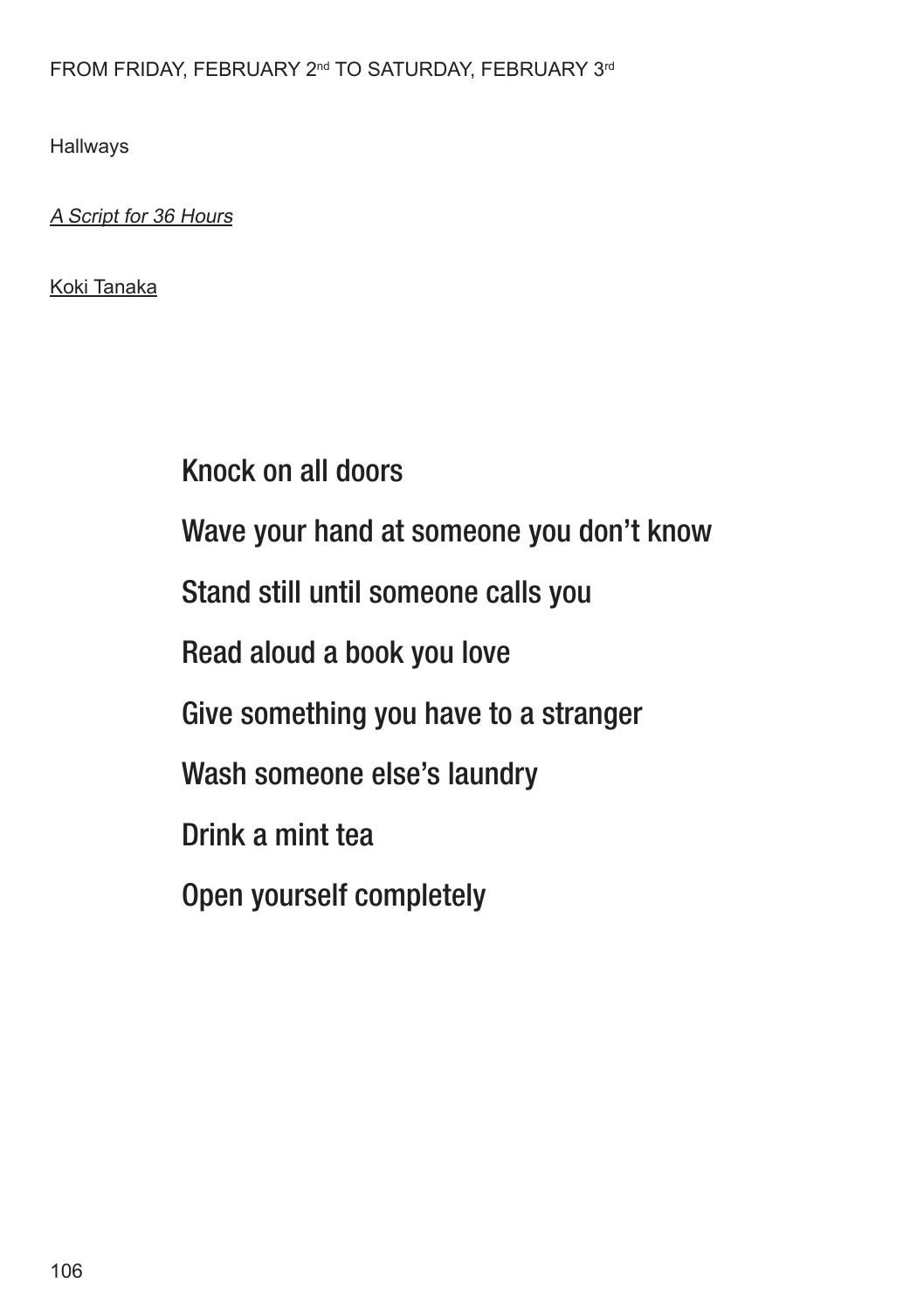FROM FRIDAY, FEBRUARY 2nd TO SATURDAY, FEBRUARY 3rd

Hallways

*A Script for 36 Hours*

Koki Tanaka

Knock on all doors

Wave your hand at someone you don't know

Stand still until someone calls you

Read aloud a book you love

Give something you have to a stranger

Wash someone else's laundry

Drink a mint tea

Open yourself completely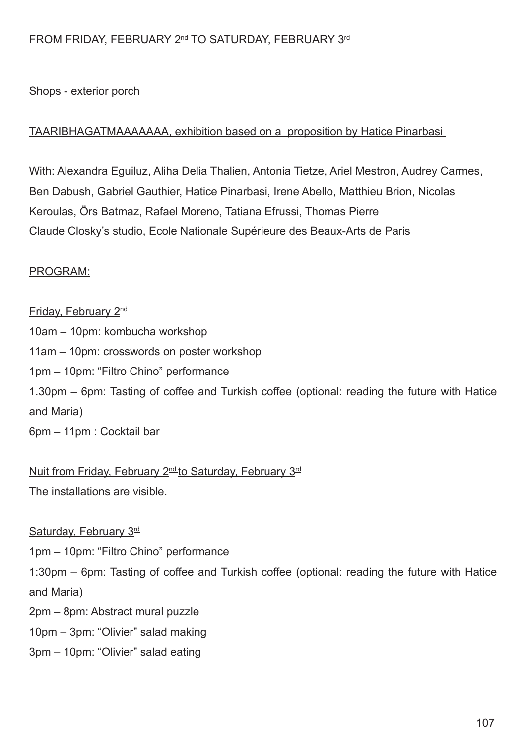FROM FRIDAY, FEBRUARY 2nd TO SATURDAY, FEBRUARY 3rd

Shops - exterior porch

TAARIBHAGATMAAAAAAA, exhibition based on a proposition by Hatice Pinarbasi

With: Alexandra Eguiluz, Aliha Delia Thalien, Antonia Tietze, Ariel Mestron, Audrey Carmes, Ben Dabush, Gabriel Gauthier, Hatice Pinarbasi, Irene Abello, Matthieu Brion, Nicolas Keroulas, Örs Batmaz, Rafael Moreno, Tatiana Efrussi, Thomas Pierre
Claude Closky's studio, Ecole Nationale Supérieure des Beaux-Arts de Paris

PROGRAM:

Friday, February 2nd

10am – 10pm: kombucha workshop
11am – 10pm: crosswords on poster workshop
1pm – 10pm: "Filtro Chino" performance
1.30pm – 6pm: Tasting of coffee and Turkish coffee (optional: reading the future with Hatice and Maria)
6pm – 11pm : Cocktail bar

Nuit from Friday, February 2nd to Saturday, February 3rd

The installations are visible.

Saturday, February 3rd

1pm – 10pm: "Filtro Chino" performance
1:30pm – 6pm: Tasting of coffee and Turkish coffee (optional: reading the future with Hatice and Maria)
2pm – 8pm: Abstract mural puzzle
10pm – 3pm: "Olivier" salad making
3pm – 10pm: "Olivier" salad eating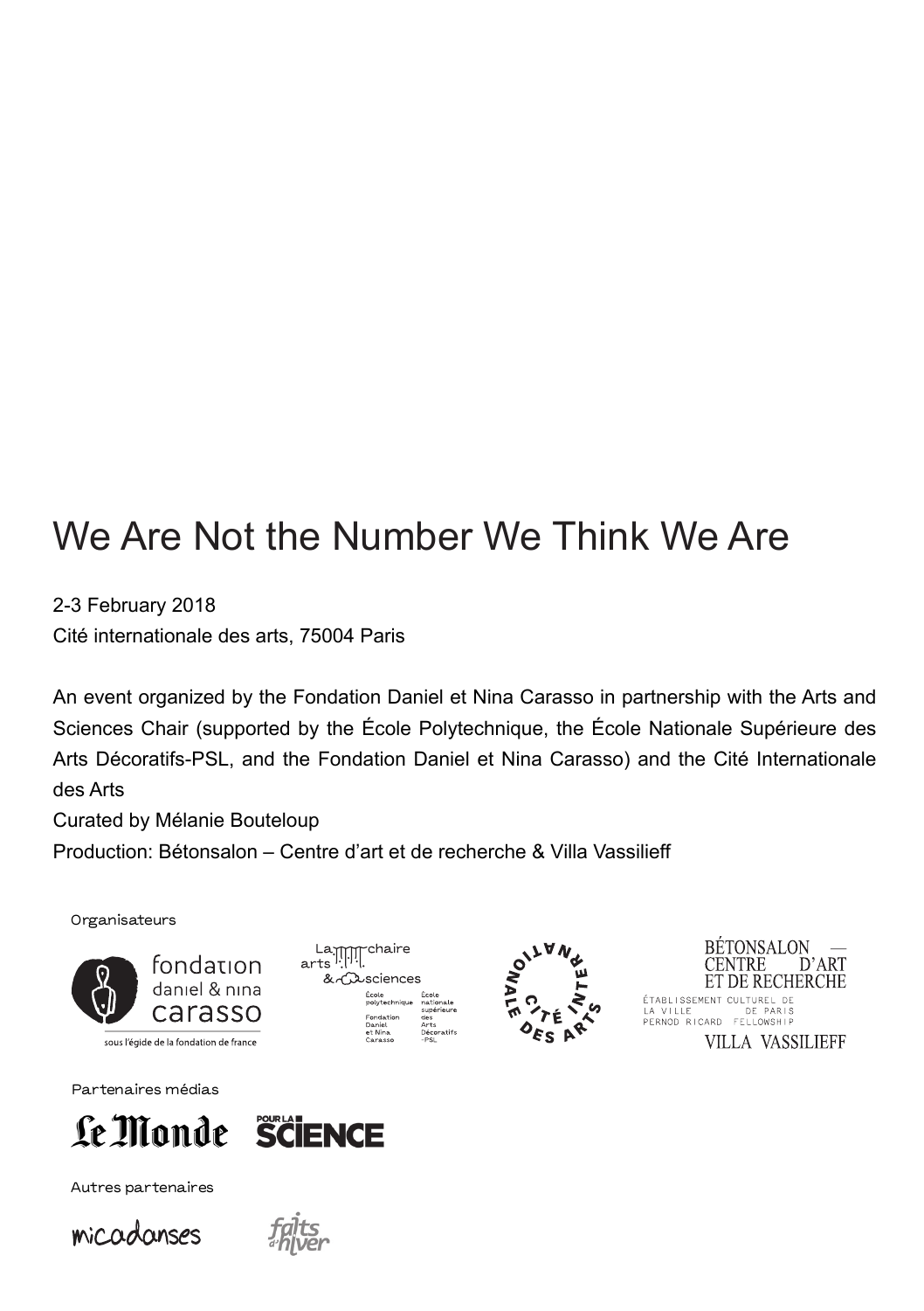# We Are Not the Number We Think We Are

2-3 February 2018
Cité internationale des arts, 75004 Paris

An event organized by the Fondation Daniel et Nina Carasso in partnership with the Arts and Sciences Chair (supported by the École Polytechnique, the École Nationale Supérieure des Arts Décoratifs-PSL, and the Fondation Daniel et Nina Carasso) and the Cité Internationale des Arts
Curated by Mélanie Bouteloup
Production: Bétonsalon – Centre d'art et de recherche & Villa Vassilieff

Organisateurs

fondation daniel & nina carasso
sous l'égide de la fondation de france

La chaire arts & sciences
École polytechnique
École nationale supérieure des Arts Décoratifs -PSL
Fondation Daniel et Nina Carasso

Cité internationale des arts

BÉTONSALON — CENTRE D'ART ET DE RECHERCHE
ÉTABLISSEMENT CULTUREL DE LA VILLE DE PARIS
PERNOD RICARD FELLOWSHIP
VILLA VASSILIEFF

Partenaires médias

Le Monde
POUR LA SCIENCE

Autres partenaires

micadanses
faits d'hiver